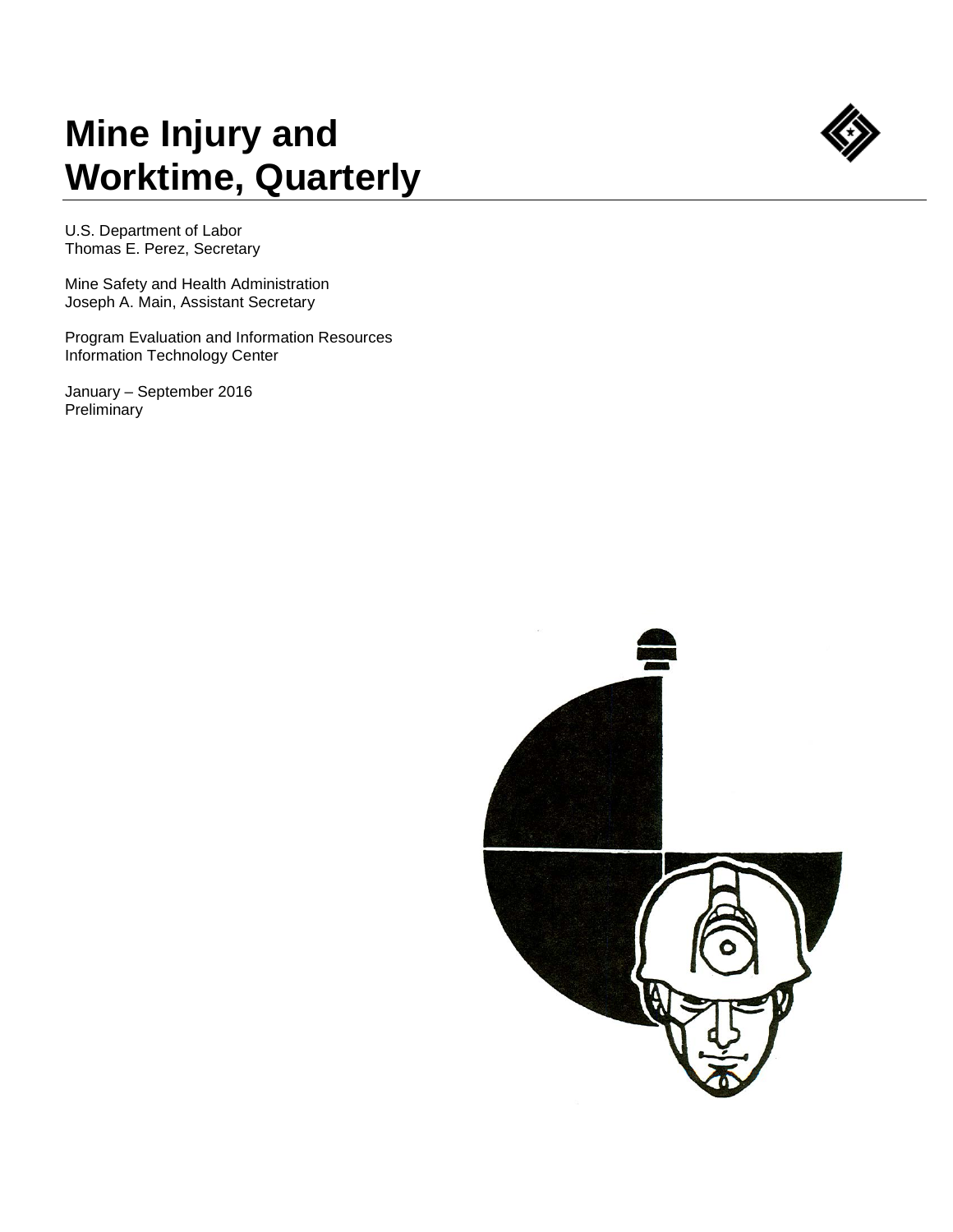# Mine Injury and Worktime, Quarterly

U.S. Department of Labor
Thomas E. Perez, Secretary

Mine Safety and Health Administration
Joseph A. Main, Assistant Secretary

Program Evaluation and Information Resources
Information Technology Center

January – September 2016
Preliminary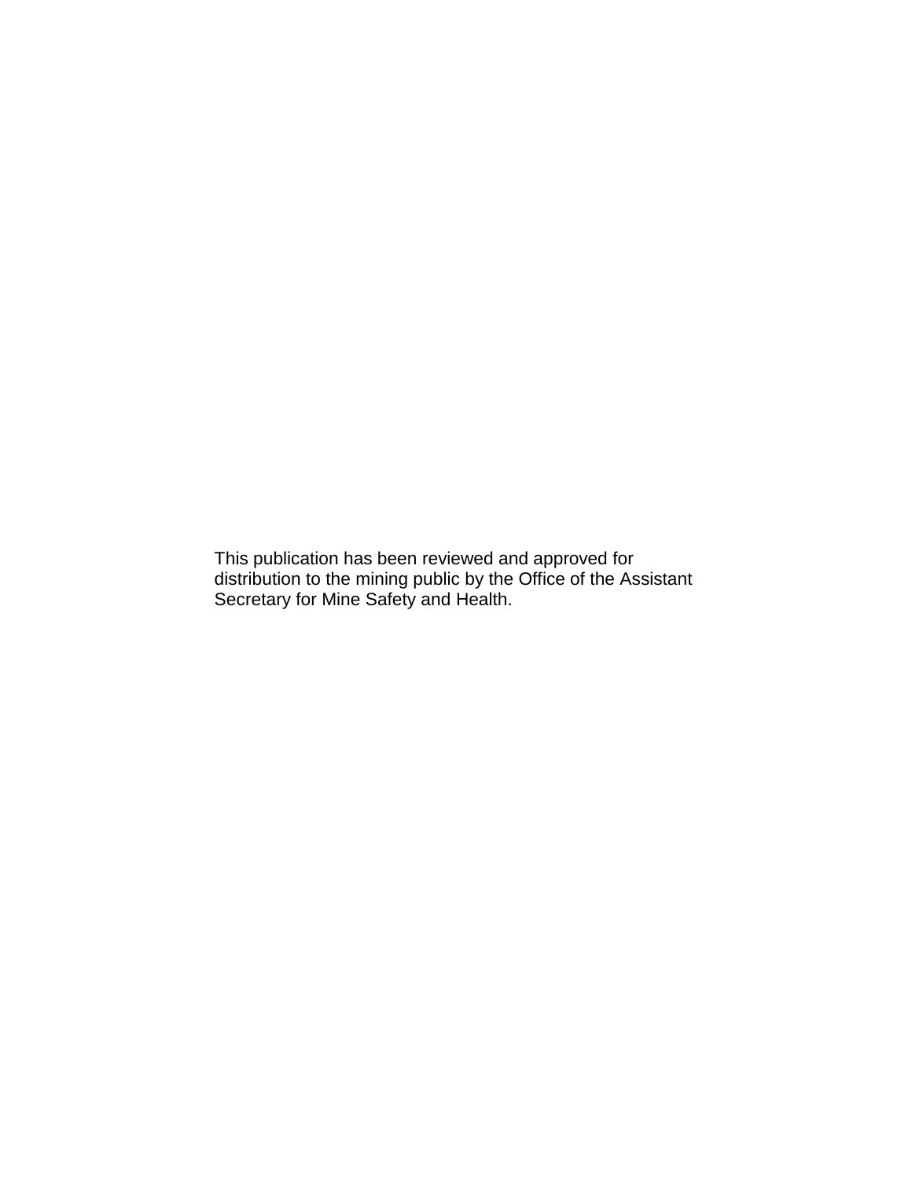This publication has been reviewed and approved for distribution to the mining public by the Office of the Assistant Secretary for Mine Safety and Health.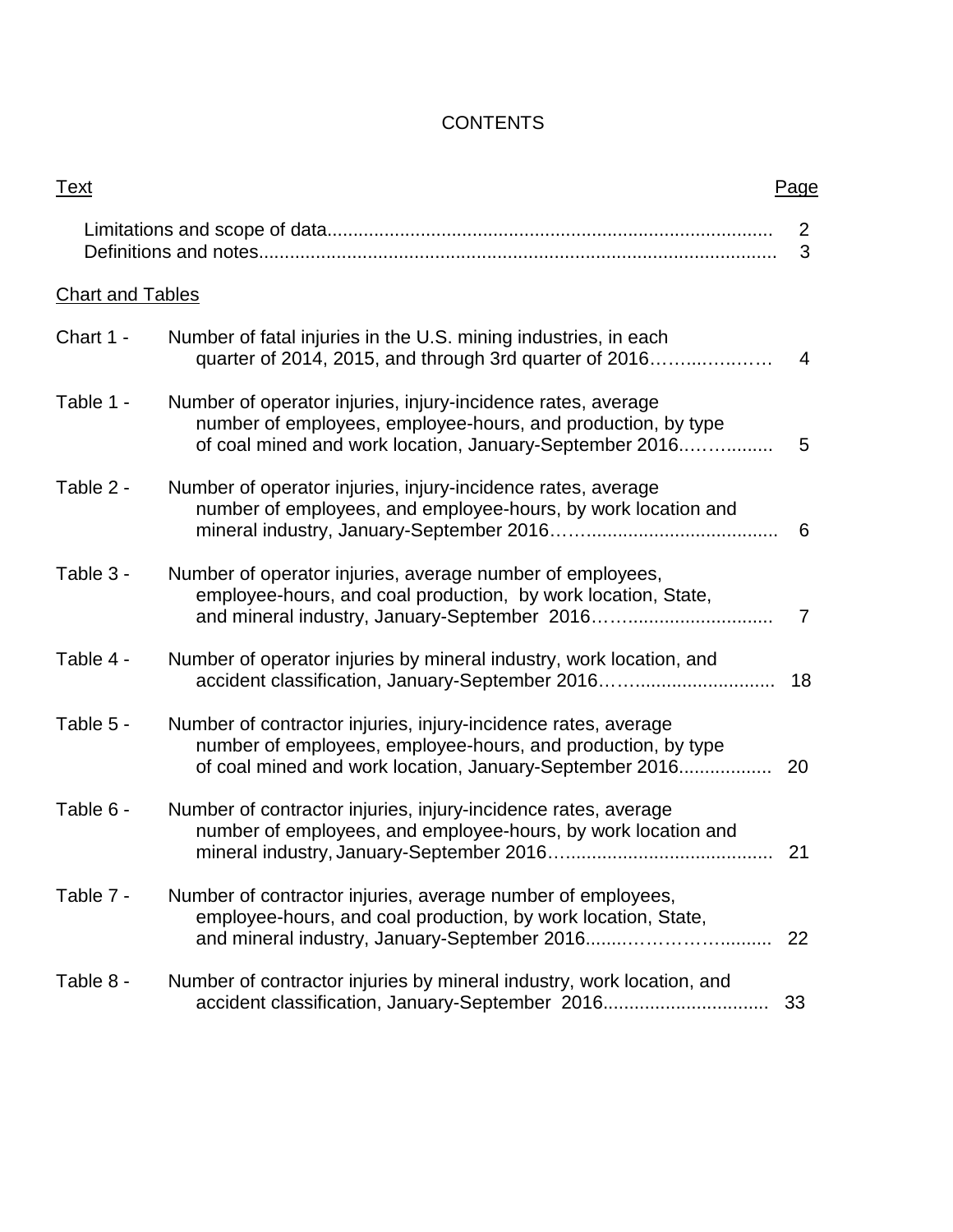# CONTENTS

| Text | | Page |
|---|---|---|
| | Limitations and scope of data | 2 |
| | Definitions and notes | 3 |
| **Chart and Tables** | | |
| Chart 1 - | Number of fatal injuries in the U.S. mining industries, in each quarter of 2014, 2015, and through 3rd quarter of 2016 | 4 |
| Table 1 - | Number of operator injuries, injury-incidence rates, average number of employees, employee-hours, and production, by type of coal mined and work location, January-September 2016 | 5 |
| Table 2 - | Number of operator injuries, injury-incidence rates, average number of employees, and employee-hours, by work location and mineral industry, January-September 2016 | 6 |
| Table 3 - | Number of operator injuries, average number of employees, employee-hours, and coal production, by work location, State, and mineral industry, January-September 2016 | 7 |
| Table 4 - | Number of operator injuries by mineral industry, work location, and accident classification, January-September 2016 | 18 |
| Table 5 - | Number of contractor injuries, injury-incidence rates, average number of employees, employee-hours, and production, by type of coal mined and work location, January-September 2016 | 20 |
| Table 6 - | Number of contractor injuries, injury-incidence rates, average number of employees, and employee-hours, by work location and mineral industry, January-September 2016 | 21 |
| Table 7 - | Number of contractor injuries, average number of employees, employee-hours, and coal production, by work location, State, and mineral industry, January-September 2016 | 22 |
| Table 8 - | Number of contractor injuries by mineral industry, work location, and accident classification, January-September 2016 | 33 |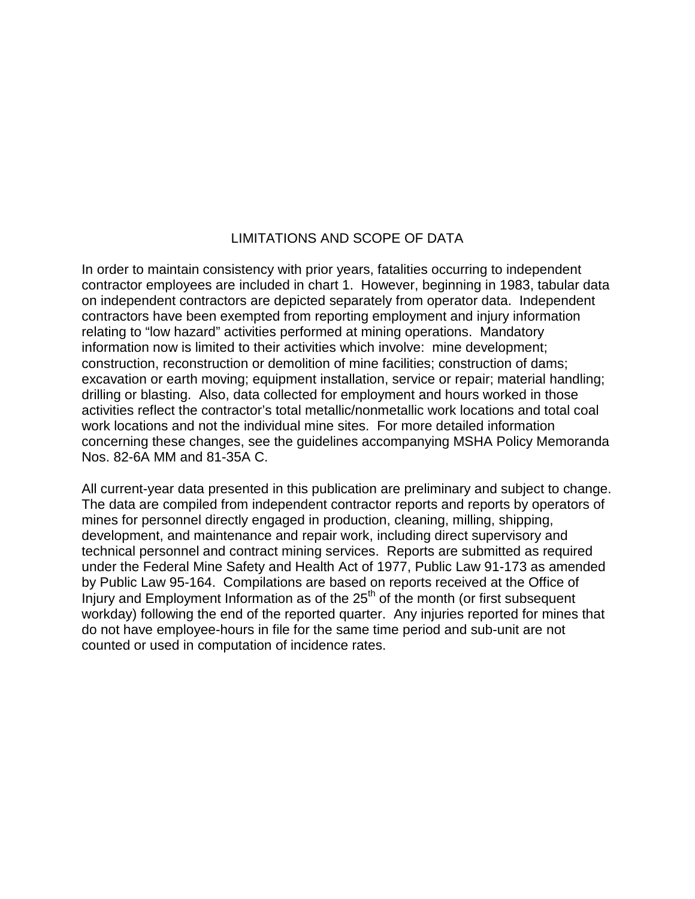# LIMITATIONS AND SCOPE OF DATA

In order to maintain consistency with prior years, fatalities occurring to independent contractor employees are included in chart 1. However, beginning in 1983, tabular data on independent contractors are depicted separately from operator data. Independent contractors have been exempted from reporting employment and injury information relating to "low hazard" activities performed at mining operations. Mandatory information now is limited to their activities which involve: mine development; construction, reconstruction or demolition of mine facilities; construction of dams; excavation or earth moving; equipment installation, service or repair; material handling; drilling or blasting. Also, data collected for employment and hours worked in those activities reflect the contractor's total metallic/nonmetallic work locations and total coal work locations and not the individual mine sites. For more detailed information concerning these changes, see the guidelines accompanying MSHA Policy Memoranda Nos. 82-6A MM and 81-35A C.

All current-year data presented in this publication are preliminary and subject to change. The data are compiled from independent contractor reports and reports by operators of mines for personnel directly engaged in production, cleaning, milling, shipping, development, and maintenance and repair work, including direct supervisory and technical personnel and contract mining services. Reports are submitted as required under the Federal Mine Safety and Health Act of 1977, Public Law 91-173 as amended by Public Law 95-164. Compilations are based on reports received at the Office of Injury and Employment Information as of the 25th of the month (or first subsequent workday) following the end of the reported quarter. Any injuries reported for mines that do not have employee-hours in file for the same time period and sub-unit are not counted or used in computation of incidence rates.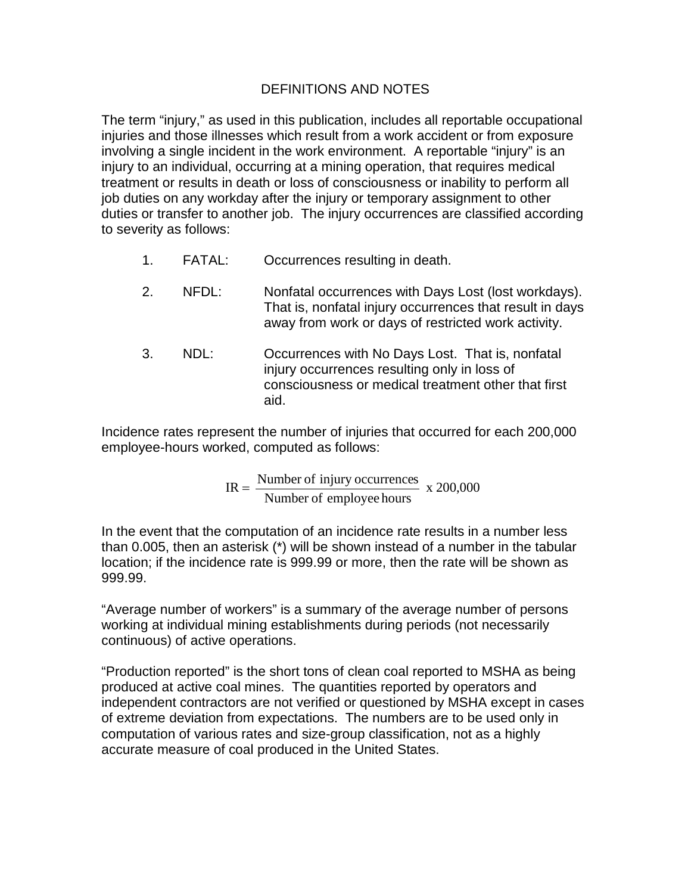# DEFINITIONS AND NOTES

The term "injury," as used in this publication, includes all reportable occupational injuries and those illnesses which result from a work accident or from exposure involving a single incident in the work environment. A reportable "injury" is an injury to an individual, occurring at a mining operation, that requires medical treatment or results in death or loss of consciousness or inability to perform all job duties on any workday after the injury or temporary assignment to other duties or transfer to another job. The injury occurrences are classified according to severity as follows:

1. FATAL: Occurrences resulting in death.

2. NFDL: Nonfatal occurrences with Days Lost (lost workdays). That is, nonfatal injury occurrences that result in days away from work or days of restricted work activity.

3. NDL: Occurrences with No Days Lost. That is, nonfatal injury occurrences resulting only in loss of consciousness or medical treatment other that first aid.

Incidence rates represent the number of injuries that occurred for each 200,000 employee-hours worked, computed as follows:

$$\text{IR} = \frac{\text{Number of injury occurrences}}{\text{Number of employee hours}} \text{ x } 200{,}000$$

In the event that the computation of an incidence rate results in a number less than 0.005, then an asterisk (*) will be shown instead of a number in the tabular location; if the incidence rate is 999.99 or more, then the rate will be shown as 999.99.

"Average number of workers" is a summary of the average number of persons working at individual mining establishments during periods (not necessarily continuous) of active operations.

"Production reported" is the short tons of clean coal reported to MSHA as being produced at active coal mines. The quantities reported by operators and independent contractors are not verified or questioned by MSHA except in cases of extreme deviation from expectations. The numbers are to be used only in computation of various rates and size-group classification, not as a highly accurate measure of coal produced in the United States.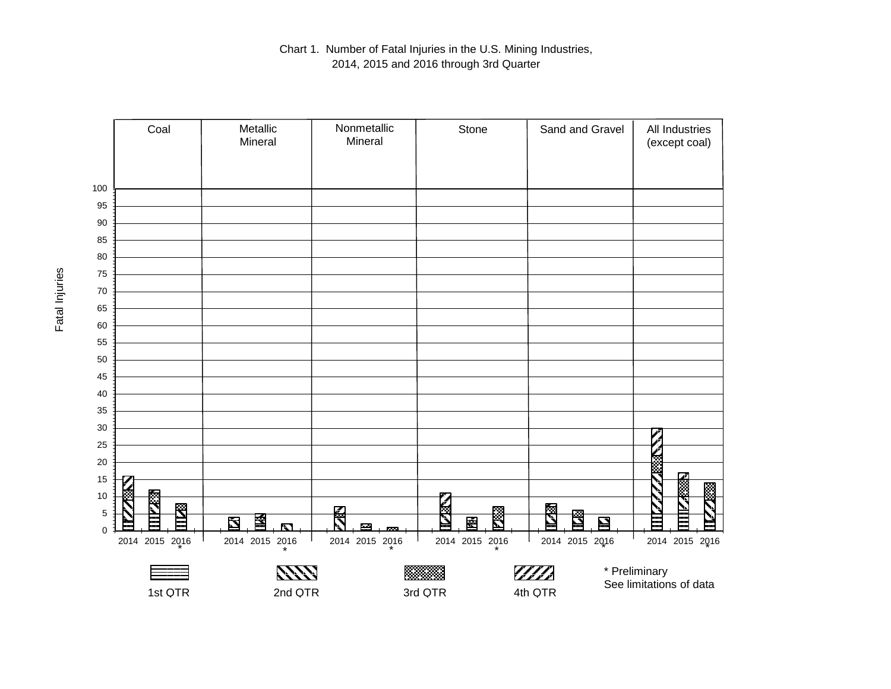Chart 1. Number of Fatal Injuries in the U.S. Mining Industries, 2014, 2015 and 2016 through 3rd Quarter

Coal | Metallic Mineral | Nonmetallic Mineral | Stone | Sand and Gravel | All Industries (except coal)

Fatal Injuries

100, 95, 90, 85, 80, 75, 70, 65, 60, 55, 50, 45, 40, 35, 30, 25, 20, 15, 10, 5, 0

2014 2015 2016* | 2014 2015 2016* | 2014 2015 2016* | 2014 2015 2016* | 2014 2015 2016* | 2014 2015 2016*

1st QTR | 2nd QTR | 3rd QTR | 4th QTR

* Preliminary
See limitations of data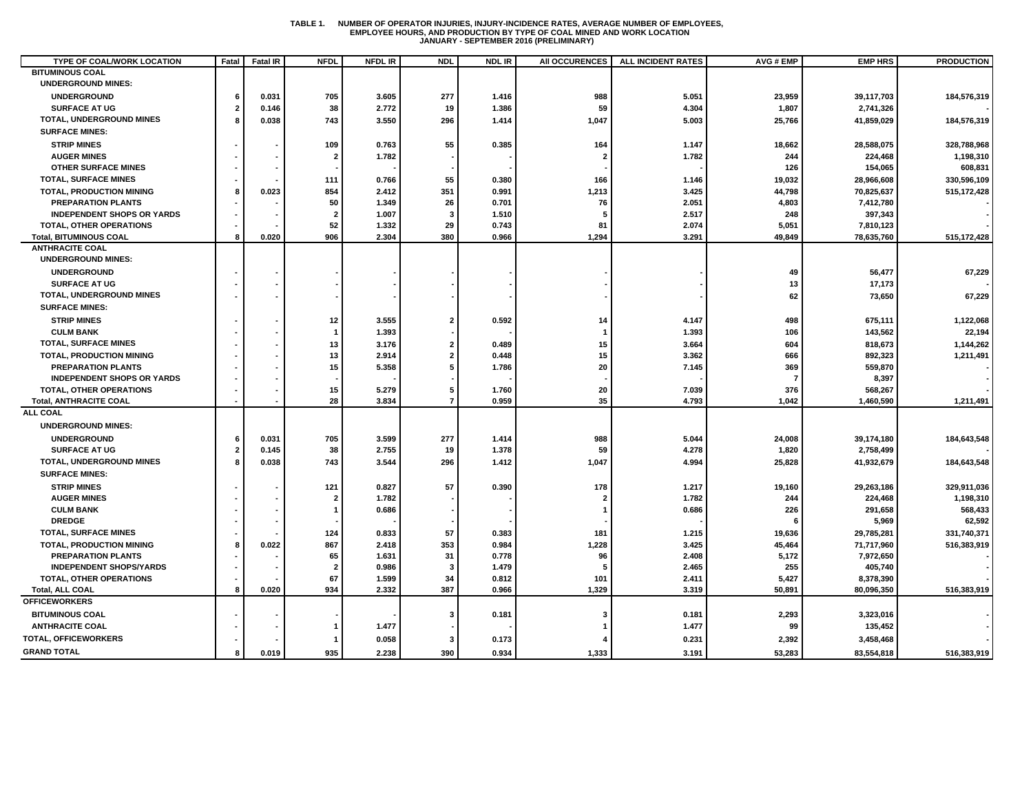# TABLE 1. NUMBER OF OPERATOR INJURIES, INJURY-INCIDENCE RATES, AVERAGE NUMBER OF EMPLOYEES, EMPLOYEE HOURS, AND PRODUCTION BY TYPE OF COAL MINED AND WORK LOCATION JANUARY - SEPTEMBER 2016 (PRELIMINARY)

| TYPE OF COAL/WORK LOCATION | Fatal | Fatal IR | NFDL | NFDL IR | NDL | NDL IR | All OCCURENCES | ALL INCIDENT RATES | AVG # EMP | EMP HRS | PRODUCTION |
|---|---|---|---|---|---|---|---|---|---|---|---|
| BITUMINOUS COAL | | | | | | | | | | | |
| UNDERGROUND MINES: | | | | | | | | | | | |
| UNDERGROUND | 6 | 0.031 | 705 | 3.605 | 277 | 1.416 | 988 | 5.051 | 23,959 | 39,117,703 | 184,576,319 |
| SURFACE AT UG | 2 | 0.146 | 38 | 2.772 | 19 | 1.386 | 59 | 4.304 | 1,807 | 2,741,326 | - |
| TOTAL, UNDERGROUND MINES | 8 | 0.038 | 743 | 3.550 | 296 | 1.414 | 1,047 | 5.003 | 25,766 | 41,859,029 | 184,576,319 |
| SURFACE MINES: | | | | | | | | | | | |
| STRIP MINES | - | - | 109 | 0.763 | 55 | 0.385 | 164 | 1.147 | 18,662 | 28,588,075 | 328,788,968 |
| AUGER MINES | - | - | 2 | 1.782 | - | - | 2 | 1.782 | 244 | 224,468 | 1,198,310 |
| OTHER SURFACE MINES | - | - | - | - | - | - | - | - | 126 | 154,065 | 608,831 |
| TOTAL, SURFACE MINES | - | - | 111 | 0.766 | 55 | 0.380 | 166 | 1.146 | 19,032 | 28,966,608 | 330,596,109 |
| TOTAL, PRODUCTION MINING | 8 | 0.023 | 854 | 2.412 | 351 | 0.991 | 1,213 | 3.425 | 44,798 | 70,825,637 | 515,172,428 |
| PREPARATION PLANTS | - | - | 50 | 1.349 | 26 | 0.701 | 76 | 2.051 | 4,803 | 7,412,780 | - |
| INDEPENDENT SHOPS OR YARDS | - | - | 2 | 1.007 | 3 | 1.510 | 5 | 2.517 | 248 | 397,343 | - |
| TOTAL, OTHER OPERATIONS | - | - | 52 | 1.332 | 29 | 0.743 | 81 | 2.074 | 5,051 | 7,810,123 | - |
| Total, BITUMINOUS COAL | 8 | 0.020 | 906 | 2.304 | 380 | 0.966 | 1,294 | 3.291 | 49,849 | 78,635,760 | 515,172,428 |
| ANTHRACITE COAL | | | | | | | | | | | |
| UNDERGROUND MINES: | | | | | | | | | | | |
| UNDERGROUND | - | - | - | - | - | - | - | - | 49 | 56,477 | 67,229 |
| SURFACE AT UG | - | - | - | - | - | - | - | - | 13 | 17,173 | - |
| TOTAL, UNDERGROUND MINES | - | - | - | - | - | - | - | - | 62 | 73,650 | 67,229 |
| SURFACE MINES: | | | | | | | | | | | |
| STRIP MINES | - | - | 12 | 3.555 | 2 | 0.592 | 14 | 4.147 | 498 | 675,111 | 1,122,068 |
| CULM BANK | - | - | 1 | 1.393 | - | - | 1 | 1.393 | 106 | 143,562 | 22,194 |
| TOTAL, SURFACE MINES | - | - | 13 | 3.176 | 2 | 0.489 | 15 | 3.664 | 604 | 818,673 | 1,144,262 |
| TOTAL, PRODUCTION MINING | - | - | 13 | 2.914 | 2 | 0.448 | 15 | 3.362 | 666 | 892,323 | 1,211,491 |
| PREPARATION PLANTS | - | - | 15 | 5.358 | 5 | 1.786 | 20 | 7.145 | 369 | 559,870 | - |
| INDEPENDENT SHOPS OR YARDS | - | - | - | - | - | - | - | - | 7 | 8,397 | - |
| TOTAL, OTHER OPERATIONS | - | - | 15 | 5.279 | 5 | 1.760 | 20 | 7.039 | 376 | 568,267 | - |
| Total, ANTHRACITE COAL | - | - | 28 | 3.834 | 7 | 0.959 | 35 | 4.793 | 1,042 | 1,460,590 | 1,211,491 |
| ALL COAL | | | | | | | | | | | |
| UNDERGROUND MINES: | | | | | | | | | | | |
| UNDERGROUND | 6 | 0.031 | 705 | 3.599 | 277 | 1.414 | 988 | 5.044 | 24,008 | 39,174,180 | 184,643,548 |
| SURFACE AT UG | 2 | 0.145 | 38 | 2.755 | 19 | 1.378 | 59 | 4.278 | 1,820 | 2,758,499 | - |
| TOTAL, UNDERGROUND MINES | 8 | 0.038 | 743 | 3.544 | 296 | 1.412 | 1,047 | 4.994 | 25,828 | 41,932,679 | 184,643,548 |
| SURFACE MINES: | | | | | | | | | | | |
| STRIP MINES | - | - | 121 | 0.827 | 57 | 0.390 | 178 | 1.217 | 19,160 | 29,263,186 | 329,911,036 |
| AUGER MINES | - | - | 2 | 1.782 | - | - | 2 | 1.782 | 244 | 224,468 | 1,198,310 |
| CULM BANK | - | - | 1 | 0.686 | - | - | 1 | 0.686 | 226 | 291,658 | 568,433 |
| DREDGE | - | - | - | - | - | - | - | - | 6 | 5,969 | 62,592 |
| TOTAL, SURFACE MINES | - | - | 124 | 0.833 | 57 | 0.383 | 181 | 1.215 | 19,636 | 29,785,281 | 331,740,371 |
| TOTAL, PRODUCTION MINING | 8 | 0.022 | 867 | 2.418 | 353 | 0.984 | 1,228 | 3.425 | 45,464 | 71,717,960 | 516,383,919 |
| PREPARATION PLANTS | - | - | 65 | 1.631 | 31 | 0.778 | 96 | 2.408 | 5,172 | 7,972,650 | - |
| INDEPENDENT SHOPS/YARDS | - | - | 2 | 0.986 | 3 | 1.479 | 5 | 2.465 | 255 | 405,740 | - |
| TOTAL, OTHER OPERATIONS | - | - | 67 | 1.599 | 34 | 0.812 | 101 | 2.411 | 5,427 | 8,378,390 | - |
| Total, ALL COAL | 8 | 0.020 | 934 | 2.332 | 387 | 0.966 | 1,329 | 3.319 | 50,891 | 80,096,350 | 516,383,919 |
| OFFICEWORKERS | | | | | | | | | | | |
| BITUMINOUS COAL | - | - | - | - | 3 | 0.181 | 3 | 0.181 | 2,293 | 3,323,016 | - |
| ANTHRACITE COAL | - | - | 1 | 1.477 | - | - | 1 | 1.477 | 99 | 135,452 | - |
| TOTAL, OFFICEWORKERS | - | - | 1 | 0.058 | 3 | 0.173 | 4 | 0.231 | 2,392 | 3,458,468 | - |
| GRAND TOTAL | 8 | 0.019 | 935 | 2.238 | 390 | 0.934 | 1,333 | 3.191 | 53,283 | 83,554,818 | 516,383,919 |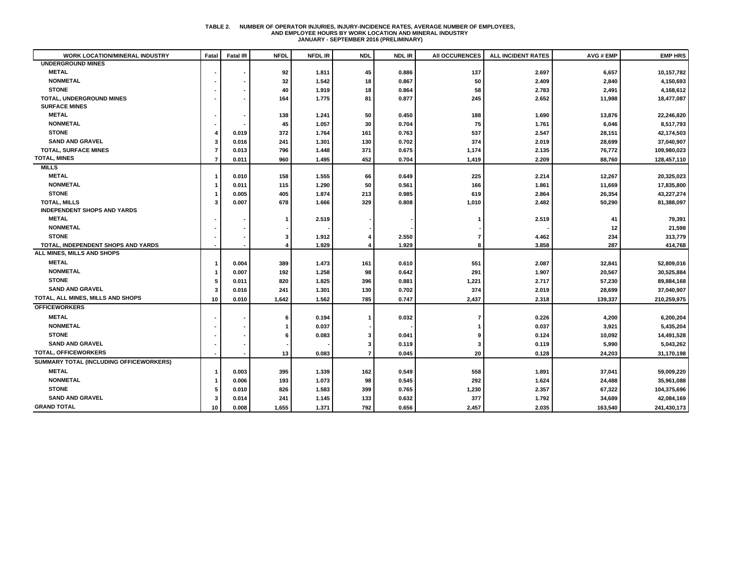**TABLE 2. NUMBER OF OPERATOR INJURIES, INJURY-INCIDENCE RATES, AVERAGE NUMBER OF EMPLOYEES, AND EMPLOYEE HOURS BY WORK LOCATION AND MINERAL INDUSTRY JANUARY - SEPTEMBER 2016 (PRELIMINARY)**

| WORK LOCATION/MINERAL INDUSTRY | Fatal | Fatal IR | NFDL | NFDL IR | NDL | NDL IR | All OCCURENCES | ALL INCIDENT RATES | AVG # EMP | EMP HRS |
|---|---|---|---|---|---|---|---|---|---|---|
| **UNDERGROUND MINES** | | | | | | | | | | |
| METAL | - | - | 92 | 1.811 | 45 | 0.886 | 137 | 2.697 | 6,657 | 10,157,782 |
| NONMETAL | - | - | 32 | 1.542 | 18 | 0.867 | 50 | 2.409 | 2,840 | 4,150,693 |
| STONE | - | - | 40 | 1.919 | 18 | 0.864 | 58 | 2.783 | 2,491 | 4,168,612 |
| TOTAL, UNDERGROUND MINES | - | - | 164 | 1.775 | 81 | 0.877 | 245 | 2.652 | 11,988 | 18,477,087 |
| **SURFACE MINES** | | | | | | | | | | |
| METAL | - | - | 138 | 1.241 | 50 | 0.450 | 188 | 1.690 | 13,876 | 22,246,820 |
| NONMETAL | - | - | 45 | 1.057 | 30 | 0.704 | 75 | 1.761 | 6,046 | 8,517,793 |
| STONE | 4 | 0.019 | 372 | 1.764 | 161 | 0.763 | 537 | 2.547 | 28,151 | 42,174,503 |
| SAND AND GRAVEL | 3 | 0.016 | 241 | 1.301 | 130 | 0.702 | 374 | 2.019 | 28,699 | 37,040,907 |
| TOTAL, SURFACE MINES | 7 | 0.013 | 796 | 1.448 | 371 | 0.675 | 1,174 | 2.135 | 76,772 | 109,980,023 |
| TOTAL, MINES | 7 | 0.011 | 960 | 1.495 | 452 | 0.704 | 1,419 | 2.209 | 88,760 | 128,457,110 |
| **MILLS** | | | | | | | | | | |
| METAL | 1 | 0.010 | 158 | 1.555 | 66 | 0.649 | 225 | 2.214 | 12,267 | 20,325,023 |
| NONMETAL | 1 | 0.011 | 115 | 1.290 | 50 | 0.561 | 166 | 1.861 | 11,669 | 17,835,800 |
| STONE | 1 | 0.005 | 405 | 1.874 | 213 | 0.985 | 619 | 2.864 | 26,354 | 43,227,274 |
| TOTAL, MILLS | 3 | 0.007 | 678 | 1.666 | 329 | 0.808 | 1,010 | 2.482 | 50,290 | 81,388,097 |
| **INDEPENDENT SHOPS AND YARDS** | | | | | | | | | | |
| METAL | - | - | 1 | 2.519 | - | - | 1 | 2.519 | 41 | 79,391 |
| NONMETAL | - | - | - | - | - | - | - | - | 12 | 21,598 |
| STONE | - | - | 3 | 1.912 | 4 | 2.550 | 7 | 4.462 | 234 | 313,779 |
| TOTAL, INDEPENDENT SHOPS AND YARDS | - | - | 4 | 1.929 | 4 | 1.929 | 8 | 3.858 | 287 | 414,768 |
| **ALL MINES, MILLS AND SHOPS** | | | | | | | | | | |
| METAL | 1 | 0.004 | 389 | 1.473 | 161 | 0.610 | 551 | 2.087 | 32,841 | 52,809,016 |
| NONMETAL | 1 | 0.007 | 192 | 1.258 | 98 | 0.642 | 291 | 1.907 | 20,567 | 30,525,884 |
| STONE | 5 | 0.011 | 820 | 1.825 | 396 | 0.881 | 1,221 | 2.717 | 57,230 | 89,884,168 |
| SAND AND GRAVEL | 3 | 0.016 | 241 | 1.301 | 130 | 0.702 | 374 | 2.019 | 28,699 | 37,040,907 |
| TOTAL, ALL MINES, MILLS AND SHOPS | 10 | 0.010 | 1,642 | 1.562 | 785 | 0.747 | 2,437 | 2.318 | 139,337 | 210,259,975 |
| **OFFICEWORKERS** | | | | | | | | | | |
| METAL | - | - | 6 | 0.194 | 1 | 0.032 | 7 | 0.226 | 4,200 | 6,200,204 |
| NONMETAL | - | - | 1 | 0.037 | - | - | 1 | 0.037 | 3,921 | 5,435,204 |
| STONE | - | - | 6 | 0.083 | 3 | 0.041 | 9 | 0.124 | 10,092 | 14,491,528 |
| SAND AND GRAVEL | - | - | - | - | 3 | 0.119 | 3 | 0.119 | 5,990 | 5,043,262 |
| TOTAL, OFFICEWORKERS | - | - | 13 | 0.083 | 7 | 0.045 | 20 | 0.128 | 24,203 | 31,170,198 |
| **SUMMARY TOTAL (INCLUDING OFFICEWORKERS)** | | | | | | | | | | |
| METAL | 1 | 0.003 | 395 | 1.339 | 162 | 0.549 | 558 | 1.891 | 37,041 | 59,009,220 |
| NONMETAL | 1 | 0.006 | 193 | 1.073 | 98 | 0.545 | 292 | 1.624 | 24,488 | 35,961,088 |
| STONE | 5 | 0.010 | 826 | 1.583 | 399 | 0.765 | 1,230 | 2.357 | 67,322 | 104,375,696 |
| SAND AND GRAVEL | 3 | 0.014 | 241 | 1.145 | 133 | 0.632 | 377 | 1.792 | 34,689 | 42,084,169 |
| GRAND TOTAL | 10 | 0.008 | 1,655 | 1.371 | 792 | 0.656 | 2,457 | 2.035 | 163,540 | 241,430,173 |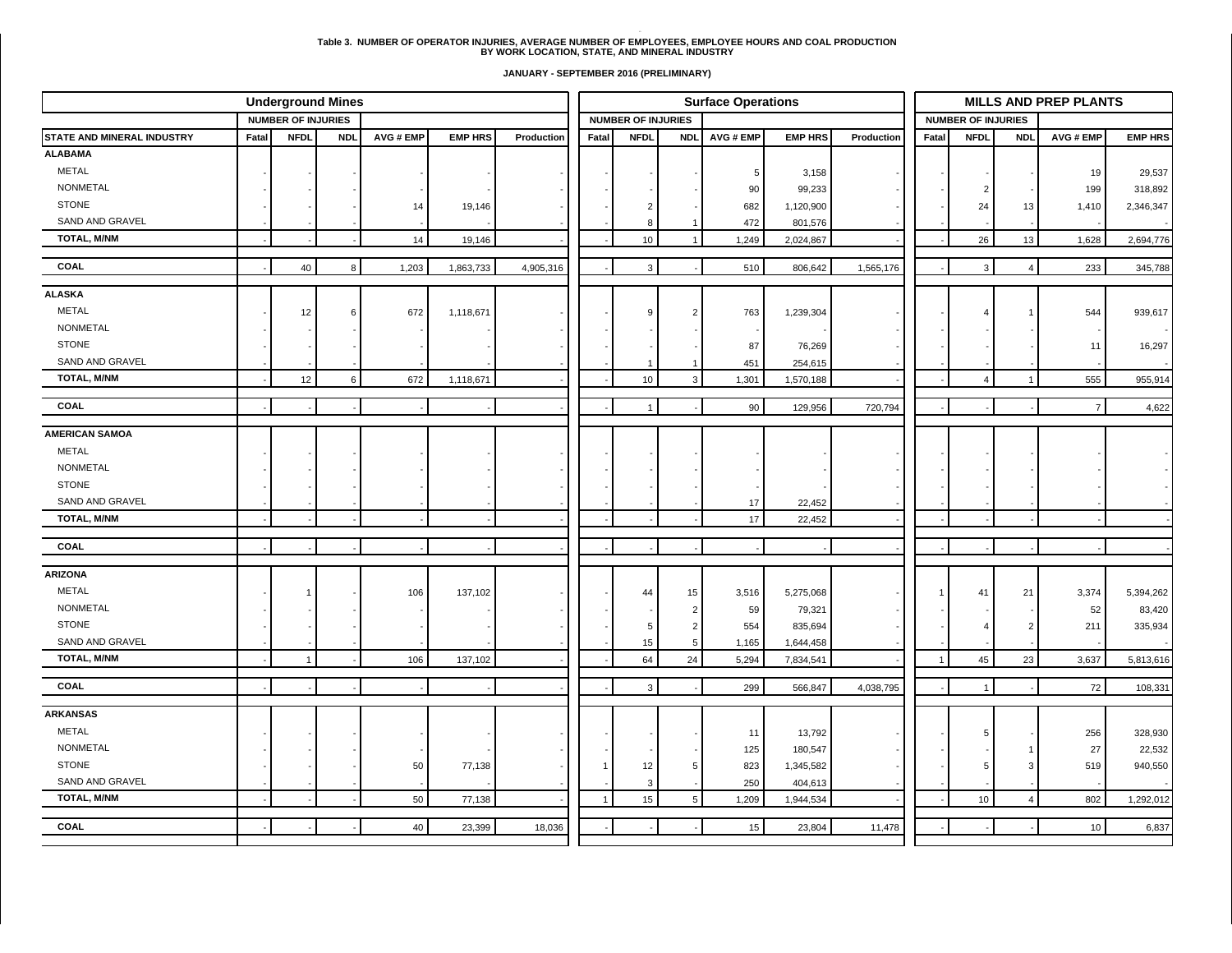**Table 3. NUMBER OF OPERATOR INJURIES, AVERAGE NUMBER OF EMPLOYEES, EMPLOYEE HOURS AND COAL PRODUCTION BY WORK LOCATION, STATE, AND MINERAL INDUSTRY**

**JANUARY - SEPTEMBER 2016 (PRELIMINARY)**

| | Underground Mines | | | | | | Surface Operations | | | | | | MILLS AND PREP PLANTS | | | | |
|---|---|---|---|---|---|---|---|---|---|---|---|---|---|---|---|---|---|
| | NUMBER OF INJURIES | | | | | | NUMBER OF INJURIES | | | | | | NUMBER OF INJURIES | | | | |
| STATE AND MINERAL INDUSTRY | Fatal | NFDL | NDL | AVG # EMP | EMP HRS | Production | Fatal | NFDL | NDL | AVG # EMP | EMP HRS | Production | Fatal | NFDL | NDL | AVG # EMP | EMP HRS |
| **ALABAMA** | | | | | | | | | | | | | | | | | |
| METAL | - | - | - | - | - | - | - | - | - | 5 | 3,158 | - | - | - | - | 19 | 29,537 |
| NONMETAL | - | - | - | - | - | - | - | - | - | 90 | 99,233 | - | - | 2 | - | 199 | 318,892 |
| STONE | - | - | - | 14 | 19,146 | - | - | 2 | - | 682 | 1,120,900 | - | - | 24 | 13 | 1,410 | 2,346,347 |
| SAND AND GRAVEL | - | - | - | - | - | - | - | 8 | 1 | 472 | 801,576 | - | - | - | - | - | - |
| **TOTAL, M/NM** | - | - | - | 14 | 19,146 | - | - | 10 | 1 | 1,249 | 2,024,867 | - | - | 26 | 13 | 1,628 | 2,694,776 |
| **COAL** | - | 40 | 8 | 1,203 | 1,863,733 | 4,905,316 | - | 3 | - | 510 | 806,642 | 1,565,176 | - | 3 | 4 | 233 | 345,788 |
| **ALASKA** | | | | | | | | | | | | | | | | | |
| METAL | - | 12 | 6 | 672 | 1,118,671 | - | - | 9 | 2 | 763 | 1,239,304 | - | - | 4 | 1 | 544 | 939,617 |
| NONMETAL | - | - | - | - | - | - | - | - | - | - | - | - | - | - | - | - | - |
| STONE | - | - | - | - | - | - | - | - | - | 87 | 76,269 | - | - | - | - | 11 | 16,297 |
| SAND AND GRAVEL | - | - | - | - | - | - | - | 1 | 1 | 451 | 254,615 | - | - | - | - | - | - |
| **TOTAL, M/NM** | - | 12 | 6 | 672 | 1,118,671 | - | - | 10 | 3 | 1,301 | 1,570,188 | - | - | 4 | 1 | 555 | 955,914 |
| **COAL** | - | - | - | - | - | - | - | 1 | - | 90 | 129,956 | 720,794 | - | - | - | 7 | 4,622 |
| **AMERICAN SAMOA** | | | | | | | | | | | | | | | | | |
| METAL | - | - | - | - | - | - | - | - | - | - | - | - | - | - | - | - | - |
| NONMETAL | - | - | - | - | - | - | - | - | - | - | - | - | - | - | - | - | - |
| STONE | - | - | - | - | - | - | - | - | - | - | - | - | - | - | - | - | - |
| SAND AND GRAVEL | - | - | - | - | - | - | - | - | - | 17 | 22,452 | - | - | - | - | - | - |
| **TOTAL, M/NM** | - | - | - | - | - | - | - | - | - | 17 | 22,452 | - | - | - | - | - | - |
| **COAL** | - | - | - | - | - | - | - | - | - | - | - | - | - | - | - | - | - |
| **ARIZONA** | | | | | | | | | | | | | | | | | |
| METAL | - | 1 | - | 106 | 137,102 | - | - | 44 | 15 | 3,516 | 5,275,068 | - | 1 | 41 | 21 | 3,374 | 5,394,262 |
| NONMETAL | - | - | - | - | - | - | - | - | 2 | 59 | 79,321 | - | - | - | - | 52 | 83,420 |
| STONE | - | - | - | - | - | - | - | 5 | 2 | 554 | 835,694 | - | - | 4 | 2 | 211 | 335,934 |
| SAND AND GRAVEL | - | - | - | - | - | - | - | 15 | 5 | 1,165 | 1,644,458 | - | - | - | - | - | - |
| **TOTAL, M/NM** | - | 1 | - | 106 | 137,102 | - | - | 64 | 24 | 5,294 | 7,834,541 | - | 1 | 45 | 23 | 3,637 | 5,813,616 |
| **COAL** | - | - | - | - | - | - | - | 3 | - | 299 | 566,847 | 4,038,795 | - | 1 | - | 72 | 108,331 |
| **ARKANSAS** | | | | | | | | | | | | | | | | | |
| METAL | - | - | - | - | - | - | - | - | - | 11 | 13,792 | - | - | 5 | - | 256 | 328,930 |
| NONMETAL | - | - | - | - | - | - | - | - | - | 125 | 180,547 | - | - | - | 1 | 27 | 22,532 |
| STONE | - | - | - | 50 | 77,138 | - | 1 | 12 | 5 | 823 | 1,345,582 | - | - | 5 | 3 | 519 | 940,550 |
| SAND AND GRAVEL | - | - | - | - | - | - | - | 3 | - | 250 | 404,613 | - | - | - | - | - | - |
| **TOTAL, M/NM** | - | - | - | 50 | 77,138 | - | 1 | 15 | 5 | 1,209 | 1,944,534 | - | - | 10 | 4 | 802 | 1,292,012 |
| **COAL** | - | - | - | 40 | 23,399 | 18,036 | - | - | - | 15 | 23,804 | 11,478 | - | - | - | 10 | 6,837 |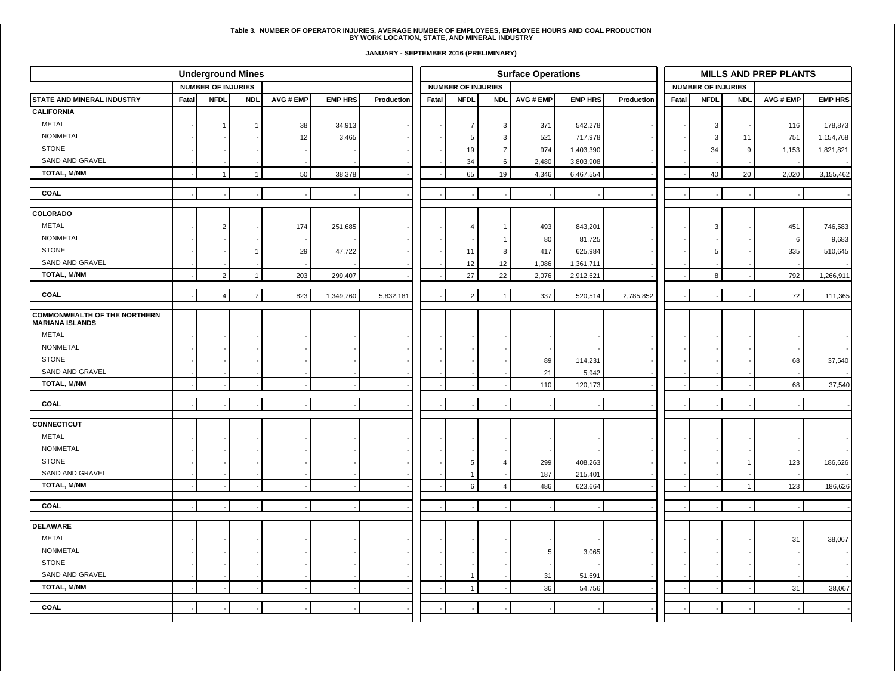**Table 3. NUMBER OF OPERATOR INJURIES, AVERAGE NUMBER OF EMPLOYEES, EMPLOYEE HOURS AND COAL PRODUCTION BY WORK LOCATION, STATE, AND MINERAL INDUSTRY**

**JANUARY - SEPTEMBER 2016 (PRELIMINARY)**

| | Underground Mines | | | | | | Surface Operations | | | | | | MILLS AND PREP PLANTS | | | | |
|---|---|---|---|---|---|---|---|---|---|---|---|---|---|---|---|---|---|
| | NUMBER OF INJURIES | | | | | | NUMBER OF INJURIES | | | | | | NUMBER OF INJURIES | | | | |
| STATE AND MINERAL INDUSTRY | Fatal | NFDL | NDL | AVG # EMP | EMP HRS | Production | Fatal | NFDL | NDL | AVG # EMP | EMP HRS | Production | Fatal | NFDL | NDL | AVG # EMP | EMP HRS |
| **CALIFORNIA** | | | | | | | | | | | | | | | | | |
| METAL | - | 1 | 1 | 38 | 34,913 | - | - | 7 | 3 | 371 | 542,278 | - | - | 3 | - | 116 | 178,873 |
| NONMETAL | - | - | - | 12 | 3,465 | - | - | 5 | 3 | 521 | 717,978 | - | - | 3 | 11 | 751 | 1,154,768 |
| STONE | - | - | - | - | - | - | - | 19 | 7 | 974 | 1,403,390 | - | - | 34 | 9 | 1,153 | 1,821,821 |
| SAND AND GRAVEL | - | - | - | - | - | - | - | 34 | 6 | 2,480 | 3,803,908 | - | - | - | - | - | - |
| **TOTAL, M/NM** | - | 1 | 1 | 50 | 38,378 | - | - | 65 | 19 | 4,346 | 6,467,554 | - | - | 40 | 20 | 2,020 | 3,155,462 |
| **COAL** | - | - | - | - | - | - | - | - | - | - | - | - | - | - | - | - | - |
| **COLORADO** | | | | | | | | | | | | | | | | | |
| METAL | - | 2 | - | 174 | 251,685 | - | - | 4 | 1 | 493 | 843,201 | - | - | 3 | - | 451 | 746,583 |
| NONMETAL | - | - | - | - | - | - | - | - | 1 | 80 | 81,725 | - | - | - | - | 6 | 9,683 |
| STONE | - | - | 1 | 29 | 47,722 | - | - | 11 | 8 | 417 | 625,984 | - | - | 5 | - | 335 | 510,645 |
| SAND AND GRAVEL | - | - | - | - | - | - | - | 12 | 12 | 1,086 | 1,361,711 | - | - | - | - | - | - |
| **TOTAL, M/NM** | - | 2 | 1 | 203 | 299,407 | - | - | 27 | 22 | 2,076 | 2,912,621 | - | - | 8 | - | 792 | 1,266,911 |
| **COAL** | - | 4 | 7 | 823 | 1,349,760 | 5,832,181 | - | 2 | 1 | 337 | 520,514 | 2,785,852 | - | - | - | 72 | 111,365 |
| **COMMONWEALTH OF THE NORTHERN MARIANA ISLANDS** | | | | | | | | | | | | | | | | | |
| METAL | - | - | - | - | - | - | - | - | - | - | - | - | - | - | - | - | - |
| NONMETAL | - | - | - | - | - | - | - | - | - | - | - | - | - | - | - | - | - |
| STONE | - | - | - | - | - | - | - | - | - | 89 | 114,231 | - | - | - | - | 68 | 37,540 |
| SAND AND GRAVEL | - | - | - | - | - | - | - | - | - | 21 | 5,942 | - | - | - | - | - | - |
| **TOTAL, M/NM** | - | - | - | - | - | - | - | - | - | 110 | 120,173 | - | - | - | - | 68 | 37,540 |
| **COAL** | - | - | - | - | - | - | - | - | - | - | - | - | - | - | - | - | - |
| **CONNECTICUT** | | | | | | | | | | | | | | | | | |
| METAL | - | - | - | - | - | - | - | - | - | - | - | - | - | - | - | - | - |
| NONMETAL | - | - | - | - | - | - | - | - | - | - | - | - | - | - | - | - | - |
| STONE | - | - | - | - | - | - | - | 5 | 4 | 299 | 408,263 | - | - | - | 1 | 123 | 186,626 |
| SAND AND GRAVEL | - | - | - | - | - | - | - | 1 | - | 187 | 215,401 | - | - | - | - | - | - |
| **TOTAL, M/NM** | - | - | - | - | - | - | - | 6 | 4 | 486 | 623,664 | - | - | - | 1 | 123 | 186,626 |
| **COAL** | - | - | - | - | - | - | - | - | - | - | - | - | - | - | - | - | - |
| **DELAWARE** | | | | | | | | | | | | | | | | | |
| METAL | - | - | - | - | - | - | - | - | - | - | - | - | - | - | - | 31 | 38,067 |
| NONMETAL | - | - | - | - | - | - | - | - | - | 5 | 3,065 | - | - | - | - | - | - |
| STONE | - | - | - | - | - | - | - | - | - | - | - | - | - | - | - | - | - |
| SAND AND GRAVEL | - | - | - | - | - | - | - | 1 | - | 31 | 51,691 | - | - | - | - | - | - |
| **TOTAL, M/NM** | - | - | - | - | - | - | - | 1 | - | 36 | 54,756 | - | - | - | - | 31 | 38,067 |
| **COAL** | - | - | - | - | - | - | - | - | - | - | - | - | - | - | - | - | - |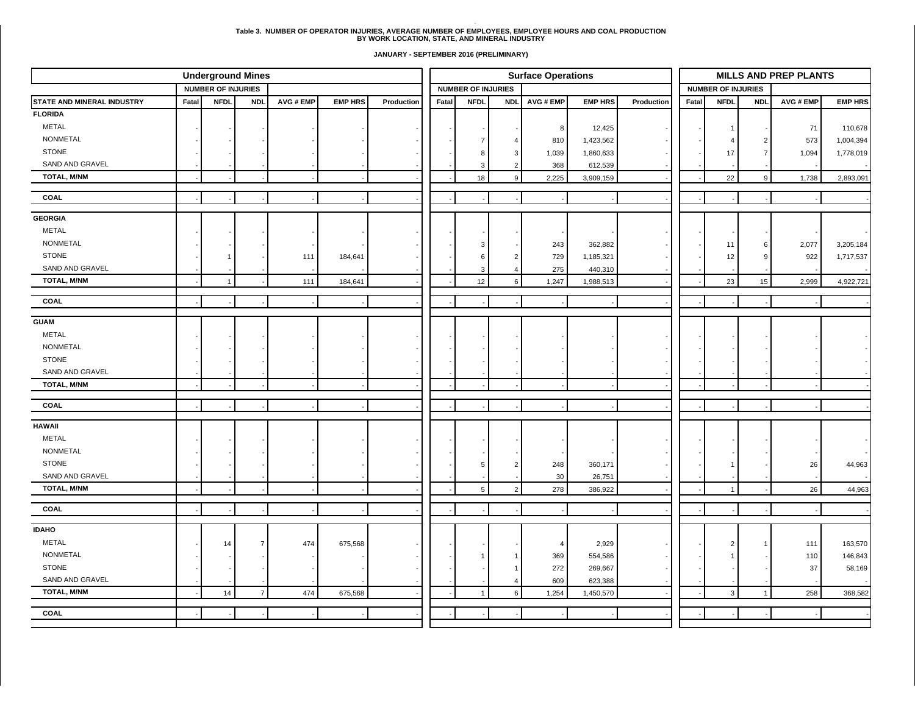**Table 3. NUMBER OF OPERATOR INJURIES, AVERAGE NUMBER OF EMPLOYEES, EMPLOYEE HOURS AND COAL PRODUCTION BY WORK LOCATION, STATE, AND MINERAL INDUSTRY**

**JANUARY - SEPTEMBER 2016 (PRELIMINARY)**

| | Underground Mines | | | | | | Surface Operations | | | | | | MILLS AND PREP PLANTS | | | | |
|---|---|---|---|---|---|---|---|---|---|---|---|---|---|---|---|---|---|
| | NUMBER OF INJURIES | | | | | | NUMBER OF INJURIES | | | | | | NUMBER OF INJURIES | | | | |
| STATE AND MINERAL INDUSTRY | Fatal | NFDL | NDL | AVG # EMP | EMP HRS | Production | Fatal | NFDL | NDL | AVG # EMP | EMP HRS | Production | Fatal | NFDL | NDL | AVG # EMP | EMP HRS |
| **FLORIDA** | | | | | | | | | | | | | | | | | |
| METAL | - | - | - | - | - | - | - | - | - | 8 | 12,425 | - | - | 1 | - | 71 | 110,678 |
| NONMETAL | - | - | - | - | - | - | - | 7 | 4 | 810 | 1,423,562 | - | - | 4 | 2 | 573 | 1,004,394 |
| STONE | - | - | - | - | - | - | - | 8 | 3 | 1,039 | 1,860,633 | - | - | 17 | 7 | 1,094 | 1,778,019 |
| SAND AND GRAVEL | - | - | - | - | - | - | - | 3 | 2 | 368 | 612,539 | - | - | - | - | - | - |
| **TOTAL, M/NM** | - | - | - | - | - | - | - | 18 | 9 | 2,225 | 3,909,159 | - | - | 22 | 9 | 1,738 | 2,893,091 |
| **COAL** | - | - | - | - | - | - | - | - | - | - | - | - | - | - | - | - | - |
| **GEORGIA** | | | | | | | | | | | | | | | | | |
| METAL | - | - | - | - | - | - | - | - | - | - | - | - | - | - | - | - | - |
| NONMETAL | - | - | - | - | - | - | - | 3 | - | 243 | 362,882 | - | - | 11 | 6 | 2,077 | 3,205,184 |
| STONE | - | 1 | - | 111 | 184,641 | - | - | 6 | 2 | 729 | 1,185,321 | - | - | 12 | 9 | 922 | 1,717,537 |
| SAND AND GRAVEL | - | - | - | - | - | - | - | 3 | 4 | 275 | 440,310 | - | - | - | - | - | - |
| **TOTAL, M/NM** | - | 1 | - | 111 | 184,641 | - | - | 12 | 6 | 1,247 | 1,988,513 | - | - | 23 | 15 | 2,999 | 4,922,721 |
| **COAL** | - | - | - | - | - | - | - | - | - | - | - | - | - | - | - | - | - |
| **GUAM** | | | | | | | | | | | | | | | | | |
| METAL | - | - | - | - | - | - | - | - | - | - | - | - | - | - | - | - | - |
| NONMETAL | - | - | - | - | - | - | - | - | - | - | - | - | - | - | - | - | - |
| STONE | - | - | - | - | - | - | - | - | - | - | - | - | - | - | - | - | - |
| SAND AND GRAVEL | - | - | - | - | - | - | - | - | - | - | - | - | - | - | - | - | - |
| **TOTAL, M/NM** | - | - | - | - | - | - | - | - | - | - | - | - | - | - | - | - | - |
| **COAL** | - | - | - | - | - | - | - | - | - | - | - | - | - | - | - | - | - |
| **HAWAII** | | | | | | | | | | | | | | | | | |
| METAL | - | - | - | - | - | - | - | - | - | - | - | - | - | - | - | - | - |
| NONMETAL | - | - | - | - | - | - | - | - | - | - | - | - | - | - | - | - | - |
| STONE | - | - | - | - | - | - | - | 5 | 2 | 248 | 360,171 | - | - | 1 | - | 26 | 44,963 |
| SAND AND GRAVEL | - | - | - | - | - | - | - | - | - | 30 | 26,751 | - | - | - | - | - | - |
| **TOTAL, M/NM** | - | - | - | - | - | - | - | 5 | 2 | 278 | 386,922 | - | - | 1 | - | 26 | 44,963 |
| **COAL** | - | - | - | - | - | - | - | - | - | - | - | - | - | - | - | - | - |
| **IDAHO** | | | | | | | | | | | | | | | | | |
| METAL | - | 14 | 7 | 474 | 675,568 | - | - | - | - | 4 | 2,929 | - | - | 2 | 1 | 111 | 163,570 |
| NONMETAL | - | - | - | - | - | - | - | 1 | 1 | 369 | 554,586 | - | - | 1 | - | 110 | 146,843 |
| STONE | - | - | - | - | - | - | - | - | 1 | 272 | 269,667 | - | - | - | - | 37 | 58,169 |
| SAND AND GRAVEL | - | - | - | - | - | - | - | - | 4 | 609 | 623,388 | - | - | - | - | - | - |
| **TOTAL, M/NM** | - | 14 | 7 | 474 | 675,568 | - | - | 1 | 6 | 1,254 | 1,450,570 | - | - | 3 | 1 | 258 | 368,582 |
| **COAL** | - | - | - | - | - | - | - | - | - | - | - | - | - | - | - | - | - |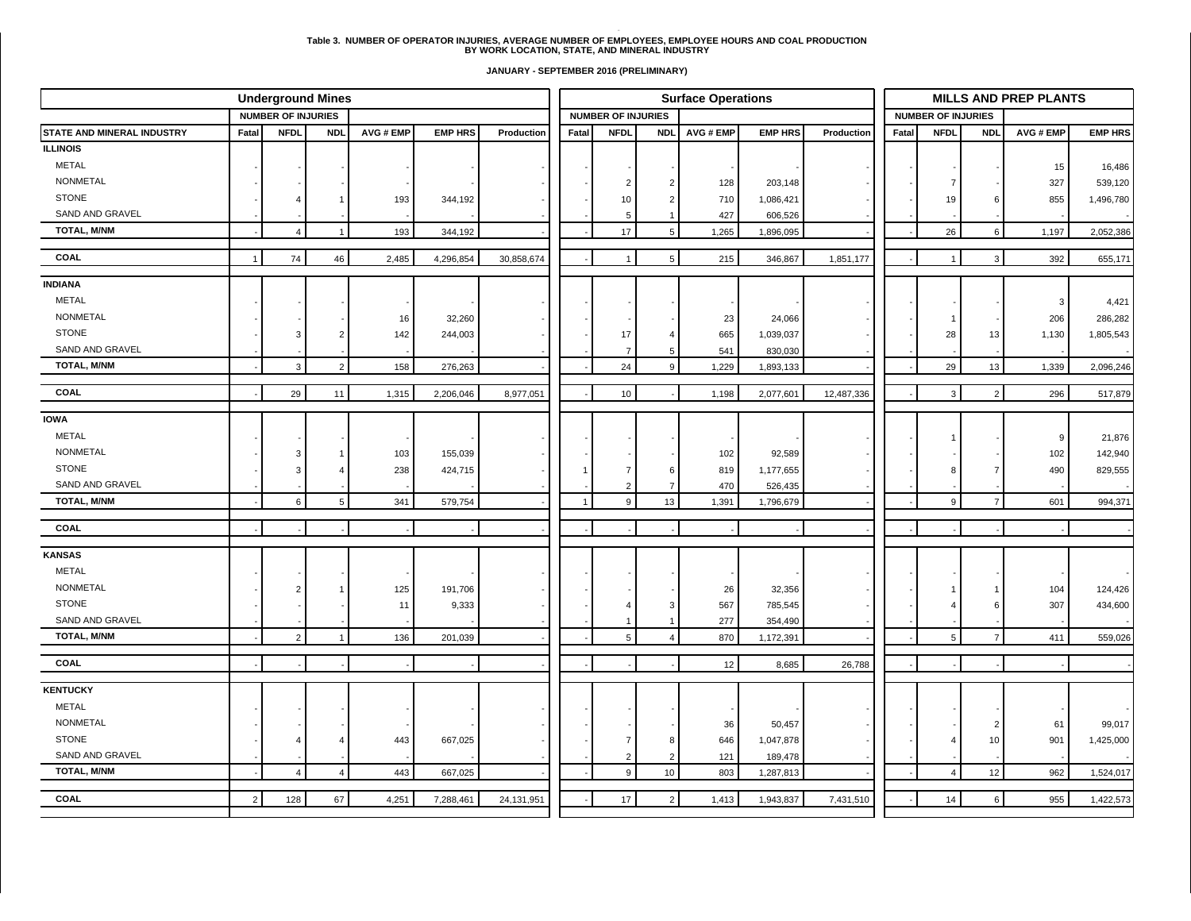**Table 3. NUMBER OF OPERATOR INJURIES, AVERAGE NUMBER OF EMPLOYEES, EMPLOYEE HOURS AND COAL PRODUCTION BY WORK LOCATION, STATE, AND MINERAL INDUSTRY**

**JANUARY - SEPTEMBER 2016 (PRELIMINARY)**

| | Underground Mines | | | | | | Surface Operations | | | | | | MILLS AND PREP PLANTS | | | | |
|---|---|---|---|---|---|---|---|---|---|---|---|---|---|---|---|---|---|
| | NUMBER OF INJURIES | | | | | | NUMBER OF INJURIES | | | | | | NUMBER OF INJURIES | | | | |
| STATE AND MINERAL INDUSTRY | Fatal | NFDL | NDL | AVG # EMP | EMP HRS | Production | Fatal | NFDL | NDL | AVG # EMP | EMP HRS | Production | Fatal | NFDL | NDL | AVG # EMP | EMP HRS |
| **ILLINOIS** | | | | | | | | | | | | | | | | | |
| METAL | - | - | - | - | - | - | - | - | - | - | - | - | - | - | - | 15 | 16,486 |
| NONMETAL | - | - | - | - | - | - | - | 2 | 2 | 128 | 203,148 | - | - | 7 | - | 327 | 539,120 |
| STONE | - | 4 | 1 | 193 | 344,192 | - | - | 10 | 2 | 710 | 1,086,421 | - | - | 19 | 6 | 855 | 1,496,780 |
| SAND AND GRAVEL | - | - | - | - | - | - | - | 5 | 1 | 427 | 606,526 | - | - | - | - | - | - |
| **TOTAL, M/NM** | - | 4 | 1 | 193 | 344,192 | - | - | 17 | 5 | 1,265 | 1,896,095 | - | - | 26 | 6 | 1,197 | 2,052,386 |
| **COAL** | 1 | 74 | 46 | 2,485 | 4,296,854 | 30,858,674 | - | 1 | 5 | 215 | 346,867 | 1,851,177 | - | 1 | 3 | 392 | 655,171 |
| **INDIANA** | | | | | | | | | | | | | | | | | |
| METAL | - | - | - | - | - | - | - | - | - | - | - | - | - | - | - | 3 | 4,421 |
| NONMETAL | - | - | - | 16 | 32,260 | - | - | - | - | 23 | 24,066 | - | - | 1 | - | 206 | 286,282 |
| STONE | - | 3 | 2 | 142 | 244,003 | - | - | 17 | 4 | 665 | 1,039,037 | - | - | 28 | 13 | 1,130 | 1,805,543 |
| SAND AND GRAVEL | - | - | - | - | - | - | - | 7 | 5 | 541 | 830,030 | - | - | - | - | - | - |
| **TOTAL, M/NM** | - | 3 | 2 | 158 | 276,263 | - | - | 24 | 9 | 1,229 | 1,893,133 | - | - | 29 | 13 | 1,339 | 2,096,246 |
| **COAL** | - | 29 | 11 | 1,315 | 2,206,046 | 8,977,051 | - | 10 | - | 1,198 | 2,077,601 | 12,487,336 | - | 3 | 2 | 296 | 517,879 |
| **IOWA** | | | | | | | | | | | | | | | | | |
| METAL | - | - | - | - | - | - | - | - | - | - | - | - | - | 1 | - | 9 | 21,876 |
| NONMETAL | - | 3 | 1 | 103 | 155,039 | - | - | - | - | 102 | 92,589 | - | - | - | - | 102 | 142,940 |
| STONE | - | 3 | 4 | 238 | 424,715 | - | 1 | 7 | 6 | 819 | 1,177,655 | - | - | 8 | 7 | 490 | 829,555 |
| SAND AND GRAVEL | - | - | - | - | - | - | - | 2 | 7 | 470 | 526,435 | - | - | - | - | - | - |
| **TOTAL, M/NM** | - | 6 | 5 | 341 | 579,754 | - | 1 | 9 | 13 | 1,391 | 1,796,679 | - | - | 9 | 7 | 601 | 994,371 |
| **COAL** | - | - | - | - | - | - | - | - | - | - | - | - | - | - | - | - | - |
| **KANSAS** | | | | | | | | | | | | | | | | | |
| METAL | - | - | - | - | - | - | - | - | - | - | - | - | - | - | - | - | - |
| NONMETAL | - | 2 | 1 | 125 | 191,706 | - | - | - | - | 26 | 32,356 | - | - | 1 | 1 | 104 | 124,426 |
| STONE | - | - | - | 11 | 9,333 | - | - | 4 | 3 | 567 | 785,545 | - | - | 4 | 6 | 307 | 434,600 |
| SAND AND GRAVEL | - | - | - | - | - | - | - | 1 | 1 | 277 | 354,490 | - | - | - | - | - | - |
| **TOTAL, M/NM** | - | 2 | 1 | 136 | 201,039 | - | - | 5 | 4 | 870 | 1,172,391 | - | - | 5 | 7 | 411 | 559,026 |
| **COAL** | - | - | - | - | - | - | - | - | - | 12 | 8,685 | 26,788 | - | - | - | - | - |
| **KENTUCKY** | | | | | | | | | | | | | | | | | |
| METAL | - | - | - | - | - | - | - | - | - | - | - | - | - | - | - | - | - |
| NONMETAL | - | - | - | - | - | - | - | - | - | 36 | 50,457 | - | - | - | 2 | 61 | 99,017 |
| STONE | - | 4 | 4 | 443 | 667,025 | - | - | 7 | 8 | 646 | 1,047,878 | - | - | 4 | 10 | 901 | 1,425,000 |
| SAND AND GRAVEL | - | - | - | - | - | - | - | 2 | 2 | 121 | 189,478 | - | - | - | - | - | - |
| **TOTAL, M/NM** | - | 4 | 4 | 443 | 667,025 | - | - | 9 | 10 | 803 | 1,287,813 | - | - | 4 | 12 | 962 | 1,524,017 |
| **COAL** | 2 | 128 | 67 | 4,251 | 7,288,461 | 24,131,951 | - | 17 | 2 | 1,413 | 1,943,837 | 7,431,510 | - | 14 | 6 | 955 | 1,422,573 |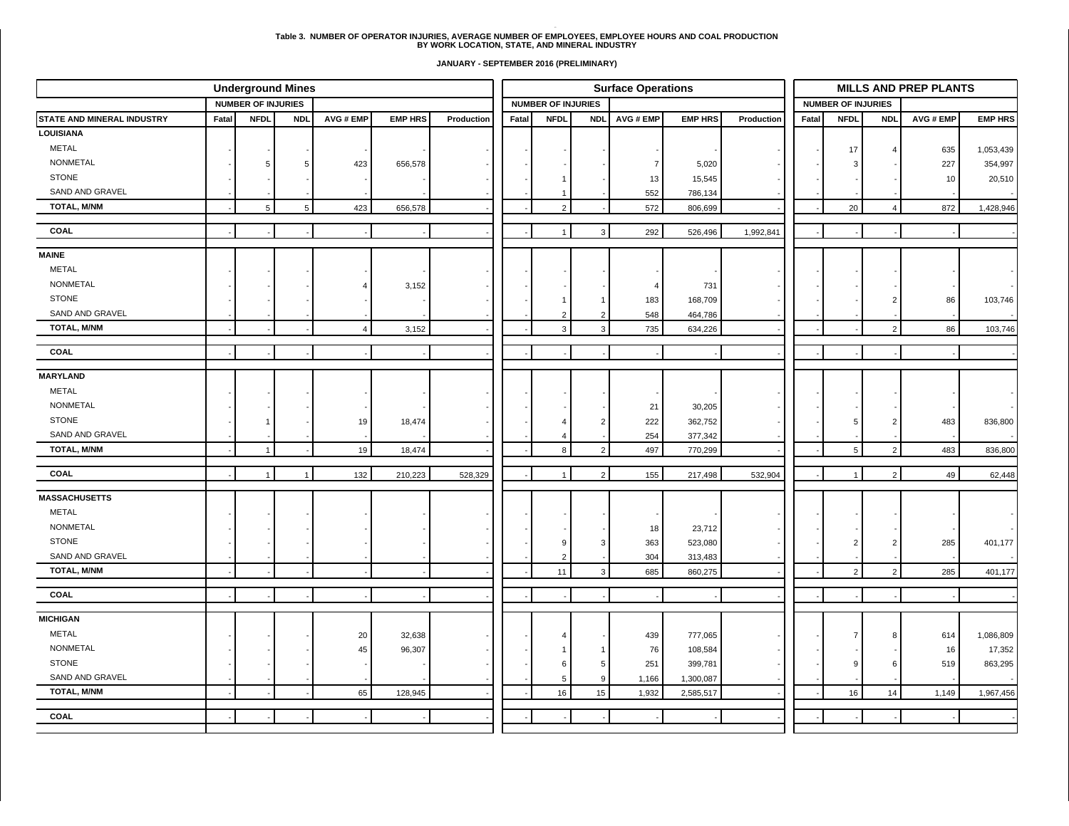**Table 3. NUMBER OF OPERATOR INJURIES, AVERAGE NUMBER OF EMPLOYEES, EMPLOYEE HOURS AND COAL PRODUCTION BY WORK LOCATION, STATE, AND MINERAL INDUSTRY**

**JANUARY - SEPTEMBER 2016 (PRELIMINARY)**

| | Underground Mines | | | | | | Surface Operations | | | | | | MILLS AND PREP PLANTS | | | | |
|---|---|---|---|---|---|---|---|---|---|---|---|---|---|---|---|---|---|
| | NUMBER OF INJURIES | | | | | | NUMBER OF INJURIES | | | | | | NUMBER OF INJURIES | | | | |
| STATE AND MINERAL INDUSTRY | Fatal | NFDL | NDL | AVG # EMP | EMP HRS | Production | Fatal | NFDL | NDL | AVG # EMP | EMP HRS | Production | Fatal | NFDL | NDL | AVG # EMP | EMP HRS |
| **LOUISIANA** | | | | | | | | | | | | | | | | | |
| METAL | - | - | - | - | - | - | - | - | - | - | - | - | - | 17 | 4 | 635 | 1,053,439 |
| NONMETAL | - | 5 | 5 | 423 | 656,578 | - | - | - | - | 7 | 5,020 | - | - | 3 | - | 227 | 354,997 |
| STONE | - | - | - | - | - | - | - | 1 | - | 13 | 15,545 | - | - | - | - | 10 | 20,510 |
| SAND AND GRAVEL | - | - | - | - | - | - | - | 1 | - | 552 | 786,134 | - | - | - | - | - | - |
| **TOTAL, M/NM** | - | 5 | 5 | 423 | 656,578 | - | - | 2 | - | 572 | 806,699 | - | - | 20 | 4 | 872 | 1,428,946 |
| **COAL** | - | - | - | - | - | - | - | 1 | 3 | 292 | 526,496 | 1,992,841 | - | - | - | - | - |
| **MAINE** | | | | | | | | | | | | | | | | | |
| METAL | - | - | - | - | - | - | - | - | - | - | - | - | - | - | - | - | - |
| NONMETAL | - | - | - | 4 | 3,152 | - | - | - | - | 4 | 731 | - | - | - | - | - | - |
| STONE | - | - | - | - | - | - | - | 1 | 1 | 183 | 168,709 | - | - | - | 2 | 86 | 103,746 |
| SAND AND GRAVEL | - | - | - | - | - | - | - | 2 | 2 | 548 | 464,786 | - | - | - | - | - | - |
| **TOTAL, M/NM** | - | - | - | 4 | 3,152 | - | - | 3 | 3 | 735 | 634,226 | - | - | - | 2 | 86 | 103,746 |
| **COAL** | - | - | - | - | - | - | - | - | - | - | - | - | - | - | - | - | - |
| **MARYLAND** | | | | | | | | | | | | | | | | | |
| METAL | - | - | - | - | - | - | - | - | - | - | - | - | - | - | - | - | - |
| NONMETAL | - | - | - | - | - | - | - | - | - | 21 | 30,205 | - | - | - | - | - | - |
| STONE | - | 1 | - | 19 | 18,474 | - | - | 4 | 2 | 222 | 362,752 | - | - | 5 | 2 | 483 | 836,800 |
| SAND AND GRAVEL | - | - | - | - | - | - | - | 4 | - | 254 | 377,342 | - | - | - | - | - | - |
| **TOTAL, M/NM** | - | 1 | - | 19 | 18,474 | - | - | 8 | 2 | 497 | 770,299 | - | - | 5 | 2 | 483 | 836,800 |
| **COAL** | - | 1 | 1 | 132 | 210,223 | 528,329 | - | 1 | 2 | 155 | 217,498 | 532,904 | - | 1 | 2 | 49 | 62,448 |
| **MASSACHUSETTS** | | | | | | | | | | | | | | | | | |
| METAL | - | - | - | - | - | - | - | - | - | - | - | - | - | - | - | - | - |
| NONMETAL | - | - | - | - | - | - | - | - | - | 18 | 23,712 | - | - | - | - | - | - |
| STONE | - | - | - | - | - | - | - | 9 | 3 | 363 | 523,080 | - | - | 2 | 2 | 285 | 401,177 |
| SAND AND GRAVEL | - | - | - | - | - | - | - | 2 | - | 304 | 313,483 | - | - | - | - | - | - |
| **TOTAL, M/NM** | - | - | - | - | - | - | - | 11 | 3 | 685 | 860,275 | - | - | 2 | 2 | 285 | 401,177 |
| **COAL** | - | - | - | - | - | - | - | - | - | - | - | - | - | - | - | - | - |
| **MICHIGAN** | | | | | | | | | | | | | | | | | |
| METAL | - | - | - | 20 | 32,638 | - | - | 4 | - | 439 | 777,065 | - | - | 7 | 8 | 614 | 1,086,809 |
| NONMETAL | - | - | - | 45 | 96,307 | - | - | 1 | 1 | 76 | 108,584 | - | - | - | - | 16 | 17,352 |
| STONE | - | - | - | - | - | - | - | 6 | 5 | 251 | 399,781 | - | - | 9 | 6 | 519 | 863,295 |
| SAND AND GRAVEL | - | - | - | - | - | - | - | 5 | 9 | 1,166 | 1,300,087 | - | - | - | - | - | - |
| **TOTAL, M/NM** | - | - | - | 65 | 128,945 | - | - | 16 | 15 | 1,932 | 2,585,517 | - | - | 16 | 14 | 1,149 | 1,967,456 |
| **COAL** | - | - | - | - | - | - | - | - | - | - | - | - | - | - | - | - | - |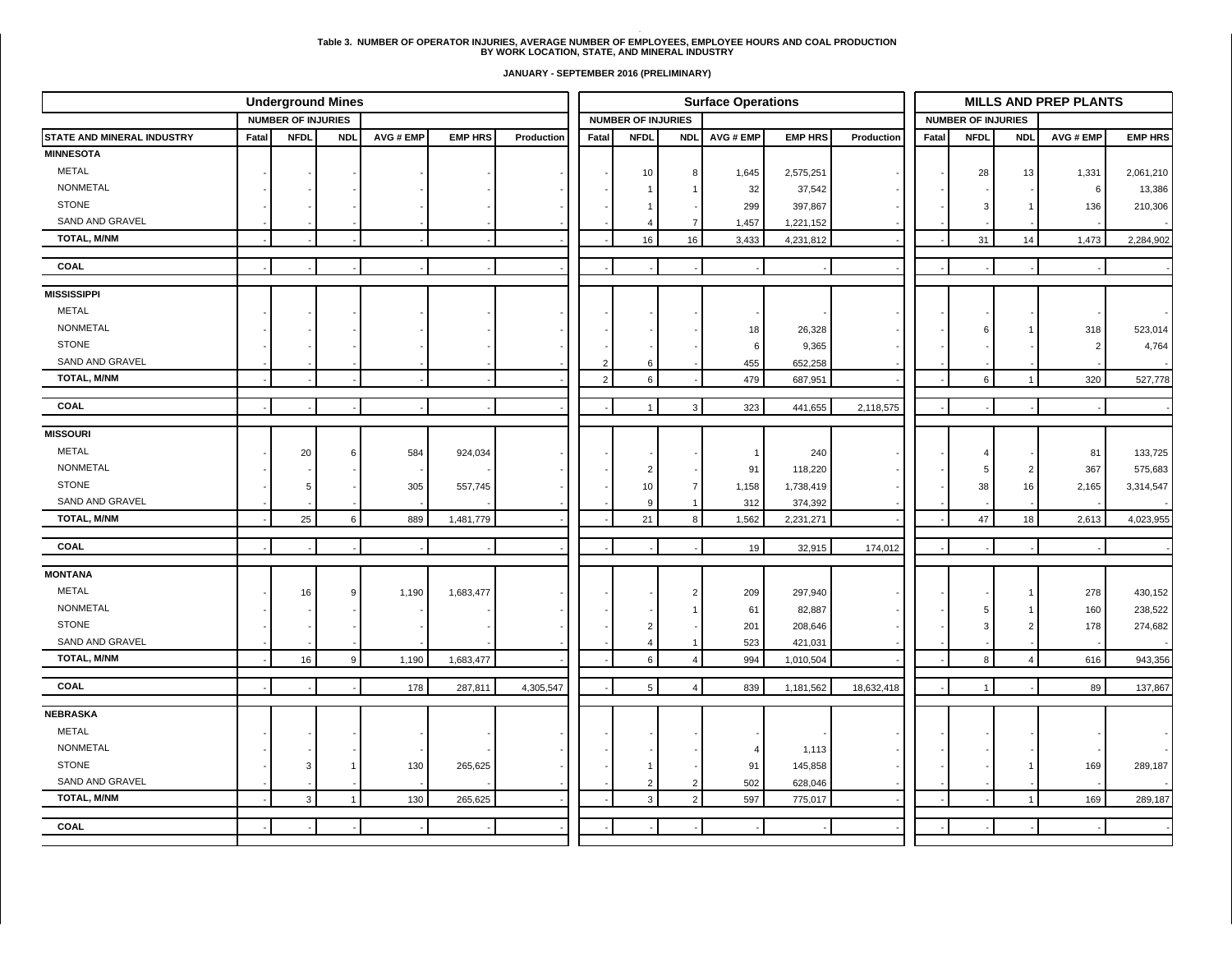**Table 3. NUMBER OF OPERATOR INJURIES, AVERAGE NUMBER OF EMPLOYEES, EMPLOYEE HOURS AND COAL PRODUCTION BY WORK LOCATION, STATE, AND MINERAL INDUSTRY**

**JANUARY - SEPTEMBER 2016 (PRELIMINARY)**

| | Underground Mines | | | | | | Surface Operations | | | | | | MILLS AND PREP PLANTS | | | | |
|---|---|---|---|---|---|---|---|---|---|---|---|---|---|---|---|---|---|
| | NUMBER OF INJURIES | | | | | | NUMBER OF INJURIES | | | | | | NUMBER OF INJURIES | | | | |
| STATE AND MINERAL INDUSTRY | Fatal | NFDL | NDL | AVG # EMP | EMP HRS | Production | Fatal | NFDL | NDL | AVG # EMP | EMP HRS | Production | Fatal | NFDL | NDL | AVG # EMP | EMP HRS |
| **MINNESOTA** | | | | | | | | | | | | | | | | | |
| METAL | - | - | - | - | - | - | - | 10 | 8 | 1,645 | 2,575,251 | - | - | 28 | 13 | 1,331 | 2,061,210 |
| NONMETAL | - | - | - | - | - | - | - | 1 | 1 | 32 | 37,542 | - | - | - | - | 6 | 13,386 |
| STONE | - | - | - | - | - | - | - | 1 | - | 299 | 397,867 | - | - | 3 | 1 | 136 | 210,306 |
| SAND AND GRAVEL | - | - | - | - | - | - | - | 4 | 7 | 1,457 | 1,221,152 | - | - | - | - | - | - |
| **TOTAL, M/NM** | - | - | - | - | - | - | - | 16 | 16 | 3,433 | 4,231,812 | - | - | 31 | 14 | 1,473 | 2,284,902 |
| **COAL** | - | - | - | - | - | - | - | - | - | - | - | - | - | - | - | - | - |
| **MISSISSIPPI** | | | | | | | | | | | | | | | | | |
| METAL | - | - | - | - | - | - | - | - | - | - | - | - | - | - | - | - | - |
| NONMETAL | - | - | - | - | - | - | - | - | - | 18 | 26,328 | - | - | 6 | 1 | 318 | 523,014 |
| STONE | - | - | - | - | - | - | - | - | - | 6 | 9,365 | - | - | - | - | 2 | 4,764 |
| SAND AND GRAVEL | - | - | - | - | - | - | 2 | 6 | - | 455 | 652,258 | - | - | - | - | - | - |
| **TOTAL, M/NM** | - | - | - | - | - | - | 2 | 6 | - | 479 | 687,951 | - | - | 6 | 1 | 320 | 527,778 |
| **COAL** | - | - | - | - | - | - | - | 1 | 3 | 323 | 441,655 | 2,118,575 | - | - | - | - | - |
| **MISSOURI** | | | | | | | | | | | | | | | | | |
| METAL | - | 20 | 6 | 584 | 924,034 | - | - | - | - | 1 | 240 | - | - | 4 | - | 81 | 133,725 |
| NONMETAL | - | - | - | - | - | - | - | 2 | - | 91 | 118,220 | - | - | 5 | 2 | 367 | 575,683 |
| STONE | - | 5 | - | 305 | 557,745 | - | - | 10 | 7 | 1,158 | 1,738,419 | - | - | 38 | 16 | 2,165 | 3,314,547 |
| SAND AND GRAVEL | - | - | - | - | - | - | - | 9 | 1 | 312 | 374,392 | - | - | - | - | - | - |
| **TOTAL, M/NM** | - | 25 | 6 | 889 | 1,481,779 | - | - | 21 | 8 | 1,562 | 2,231,271 | - | - | 47 | 18 | 2,613 | 4,023,955 |
| **COAL** | - | - | - | - | - | - | - | - | - | 19 | 32,915 | 174,012 | - | - | - | - | - |
| **MONTANA** | | | | | | | | | | | | | | | | | |
| METAL | - | 16 | 9 | 1,190 | 1,683,477 | - | - | - | 2 | 209 | 297,940 | - | - | - | 1 | 278 | 430,152 |
| NONMETAL | - | - | - | - | - | - | - | - | 1 | 61 | 82,887 | - | - | 5 | 1 | 160 | 238,522 |
| STONE | - | - | - | - | - | - | - | 2 | - | 201 | 208,646 | - | - | 3 | 2 | 178 | 274,682 |
| SAND AND GRAVEL | - | - | - | - | - | - | - | 4 | 1 | 523 | 421,031 | - | - | - | - | - | - |
| **TOTAL, M/NM** | - | 16 | 9 | 1,190 | 1,683,477 | - | - | 6 | 4 | 994 | 1,010,504 | - | - | 8 | 4 | 616 | 943,356 |
| **COAL** | - | - | - | 178 | 287,811 | 4,305,547 | - | 5 | 4 | 839 | 1,181,562 | 18,632,418 | - | 1 | - | 89 | 137,867 |
| **NEBRASKA** | | | | | | | | | | | | | | | | | |
| METAL | - | - | - | - | - | - | - | - | - | - | - | - | - | - | - | - | - |
| NONMETAL | - | - | - | - | - | - | - | - | - | 4 | 1,113 | - | - | - | - | - | - |
| STONE | - | 3 | 1 | 130 | 265,625 | - | - | 1 | - | 91 | 145,858 | - | - | - | 1 | 169 | 289,187 |
| SAND AND GRAVEL | - | - | - | - | - | - | - | 2 | 2 | 502 | 628,046 | - | - | - | - | - | - |
| **TOTAL, M/NM** | - | 3 | 1 | 130 | 265,625 | - | - | 3 | 2 | 597 | 775,017 | - | - | - | 1 | 169 | 289,187 |
| **COAL** | - | - | - | - | - | - | - | - | - | - | - | - | - | - | - | - | - |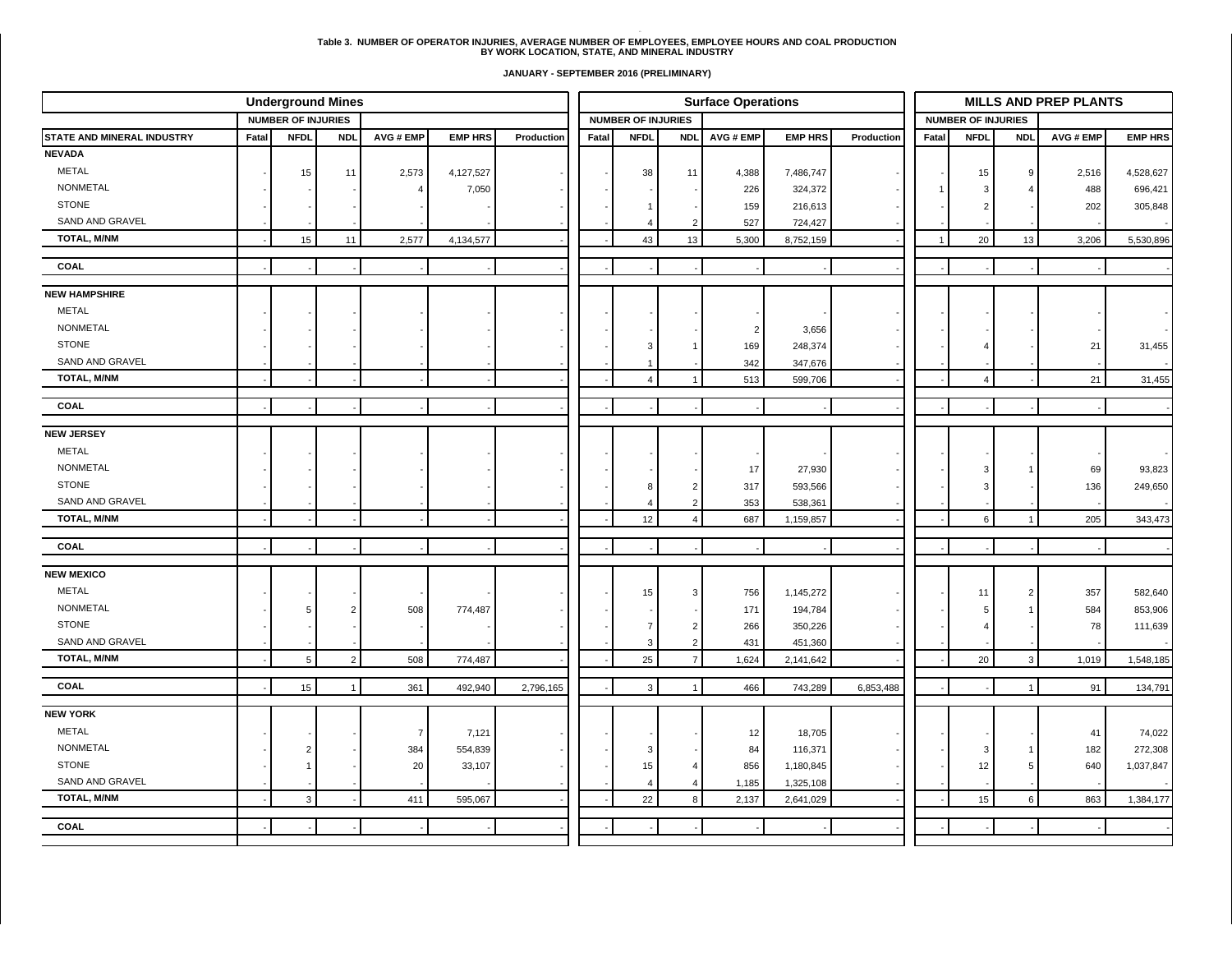**Table 3. NUMBER OF OPERATOR INJURIES, AVERAGE NUMBER OF EMPLOYEES, EMPLOYEE HOURS AND COAL PRODUCTION BY WORK LOCATION, STATE, AND MINERAL INDUSTRY**

**JANUARY - SEPTEMBER 2016 (PRELIMINARY)**

| | Underground Mines | | | | | | Surface Operations | | | | | | MILLS AND PREP PLANTS | | | | |
|---|---|---|---|---|---|---|---|---|---|---|---|---|---|---|---|---|---|
| | NUMBER OF INJURIES | | | | | | NUMBER OF INJURIES | | | | | | NUMBER OF INJURIES | | | | |
| STATE AND MINERAL INDUSTRY | Fatal | NFDL | NDL | AVG # EMP | EMP HRS | Production | Fatal | NFDL | NDL | AVG # EMP | EMP HRS | Production | Fatal | NFDL | NDL | AVG # EMP | EMP HRS |
| **NEVADA** | | | | | | | | | | | | | | | | | |
| METAL | - | 15 | 11 | 2,573 | 4,127,527 | - | - | 38 | 11 | 4,388 | 7,486,747 | - | - | 15 | 9 | 2,516 | 4,528,627 |
| NONMETAL | - | - | - | 4 | 7,050 | - | - | - | - | 226 | 324,372 | - | 1 | 3 | 4 | 488 | 696,421 |
| STONE | - | - | - | - | - | - | - | 1 | - | 159 | 216,613 | - | - | 2 | - | 202 | 305,848 |
| SAND AND GRAVEL | - | - | - | - | - | - | - | 4 | 2 | 527 | 724,427 | - | - | - | - | - | - |
| **TOTAL, M/NM** | - | 15 | 11 | 2,577 | 4,134,577 | - | - | 43 | 13 | 5,300 | 8,752,159 | - | 1 | 20 | 13 | 3,206 | 5,530,896 |
| **COAL** | - | - | - | - | - | - | - | - | - | - | - | - | - | - | - | - | - |
| **NEW HAMPSHIRE** | | | | | | | | | | | | | | | | | |
| METAL | - | - | - | - | - | - | - | - | - | - | - | - | - | - | - | - | - |
| NONMETAL | - | - | - | - | - | - | - | - | - | 2 | 3,656 | - | - | - | - | - | - |
| STONE | - | - | - | - | - | - | - | 3 | 1 | 169 | 248,374 | - | - | 4 | - | 21 | 31,455 |
| SAND AND GRAVEL | - | - | - | - | - | - | - | 1 | - | 342 | 347,676 | - | - | - | - | - | - |
| **TOTAL, M/NM** | - | - | - | - | - | - | - | 4 | 1 | 513 | 599,706 | - | - | 4 | - | 21 | 31,455 |
| **COAL** | - | - | - | - | - | - | - | - | - | - | - | - | - | - | - | - | - |
| **NEW JERSEY** | | | | | | | | | | | | | | | | | |
| METAL | - | - | - | - | - | - | - | - | - | - | - | - | - | - | - | - | - |
| NONMETAL | - | - | - | - | - | - | - | - | - | 17 | 27,930 | - | - | 3 | 1 | 69 | 93,823 |
| STONE | - | - | - | - | - | - | - | 8 | 2 | 317 | 593,566 | - | - | 3 | - | 136 | 249,650 |
| SAND AND GRAVEL | - | - | - | - | - | - | - | 4 | 2 | 353 | 538,361 | - | - | - | - | - | - |
| **TOTAL, M/NM** | - | - | - | - | - | - | - | 12 | 4 | 687 | 1,159,857 | - | - | 6 | 1 | 205 | 343,473 |
| **COAL** | - | - | - | - | - | - | - | - | - | - | - | - | - | - | - | - | - |
| **NEW MEXICO** | | | | | | | | | | | | | | | | | |
| METAL | - | - | - | - | - | - | - | 15 | 3 | 756 | 1,145,272 | - | - | 11 | 2 | 357 | 582,640 |
| NONMETAL | - | 5 | 2 | 508 | 774,487 | - | - | - | - | 171 | 194,784 | - | - | 5 | 1 | 584 | 853,906 |
| STONE | - | - | - | - | - | - | - | 7 | 2 | 266 | 350,226 | - | - | 4 | - | 78 | 111,639 |
| SAND AND GRAVEL | - | - | - | - | - | - | - | 3 | 2 | 431 | 451,360 | - | - | - | - | - | - |
| **TOTAL, M/NM** | - | 5 | 2 | 508 | 774,487 | - | - | 25 | 7 | 1,624 | 2,141,642 | - | - | 20 | 3 | 1,019 | 1,548,185 |
| **COAL** | - | 15 | 1 | 361 | 492,940 | 2,796,165 | - | 3 | 1 | 466 | 743,289 | 6,853,488 | - | - | 1 | 91 | 134,791 |
| **NEW YORK** | | | | | | | | | | | | | | | | | |
| METAL | - | - | - | 7 | 7,121 | - | - | - | - | 12 | 18,705 | - | - | - | - | 41 | 74,022 |
| NONMETAL | - | 2 | - | 384 | 554,839 | - | - | 3 | - | 84 | 116,371 | - | - | 3 | 1 | 182 | 272,308 |
| STONE | - | 1 | - | 20 | 33,107 | - | - | 15 | 4 | 856 | 1,180,845 | - | - | 12 | 5 | 640 | 1,037,847 |
| SAND AND GRAVEL | - | - | - | - | - | - | - | 4 | 4 | 1,185 | 1,325,108 | - | - | - | - | - | - |
| **TOTAL, M/NM** | - | 3 | - | 411 | 595,067 | - | - | 22 | 8 | 2,137 | 2,641,029 | - | - | 15 | 6 | 863 | 1,384,177 |
| **COAL** | - | - | - | - | - | - | - | - | - | - | - | - | - | - | - | - | - |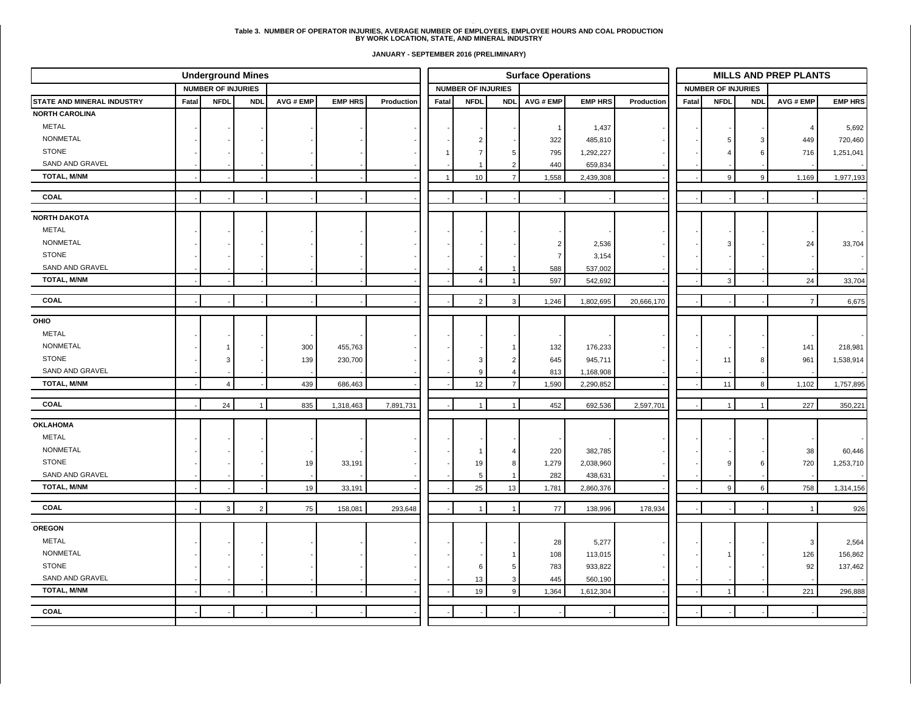**Table 3. NUMBER OF OPERATOR INJURIES, AVERAGE NUMBER OF EMPLOYEES, EMPLOYEE HOURS AND COAL PRODUCTION BY WORK LOCATION, STATE, AND MINERAL INDUSTRY**

**JANUARY - SEPTEMBER 2016 (PRELIMINARY)**

| | Underground Mines | | | | | | Surface Operations | | | | | | MILLS AND PREP PLANTS | | | | |
|---|---|---|---|---|---|---|---|---|---|---|---|---|---|---|---|---|---|
| | NUMBER OF INJURIES | | | | | | NUMBER OF INJURIES | | | | | | NUMBER OF INJURIES | | | | |
| STATE AND MINERAL INDUSTRY | Fatal | NFDL | NDL | AVG # EMP | EMP HRS | Production | Fatal | NFDL | NDL | AVG # EMP | EMP HRS | Production | Fatal | NFDL | NDL | AVG # EMP | EMP HRS |
| **NORTH CAROLINA** | | | | | | | | | | | | | | | | | |
| METAL | - | - | - | - | - | - | - | - | - | 1 | 1,437 | - | - | - | - | 4 | 5,692 |
| NONMETAL | - | - | - | - | - | - | - | 2 | - | 322 | 485,810 | - | - | 5 | 3 | 449 | 720,460 |
| STONE | - | - | - | - | - | - | 1 | 7 | 5 | 795 | 1,292,227 | - | - | 4 | 6 | 716 | 1,251,041 |
| SAND AND GRAVEL | - | - | - | - | - | - | - | 1 | 2 | 440 | 659,834 | - | - | - | - | - | - |
| **TOTAL, M/NM** | - | - | - | - | - | - | 1 | 10 | 7 | 1,558 | 2,439,308 | - | - | 9 | 9 | 1,169 | 1,977,193 |
| **COAL** | - | - | - | - | - | - | - | - | - | - | - | - | - | - | - | - | - |
| **NORTH DAKOTA** | | | | | | | | | | | | | | | | | |
| METAL | - | - | - | - | - | - | - | - | - | - | - | - | - | - | - | - | - |
| NONMETAL | - | - | - | - | - | - | - | - | - | 2 | 2,536 | - | - | 3 | - | 24 | 33,704 |
| STONE | - | - | - | - | - | - | - | - | - | 7 | 3,154 | - | - | - | - | - | - |
| SAND AND GRAVEL | - | - | - | - | - | - | - | 4 | 1 | 588 | 537,002 | - | - | - | - | - | - |
| **TOTAL, M/NM** | - | - | - | - | - | - | - | 4 | 1 | 597 | 542,692 | - | - | 3 | - | 24 | 33,704 |
| **COAL** | - | - | - | - | - | - | - | 2 | 3 | 1,246 | 1,802,695 | 20,666,170 | - | - | - | 7 | 6,675 |
| **OHIO** | | | | | | | | | | | | | | | | | |
| METAL | - | - | - | - | - | - | - | - | - | - | - | - | - | - | - | - | - |
| NONMETAL | - | 1 | - | 300 | 455,763 | - | - | - | 1 | 132 | 176,233 | - | - | - | - | 141 | 218,981 |
| STONE | - | 3 | - | 139 | 230,700 | - | - | 3 | 2 | 645 | 945,711 | - | - | 11 | 8 | 961 | 1,538,914 |
| SAND AND GRAVEL | - | - | - | - | - | - | - | 9 | 4 | 813 | 1,168,908 | - | - | - | - | - | - |
| **TOTAL, M/NM** | - | 4 | - | 439 | 686,463 | - | - | 12 | 7 | 1,590 | 2,290,852 | - | - | 11 | 8 | 1,102 | 1,757,895 |
| **COAL** | - | 24 | 1 | 835 | 1,318,463 | 7,891,731 | - | 1 | 1 | 452 | 692,536 | 2,597,701 | - | 1 | 1 | 227 | 350,221 |
| **OKLAHOMA** | | | | | | | | | | | | | | | | | |
| METAL | - | - | - | - | - | - | - | - | - | - | - | - | - | - | - | - | - |
| NONMETAL | - | - | - | - | - | - | - | 1 | 4 | 220 | 382,785 | - | - | - | - | 38 | 60,446 |
| STONE | - | - | - | 19 | 33,191 | - | - | 19 | 8 | 1,279 | 2,038,960 | - | - | 9 | 6 | 720 | 1,253,710 |
| SAND AND GRAVEL | - | - | - | - | - | - | - | 5 | 1 | 282 | 438,631 | - | - | - | - | - | - |
| **TOTAL, M/NM** | - | - | - | 19 | 33,191 | - | - | 25 | 13 | 1,781 | 2,860,376 | - | - | 9 | 6 | 758 | 1,314,156 |
| **COAL** | - | 3 | 2 | 75 | 158,081 | 293,648 | - | 1 | 1 | 77 | 138,996 | 178,934 | - | - | - | 1 | 926 |
| **OREGON** | | | | | | | | | | | | | | | | | |
| METAL | - | - | - | - | - | - | - | - | - | 28 | 5,277 | - | - | - | - | 3 | 2,564 |
| NONMETAL | - | - | - | - | - | - | - | - | 1 | 108 | 113,015 | - | - | 1 | - | 126 | 156,862 |
| STONE | - | - | - | - | - | - | - | 6 | 5 | 783 | 933,822 | - | - | - | - | 92 | 137,462 |
| SAND AND GRAVEL | - | - | - | - | - | - | - | 13 | 3 | 445 | 560,190 | - | - | - | - | - | - |
| **TOTAL, M/NM** | - | - | - | - | - | - | - | 19 | 9 | 1,364 | 1,612,304 | - | - | 1 | - | 221 | 296,888 |
| **COAL** | - | - | - | - | - | - | - | - | - | - | - | - | - | - | - | - | - |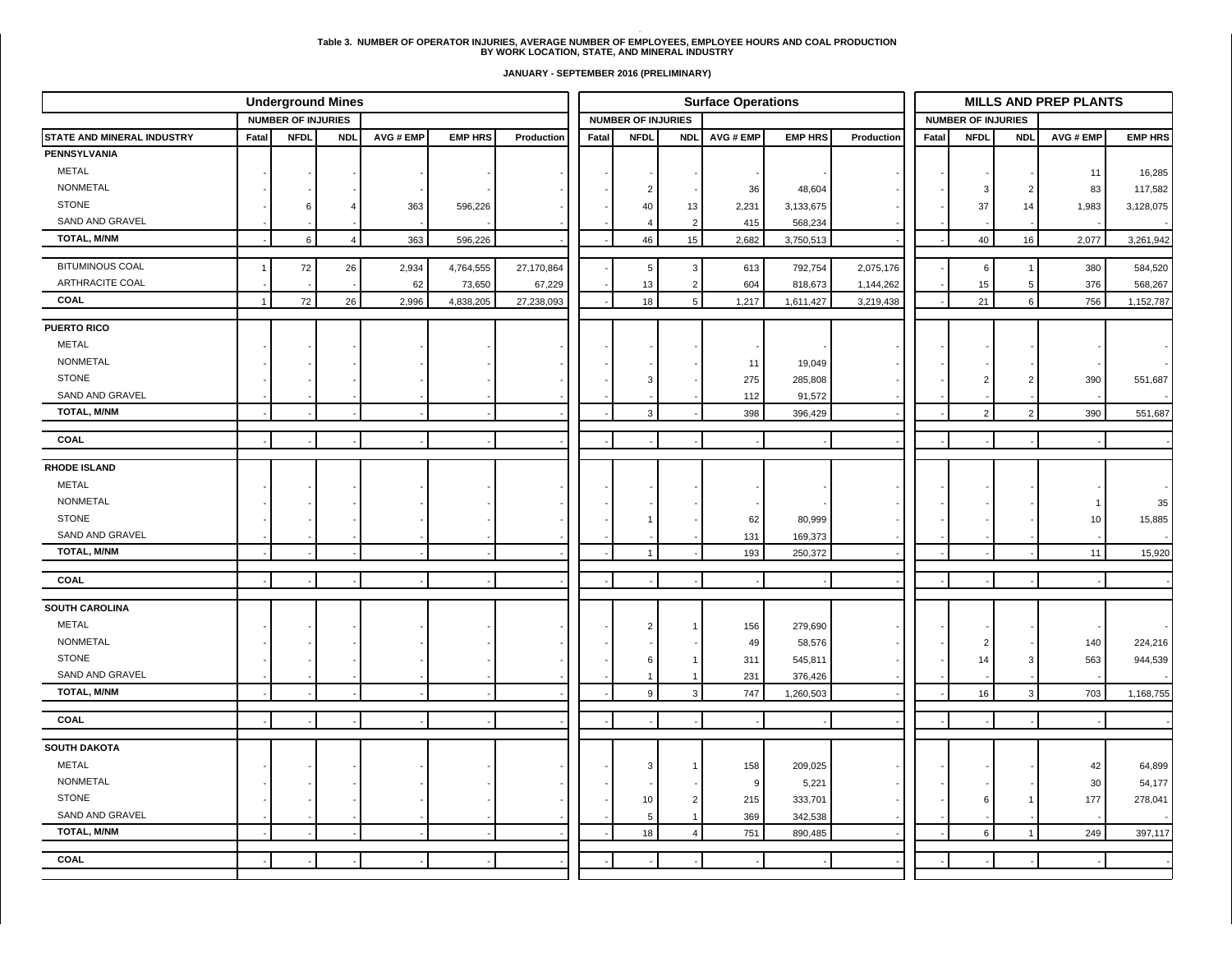**Table 3. NUMBER OF OPERATOR INJURIES, AVERAGE NUMBER OF EMPLOYEES, EMPLOYEE HOURS AND COAL PRODUCTION BY WORK LOCATION, STATE, AND MINERAL INDUSTRY**

**JANUARY - SEPTEMBER 2016 (PRELIMINARY)**

| | Underground Mines | | | | | | Surface Operations | | | | | | MILLS AND PREP PLANTS | | | | |
|---|---|---|---|---|---|---|---|---|---|---|---|---|---|---|---|---|---|
| | NUMBER OF INJURIES | | | | | | NUMBER OF INJURIES | | | | | | NUMBER OF INJURIES | | | | |
| STATE AND MINERAL INDUSTRY | Fatal | NFDL | NDL | AVG # EMP | EMP HRS | Production | Fatal | NFDL | NDL | AVG # EMP | EMP HRS | Production | Fatal | NFDL | NDL | AVG # EMP | EMP HRS |
| **PENNSYLVANIA** | | | | | | | | | | | | | | | | | |
| METAL | - | - | - | - | - | - | - | - | - | - | - | - | - | - | - | 11 | 16,285 |
| NONMETAL | - | - | - | - | - | - | - | 2 | - | 36 | 48,604 | - | - | 3 | 2 | 83 | 117,582 |
| STONE | - | 6 | 4 | 363 | 596,226 | - | - | 40 | 13 | 2,231 | 3,133,675 | - | - | 37 | 14 | 1,983 | 3,128,075 |
| SAND AND GRAVEL | - | - | - | - | - | - | - | 4 | 2 | 415 | 568,234 | - | - | - | - | - | - |
| **TOTAL, M/NM** | - | 6 | 4 | 363 | 596,226 | - | - | 46 | 15 | 2,682 | 3,750,513 | - | - | 40 | 16 | 2,077 | 3,261,942 |
| BITUMINOUS COAL | 1 | 72 | 26 | 2,934 | 4,764,555 | 27,170,864 | - | 5 | 3 | 613 | 792,754 | 2,075,176 | - | 6 | 1 | 380 | 584,520 |
| ARTHRACITE COAL | - | - | - | 62 | 73,650 | 67,229 | - | 13 | 2 | 604 | 818,673 | 1,144,262 | - | 15 | 5 | 376 | 568,267 |
| **COAL** | 1 | 72 | 26 | 2,996 | 4,838,205 | 27,238,093 | - | 18 | 5 | 1,217 | 1,611,427 | 3,219,438 | - | 21 | 6 | 756 | 1,152,787 |
| **PUERTO RICO** | | | | | | | | | | | | | | | | | |
| METAL | - | - | - | - | - | - | - | - | - | - | - | - | - | - | - | - | - |
| NONMETAL | - | - | - | - | - | - | - | - | - | 11 | 19,049 | - | - | - | - | - | - |
| STONE | - | - | - | - | - | - | - | 3 | - | 275 | 285,808 | - | - | 2 | 2 | 390 | 551,687 |
| SAND AND GRAVEL | - | - | - | - | - | - | - | - | - | 112 | 91,572 | - | - | - | - | - | - |
| **TOTAL, M/NM** | - | - | - | - | - | - | - | 3 | - | 398 | 396,429 | - | - | 2 | 2 | 390 | 551,687 |
| **COAL** | - | - | - | - | - | - | - | - | - | - | - | - | - | - | - | - | - |
| **RHODE ISLAND** | | | | | | | | | | | | | | | | | |
| METAL | - | - | - | - | - | - | - | - | - | - | - | - | - | - | - | - | - |
| NONMETAL | - | - | - | - | - | - | - | - | - | - | - | - | - | - | - | 1 | 35 |
| STONE | - | - | - | - | - | - | - | 1 | - | 62 | 80,999 | - | - | - | - | 10 | 15,885 |
| SAND AND GRAVEL | - | - | - | - | - | - | - | - | - | 131 | 169,373 | - | - | - | - | - | - |
| **TOTAL, M/NM** | - | - | - | - | - | - | - | 1 | - | 193 | 250,372 | - | - | - | - | 11 | 15,920 |
| **COAL** | - | - | - | - | - | - | - | - | - | - | - | - | - | - | - | - | - |
| **SOUTH CAROLINA** | | | | | | | | | | | | | | | | | |
| METAL | - | - | - | - | - | - | - | 2 | 1 | 156 | 279,690 | - | - | - | - | - | - |
| NONMETAL | - | - | - | - | - | - | - | - | - | 49 | 58,576 | - | - | 2 | - | 140 | 224,216 |
| STONE | - | - | - | - | - | - | - | 6 | 1 | 311 | 545,811 | - | - | 14 | 3 | 563 | 944,539 |
| SAND AND GRAVEL | - | - | - | - | - | - | - | 1 | 1 | 231 | 376,426 | - | - | - | - | - | - |
| **TOTAL, M/NM** | - | - | - | - | - | - | - | 9 | 3 | 747 | 1,260,503 | - | - | 16 | 3 | 703 | 1,168,755 |
| **COAL** | - | - | - | - | - | - | - | - | - | - | - | - | - | - | - | - | - |
| **SOUTH DAKOTA** | | | | | | | | | | | | | | | | | |
| METAL | - | - | - | - | - | - | - | 3 | 1 | 158 | 209,025 | - | - | - | - | 42 | 64,899 |
| NONMETAL | - | - | - | - | - | - | - | - | - | 9 | 5,221 | - | - | - | - | 30 | 54,177 |
| STONE | - | - | - | - | - | - | - | 10 | 2 | 215 | 333,701 | - | - | 6 | 1 | 177 | 278,041 |
| SAND AND GRAVEL | - | - | - | - | - | - | - | 5 | 1 | 369 | 342,538 | - | - | - | - | - | - |
| **TOTAL, M/NM** | - | - | - | - | - | - | - | 18 | 4 | 751 | 890,485 | - | - | 6 | 1 | 249 | 397,117 |
| **COAL** | - | - | - | - | - | - | - | - | - | - | - | - | - | - | - | - | - |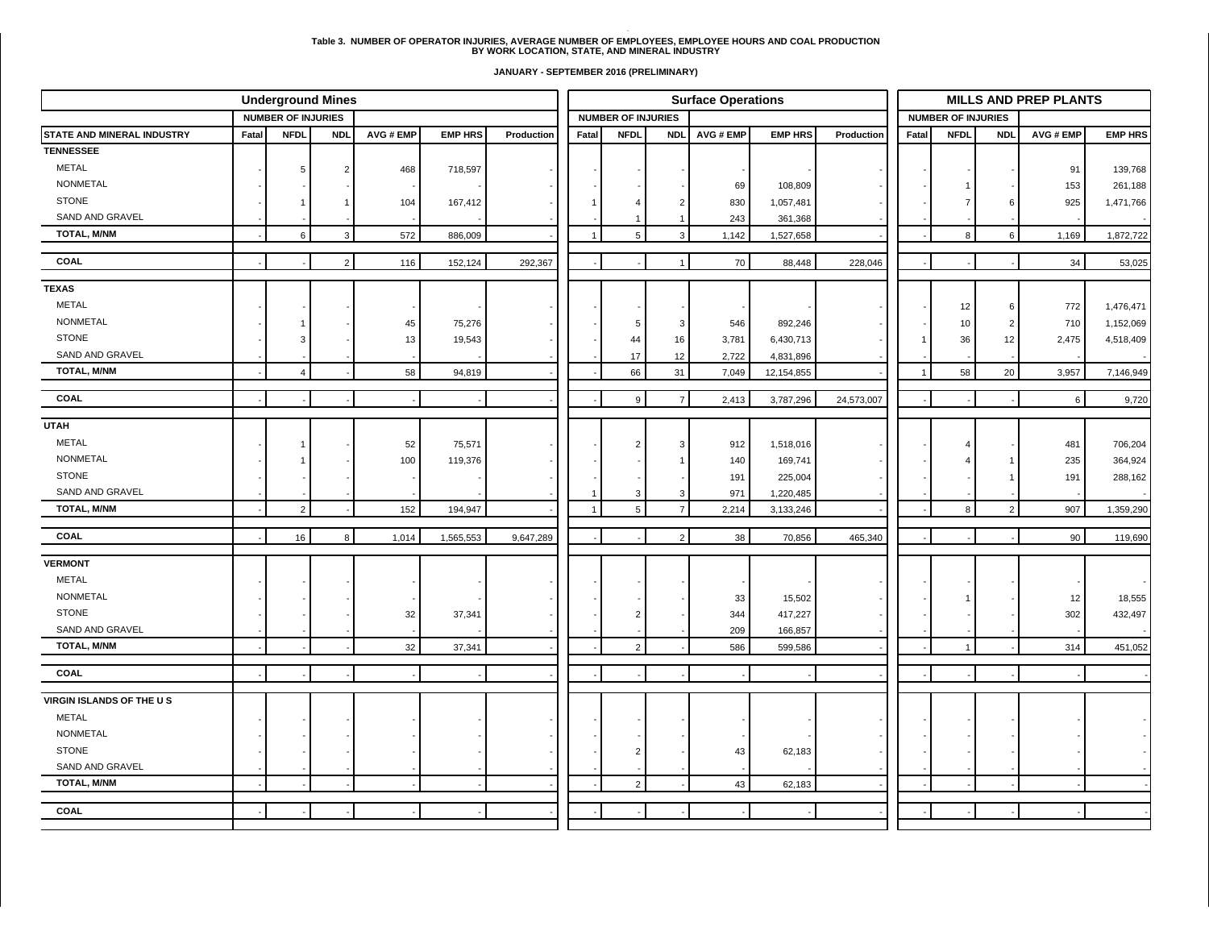**Table 3. NUMBER OF OPERATOR INJURIES, AVERAGE NUMBER OF EMPLOYEES, EMPLOYEE HOURS AND COAL PRODUCTION BY WORK LOCATION, STATE, AND MINERAL INDUSTRY**

**JANUARY - SEPTEMBER 2016 (PRELIMINARY)**

| | Underground Mines | | | | | | Surface Operations | | | | | | MILLS AND PREP PLANTS | | | | |
|---|---|---|---|---|---|---|---|---|---|---|---|---|---|---|---|---|---|
| | NUMBER OF INJURIES | | | | | | NUMBER OF INJURIES | | | | | | NUMBER OF INJURIES | | | | |
| STATE AND MINERAL INDUSTRY | Fatal | NFDL | NDL | AVG # EMP | EMP HRS | Production | Fatal | NFDL | NDL | AVG # EMP | EMP HRS | Production | Fatal | NFDL | NDL | AVG # EMP | EMP HRS |
| **TENNESSEE** | | | | | | | | | | | | | | | | | |
| METAL | - | 5 | 2 | 468 | 718,597 | - | - | - | - | - | - | - | - | - | - | 91 | 139,768 |
| NONMETAL | - | - | - | - | - | - | - | - | - | 69 | 108,809 | - | - | 1 | - | 153 | 261,188 |
| STONE | - | 1 | 1 | 104 | 167,412 | - | 1 | 4 | 2 | 830 | 1,057,481 | - | - | 7 | 6 | 925 | 1,471,766 |
| SAND AND GRAVEL | - | - | - | - | - | - | - | 1 | 1 | 243 | 361,368 | - | - | - | - | - | - |
| **TOTAL, M/NM** | - | 6 | 3 | 572 | 886,009 | - | 1 | 5 | 3 | 1,142 | 1,527,658 | - | - | 8 | 6 | 1,169 | 1,872,722 |
| **COAL** | - | - | 2 | 116 | 152,124 | 292,367 | - | - | 1 | 70 | 88,448 | 228,046 | - | - | - | 34 | 53,025 |
| **TEXAS** | | | | | | | | | | | | | | | | | |
| METAL | - | - | - | - | - | - | - | - | - | - | - | - | - | 12 | 6 | 772 | 1,476,471 |
| NONMETAL | - | 1 | - | 45 | 75,276 | - | - | 5 | 3 | 546 | 892,246 | - | - | 10 | 2 | 710 | 1,152,069 |
| STONE | - | 3 | - | 13 | 19,543 | - | - | 44 | 16 | 3,781 | 6,430,713 | - | 1 | 36 | 12 | 2,475 | 4,518,409 |
| SAND AND GRAVEL | - | - | - | - | - | - | - | 17 | 12 | 2,722 | 4,831,896 | - | - | - | - | - | - |
| **TOTAL, M/NM** | - | 4 | - | 58 | 94,819 | - | - | 66 | 31 | 7,049 | 12,154,855 | - | 1 | 58 | 20 | 3,957 | 7,146,949 |
| **COAL** | - | - | - | - | - | - | - | 9 | 7 | 2,413 | 3,787,296 | 24,573,007 | - | - | - | 6 | 9,720 |
| **UTAH** | | | | | | | | | | | | | | | | | |
| METAL | - | 1 | - | 52 | 75,571 | - | - | 2 | 3 | 912 | 1,518,016 | - | - | 4 | - | 481 | 706,204 |
| NONMETAL | - | 1 | - | 100 | 119,376 | - | - | - | 1 | 140 | 169,741 | - | - | 4 | 1 | 235 | 364,924 |
| STONE | - | - | - | - | - | - | - | - | - | 191 | 225,004 | - | - | - | 1 | 191 | 288,162 |
| SAND AND GRAVEL | - | - | - | - | - | - | 1 | 3 | 3 | 971 | 1,220,485 | - | - | - | - | - | - |
| **TOTAL, M/NM** | - | 2 | - | 152 | 194,947 | - | 1 | 5 | 7 | 2,214 | 3,133,246 | - | - | 8 | 2 | 907 | 1,359,290 |
| **COAL** | - | 16 | 8 | 1,014 | 1,565,553 | 9,647,289 | - | - | 2 | 38 | 70,856 | 465,340 | - | - | - | 90 | 119,690 |
| **VERMONT** | | | | | | | | | | | | | | | | | |
| METAL | - | - | - | - | - | - | - | - | - | - | - | - | - | - | - | - | - |
| NONMETAL | - | - | - | - | - | - | - | - | - | 33 | 15,502 | - | - | 1 | - | 12 | 18,555 |
| STONE | - | - | - | 32 | 37,341 | - | - | 2 | - | 344 | 417,227 | - | - | - | - | 302 | 432,497 |
| SAND AND GRAVEL | - | - | - | - | - | - | - | - | - | 209 | 166,857 | - | - | - | - | - | - |
| **TOTAL, M/NM** | - | - | - | 32 | 37,341 | - | - | 2 | - | 586 | 599,586 | - | - | 1 | - | 314 | 451,052 |
| **COAL** | - | - | - | - | - | - | - | - | - | - | - | - | - | - | - | - | - |
| **VIRGIN ISLANDS OF THE U S** | | | | | | | | | | | | | | | | | |
| METAL | - | - | - | - | - | - | - | - | - | - | - | - | - | - | - | - | - |
| NONMETAL | - | - | - | - | - | - | - | - | - | - | - | - | - | - | - | - | - |
| STONE | - | - | - | - | - | - | - | 2 | - | 43 | 62,183 | - | - | - | - | - | - |
| SAND AND GRAVEL | - | - | - | - | - | - | - | - | - | - | - | - | - | - | - | - | - |
| **TOTAL, M/NM** | - | - | - | - | - | - | - | 2 | - | 43 | 62,183 | - | - | - | - | - | - |
| **COAL** | - | - | - | - | - | - | - | - | - | - | - | - | - | - | - | - | - |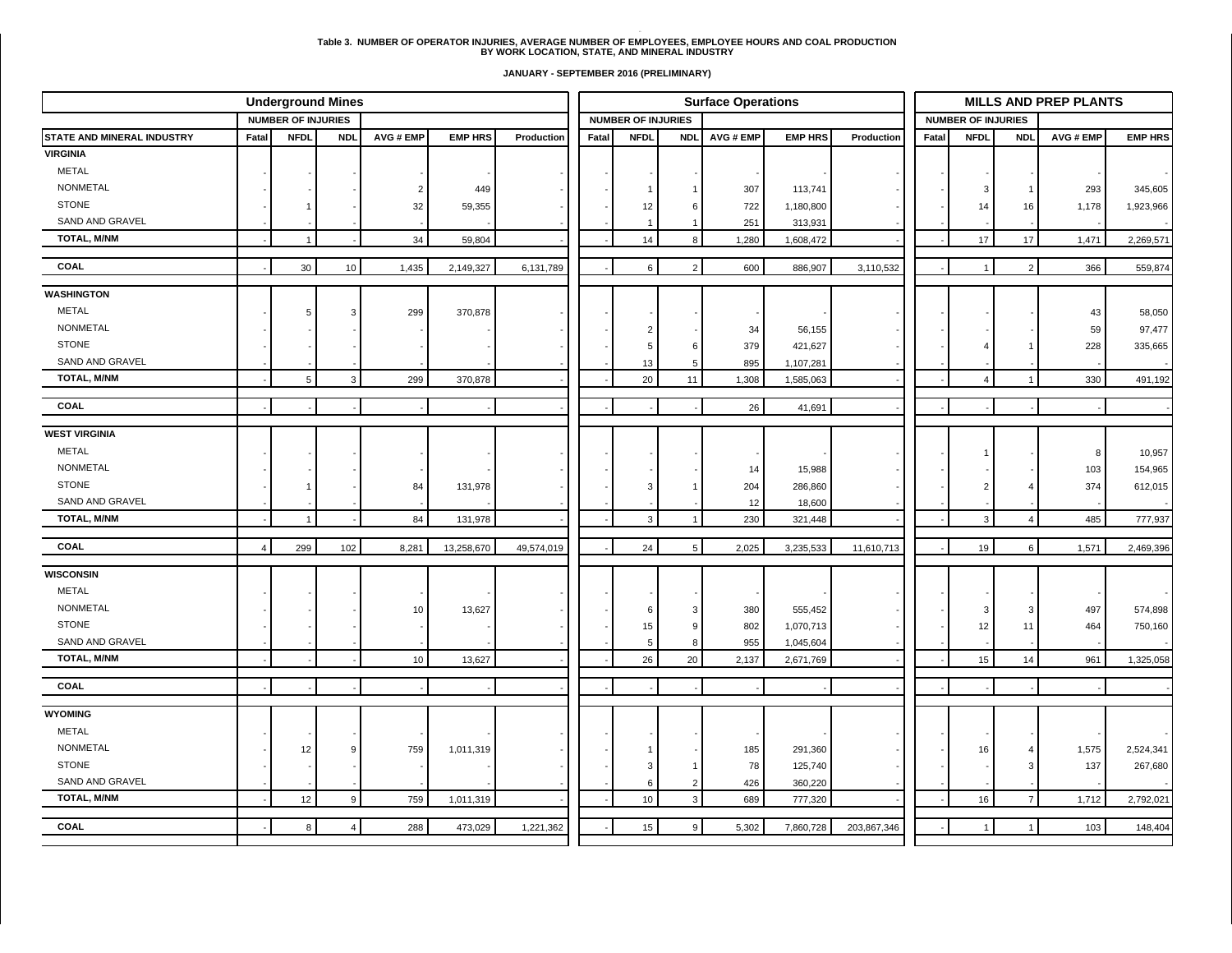**Table 3. NUMBER OF OPERATOR INJURIES, AVERAGE NUMBER OF EMPLOYEES, EMPLOYEE HOURS AND COAL PRODUCTION BY WORK LOCATION, STATE, AND MINERAL INDUSTRY**

**JANUARY - SEPTEMBER 2016 (PRELIMINARY)**

| | Underground Mines | | | | | | Surface Operations | | | | | | MILLS AND PREP PLANTS | | | | |
|---|---|---|---|---|---|---|---|---|---|---|---|---|---|---|---|---|---|
| | NUMBER OF INJURIES | | | | | | NUMBER OF INJURIES | | | | | | NUMBER OF INJURIES | | | | |
| STATE AND MINERAL INDUSTRY | Fatal | NFDL | NDL | AVG # EMP | EMP HRS | Production | Fatal | NFDL | NDL | AVG # EMP | EMP HRS | Production | Fatal | NFDL | NDL | AVG # EMP | EMP HRS |
| **VIRGINIA** | | | | | | | | | | | | | | | | | |
| METAL | - | - | - | - | - | - | - | - | - | - | - | - | - | - | - | - | - |
| NONMETAL | - | - | - | 2 | 449 | - | - | 1 | 1 | 307 | 113,741 | - | - | 3 | 1 | 293 | 345,605 |
| STONE | - | 1 | - | 32 | 59,355 | - | - | 12 | 6 | 722 | 1,180,800 | - | - | 14 | 16 | 1,178 | 1,923,966 |
| SAND AND GRAVEL | - | - | - | - | - | - | - | 1 | 1 | 251 | 313,931 | - | - | - | - | - | - |
| **TOTAL, M/NM** | - | 1 | - | 34 | 59,804 | - | - | 14 | 8 | 1,280 | 1,608,472 | - | - | 17 | 17 | 1,471 | 2,269,571 |
| **COAL** | - | 30 | 10 | 1,435 | 2,149,327 | 6,131,789 | - | 6 | 2 | 600 | 886,907 | 3,110,532 | - | 1 | 2 | 366 | 559,874 |
| **WASHINGTON** | | | | | | | | | | | | | | | | | |
| METAL | - | 5 | 3 | 299 | 370,878 | - | - | - | - | - | - | - | - | - | - | 43 | 58,050 |
| NONMETAL | - | - | - | - | - | - | - | 2 | - | 34 | 56,155 | - | - | - | - | 59 | 97,477 |
| STONE | - | - | - | - | - | - | - | 5 | 6 | 379 | 421,627 | - | - | 4 | 1 | 228 | 335,665 |
| SAND AND GRAVEL | - | - | - | - | - | - | - | 13 | 5 | 895 | 1,107,281 | - | - | - | - | - | - |
| **TOTAL, M/NM** | - | 5 | 3 | 299 | 370,878 | - | - | 20 | 11 | 1,308 | 1,585,063 | - | - | 4 | 1 | 330 | 491,192 |
| **COAL** | - | - | - | - | - | - | - | - | - | 26 | 41,691 | - | - | - | - | - | - |
| **WEST VIRGINIA** | | | | | | | | | | | | | | | | | |
| METAL | - | - | - | - | - | - | - | - | - | - | - | - | - | 1 | - | 8 | 10,957 |
| NONMETAL | - | - | - | - | - | - | - | - | - | 14 | 15,988 | - | - | - | - | 103 | 154,965 |
| STONE | - | 1 | - | 84 | 131,978 | - | - | 3 | 1 | 204 | 286,860 | - | - | 2 | 4 | 374 | 612,015 |
| SAND AND GRAVEL | - | - | - | - | - | - | - | - | - | 12 | 18,600 | - | - | - | - | - | - |
| **TOTAL, M/NM** | - | 1 | - | 84 | 131,978 | - | - | 3 | 1 | 230 | 321,448 | - | - | 3 | 4 | 485 | 777,937 |
| **COAL** | 4 | 299 | 102 | 8,281 | 13,258,670 | 49,574,019 | - | 24 | 5 | 2,025 | 3,235,533 | 11,610,713 | - | 19 | 6 | 1,571 | 2,469,396 |
| **WISCONSIN** | | | | | | | | | | | | | | | | | |
| METAL | - | - | - | - | - | - | - | - | - | - | - | - | - | - | - | - | - |
| NONMETAL | - | - | - | 10 | 13,627 | - | - | 6 | 3 | 380 | 555,452 | - | - | 3 | 3 | 497 | 574,898 |
| STONE | - | - | - | - | - | - | - | 15 | 9 | 802 | 1,070,713 | - | - | 12 | 11 | 464 | 750,160 |
| SAND AND GRAVEL | - | - | - | - | - | - | - | 5 | 8 | 955 | 1,045,604 | - | - | - | - | - | - |
| **TOTAL, M/NM** | - | - | - | 10 | 13,627 | - | - | 26 | 20 | 2,137 | 2,671,769 | - | - | 15 | 14 | 961 | 1,325,058 |
| **COAL** | - | - | - | - | - | - | - | - | - | - | - | - | - | - | - | - | - |
| **WYOMING** | | | | | | | | | | | | | | | | | |
| METAL | - | - | - | - | - | - | - | - | - | - | - | - | - | - | - | - | - |
| NONMETAL | - | 12 | 9 | 759 | 1,011,319 | - | - | 1 | - | 185 | 291,360 | - | - | 16 | 4 | 1,575 | 2,524,341 |
| STONE | - | - | - | - | - | - | - | 3 | 1 | 78 | 125,740 | - | - | - | 3 | 137 | 267,680 |
| SAND AND GRAVEL | - | - | - | - | - | - | - | 6 | 2 | 426 | 360,220 | - | - | - | - | - | - |
| **TOTAL, M/NM** | - | 12 | 9 | 759 | 1,011,319 | - | - | 10 | 3 | 689 | 777,320 | - | - | 16 | 7 | 1,712 | 2,792,021 |
| **COAL** | - | 8 | 4 | 288 | 473,029 | 1,221,362 | - | 15 | 9 | 5,302 | 7,860,728 | 203,867,346 | - | 1 | 1 | 103 | 148,404 |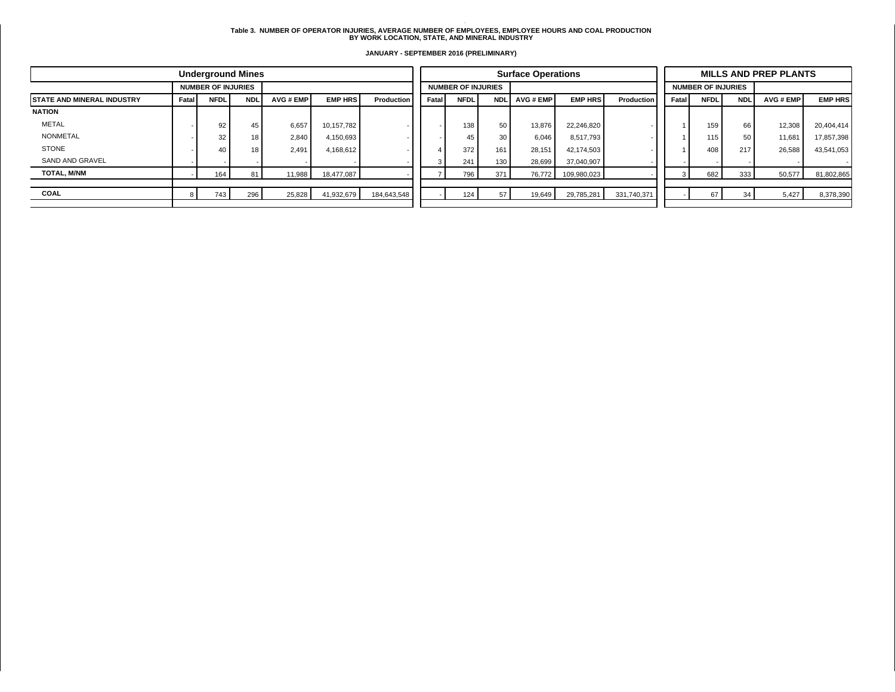**Table 3. NUMBER OF OPERATOR INJURIES, AVERAGE NUMBER OF EMPLOYEES, EMPLOYEE HOURS AND COAL PRODUCTION BY WORK LOCATION, STATE, AND MINERAL INDUSTRY**

**JANUARY - SEPTEMBER 2016 (PRELIMINARY)**

| | Underground Mines | | | | | | Surface Operations | | | | | | MILLS AND PREP PLANTS | | | | |
|---|---|---|---|---|---|---|---|---|---|---|---|---|---|---|---|---|---|
| | NUMBER OF INJURIES | | | | | | NUMBER OF INJURIES | | | | | | NUMBER OF INJURIES | | | | |
| STATE AND MINERAL INDUSTRY | Fatal | NFDL | NDL | AVG # EMP | EMP HRS | Production | Fatal | NFDL | NDL | AVG # EMP | EMP HRS | Production | Fatal | NFDL | NDL | AVG # EMP | EMP HRS |
| NATION | | | | | | | | | | | | | | | | | |
| METAL | - | 92 | 45 | 6,657 | 10,157,782 | - | - | 138 | 50 | 13,876 | 22,246,820 | - | 1 | 159 | 66 | 12,308 | 20,404,414 |
| NONMETAL | - | 32 | 18 | 2,840 | 4,150,693 | - | - | 45 | 30 | 6,046 | 8,517,793 | - | 1 | 115 | 50 | 11,681 | 17,857,398 |
| STONE | - | 40 | 18 | 2,491 | 4,168,612 | - | 4 | 372 | 161 | 28,151 | 42,174,503 | - | 1 | 408 | 217 | 26,588 | 43,541,053 |
| SAND AND GRAVEL | - | - | - | - | - | - | 3 | 241 | 130 | 28,699 | 37,040,907 | - | - | - | - | - | - |
| TOTAL, M/NM | - | 164 | 81 | 11,988 | 18,477,087 | - | 7 | 796 | 371 | 76,772 | 109,980,023 | - | 3 | 682 | 333 | 50,577 | 81,802,865 |
| COAL | 8 | 743 | 296 | 25,828 | 41,932,679 | 184,643,548 | - | 124 | 57 | 19,649 | 29,785,281 | 331,740,371 | - | 67 | 34 | 5,427 | 8,378,390 |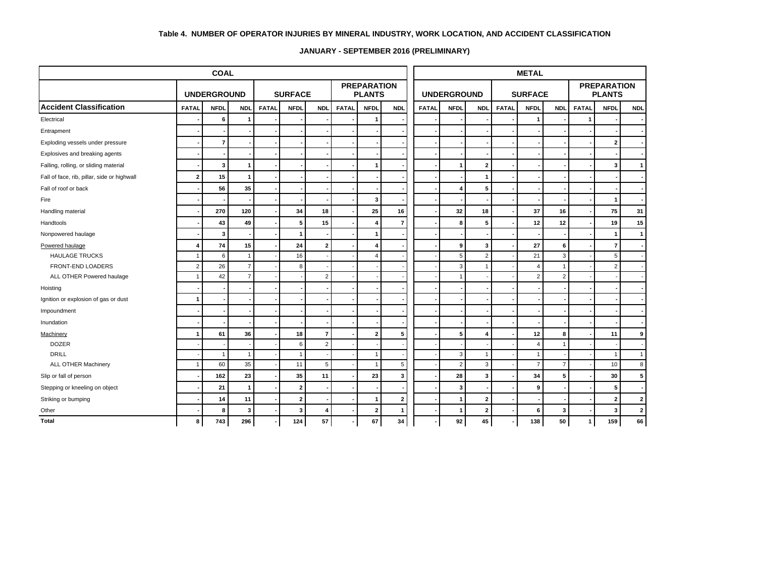# Table 4. NUMBER OF OPERATOR INJURIES BY MINERAL INDUSTRY, WORK LOCATION, AND ACCIDENT CLASSIFICATION

## JANUARY - SEPTEMBER 2016 (PRELIMINARY)

| | COAL | | | | | | | | | METAL | | | | | | | | |
|---|---|---|---|---|---|---|---|---|---|---|---|---|---|---|---|---|---|---|
| | UNDERGROUND | | | SURFACE | | | PREPARATION PLANTS | | | UNDERGROUND | | | SURFACE | | | PREPARATION PLANTS | | |
| **Accident Classification** | FATAL | NFDL | NDL | FATAL | NFDL | NDL | FATAL | NFDL | NDL | FATAL | NFDL | NDL | FATAL | NFDL | NDL | FATAL | NFDL | NDL |
| Electrical | - | 6 | 1 | - | - | - | - | 1 | - | - | - | - | - | 1 | - | 1 | - | - |
| Entrapment | - | - | - | - | - | - | - | - | - | - | - | - | - | - | - | - | - | - |
| Exploding vessels under pressure | - | 7 | - | - | - | - | - | - | - | - | - | - | - | - | - | - | 2 | - |
| Explosives and breaking agents | - | - | - | - | - | - | - | - | - | - | - | - | - | - | - | - | - | - |
| Falling, rolling, or sliding material | - | 3 | 1 | - | - | - | - | 1 | - | - | 1 | 2 | - | - | - | - | 3 | 1 |
| Fall of face, rib, pillar, side or highwall | 2 | 15 | 1 | - | - | - | - | - | - | - | - | 1 | - | - | - | - | - | - |
| Fall of roof or back | - | 56 | 35 | - | - | - | - | - | - | - | 4 | 5 | - | - | - | - | - | - |
| Fire | - | - | - | - | - | - | - | 3 | - | - | - | - | - | - | - | - | 1 | - |
| Handling material | - | 270 | 120 | - | 34 | 18 | - | 25 | 16 | - | 32 | 18 | - | 37 | 16 | - | 75 | 31 |
| Handtools | - | 43 | 49 | - | 5 | 15 | - | 4 | 7 | - | 8 | 5 | - | 12 | 12 | - | 19 | 15 |
| Nonpowered haulage | - | 3 | - | - | 1 | - | - | 1 | - | - | - | - | - | - | - | - | 1 | 1 |
| Powered haulage | 4 | 74 | 15 | - | 24 | 2 | - | 4 | - | - | 9 | 3 | - | 27 | 6 | - | 7 | - |
| HAULAGE TRUCKS | 1 | 6 | 1 | - | 16 | - | - | 4 | - | - | 5 | 2 | - | 21 | 3 | - | 5 | - |
| FRONT-END LOADERS | 2 | 26 | 7 | - | 8 | - | - | - | - | - | 3 | 1 | - | 4 | 1 | - | 2 | - |
| ALL OTHER Powered haulage | 1 | 42 | 7 | - | - | 2 | - | - | - | - | 1 | - | - | 2 | 2 | - | - | - |
| Hoisting | - | - | - | - | - | - | - | - | - | - | - | - | - | - | - | - | - | - |
| Ignition or explosion of gas or dust | 1 | - | - | - | - | - | - | - | - | - | - | - | - | - | - | - | - | - |
| Impoundment | - | - | - | - | - | - | - | - | - | - | - | - | - | - | - | - | - | - |
| Inundation | - | - | - | - | - | - | - | - | - | - | - | - | - | - | - | - | - | - |
| Machinery | 1 | 61 | 36 | - | 18 | 7 | - | 2 | 5 | - | 5 | 4 | - | 12 | 8 | - | 11 | 9 |
| DOZER | - | - | - | - | 6 | 2 | - | - | - | - | - | - | - | 4 | 1 | - | - | - |
| DRILL | - | 1 | 1 | - | 1 | - | - | 1 | - | - | 3 | 1 | - | 1 | - | - | 1 | 1 |
| ALL OTHER Machinery | 1 | 60 | 35 | - | 11 | 5 | - | 1 | 5 | - | 2 | 3 | - | 7 | 7 | - | 10 | 8 |
| Slip or fall of person | - | 162 | 23 | - | 35 | 11 | - | 23 | 3 | - | 28 | 3 | - | 34 | 5 | - | 30 | 5 |
| Stepping or kneeling on object | - | 21 | 1 | - | 2 | - | - | - | - | - | 3 | - | - | 9 | - | - | 5 | - |
| Striking or bumping | - | 14 | 11 | - | 2 | - | - | 1 | 2 | - | 1 | 2 | - | - | - | - | 2 | 2 |
| Other | - | 8 | 3 | - | 3 | 4 | - | 2 | 1 | - | 1 | 2 | - | 6 | 3 | - | 3 | 2 |
| **Total** | 8 | 743 | 296 | - | 124 | 57 | - | 67 | 34 | - | 92 | 45 | - | 138 | 50 | 1 | 159 | 66 |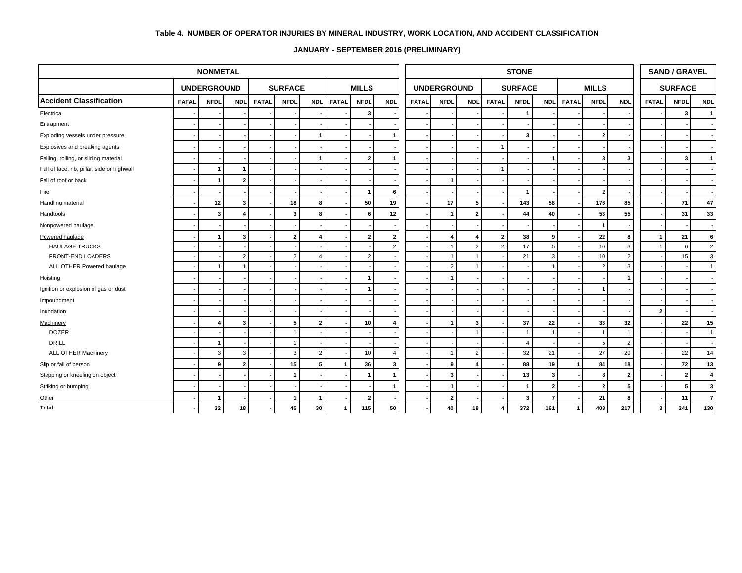**Table 4. NUMBER OF OPERATOR INJURIES BY MINERAL INDUSTRY, WORK LOCATION, AND ACCIDENT CLASSIFICATION**

**JANUARY - SEPTEMBER 2016 (PRELIMINARY)**

| | NONMETAL | | | | | | | | | STONE | | | | | | | | | SAND / GRAVEL | | |
|---|---|---|---|---|---|---|---|---|---|---|---|---|---|---|---|---|---|---|---|---|---|
| | UNDERGROUND | | | SURFACE | | | MILLS | | | UNDERGROUND | | | SURFACE | | | MILLS | | | SURFACE | | |
| **Accident Classification** | FATAL | NFDL | NDL | FATAL | NFDL | NDL | FATAL | NFDL | NDL | FATAL | NFDL | NDL | FATAL | NFDL | NDL | FATAL | NFDL | NDL | FATAL | NFDL | NDL |
| Electrical | - | - | - | - | - | - | - | 3 | - | - | - | - | - | 1 | - | - | - | - | - | 3 | 1 |
| Entrapment | - | - | - | - | - | - | - | - | - | - | - | - | - | - | - | - | - | - | - | - | - |
| Exploding vessels under pressure | - | - | - | - | - | 1 | - | - | 1 | - | - | - | - | 3 | - | - | 2 | - | - | - | - |
| Explosives and breaking agents | - | - | - | - | - | - | - | - | - | - | - | - | 1 | - | - | - | - | - | - | - | - |
| Falling, rolling, or sliding material | - | - | - | - | - | 1 | - | 2 | 1 | - | - | - | - | - | 1 | - | 3 | 3 | - | 3 | 1 |
| Fall of face, rib, pillar, side or highwall | - | 1 | 1 | - | - | - | - | - | - | - | - | - | 1 | - | - | - | - | - | - | - | - |
| Fall of roof or back | - | 1 | 2 | - | - | - | - | - | - | - | 1 | - | - | - | - | - | - | - | - | - | - |
| Fire | - | - | - | - | - | - | - | 1 | 6 | - | - | - | - | 1 | - | - | 2 | - | - | - | - |
| Handling material | - | 12 | 3 | - | 18 | 8 | - | 50 | 19 | - | 17 | 5 | - | 143 | 58 | - | 176 | 85 | - | 71 | 47 |
| Handtools | - | 3 | 4 | - | 3 | 8 | - | 6 | 12 | - | 1 | 2 | - | 44 | 40 | - | 53 | 55 | - | 31 | 33 |
| Nonpowered haulage | - | - | - | - | - | - | - | - | - | - | - | - | - | - | - | - | 1 | - | - | - | - |
| Powered haulage | - | 1 | 3 | - | 2 | 4 | - | 2 | 2 | - | 4 | 4 | 2 | 38 | 9 | - | 22 | 8 | 1 | 21 | 6 |
| HAULAGE TRUCKS | - | - | - | - | - | - | - | - | 2 | - | 1 | 2 | 2 | 17 | 5 | - | 10 | 3 | 1 | 6 | 2 |
| FRONT-END LOADERS | - | - | 2 | - | 2 | 4 | - | 2 | - | - | 1 | 1 | - | 21 | 3 | - | 10 | 2 | - | 15 | 3 |
| ALL OTHER Powered haulage | - | 1 | 1 | - | - | - | - | - | - | - | 2 | 1 | - | - | 1 | - | 2 | 3 | - | - | 1 |
| Hoisting | - | - | - | - | - | - | - | 1 | - | - | 1 | - | - | - | - | - | - | 1 | - | - | - |
| Ignition or explosion of gas or dust | - | - | - | - | - | - | - | 1 | - | - | - | - | - | - | - | - | 1 | - | - | - | - |
| Impoundment | - | - | - | - | - | - | - | - | - | - | - | - | - | - | - | - | - | - | - | - | - |
| Inundation | - | - | - | - | - | - | - | - | - | - | - | - | - | - | - | - | - | - | 2 | - | - |
| Machinery | - | 4 | 3 | - | 5 | 2 | - | 10 | 4 | - | 1 | 3 | - | 37 | 22 | - | 33 | 32 | - | 22 | 15 |
| DOZER | - | - | - | - | 1 | - | - | - | - | - | - | 1 | - | 1 | 1 | - | 1 | 1 | - | - | 1 |
| DRILL | - | 1 | - | - | 1 | - | - | - | - | - | - | - | - | 4 | - | - | 5 | 2 | - | - | - |
| ALL OTHER Machinery | - | 3 | 3 | - | 3 | 2 | - | 10 | 4 | - | 1 | 2 | - | 32 | 21 | - | 27 | 29 | - | 22 | 14 |
| Slip or fall of person | - | 9 | 2 | - | 15 | 5 | 1 | 36 | 3 | - | 9 | 4 | - | 88 | 19 | 1 | 84 | 18 | - | 72 | 13 |
| Stepping or kneeling on object | - | - | - | - | 1 | - | - | 1 | 1 | - | 3 | - | - | 13 | 3 | - | 8 | 2 | - | 2 | 4 |
| Striking or bumping | - | - | - | - | - | - | - | - | 1 | - | 1 | - | - | 1 | 2 | - | 2 | 5 | - | 5 | 3 |
| Other | - | 1 | - | - | 1 | 1 | - | 2 | - | - | 2 | - | - | 3 | 7 | - | 21 | 8 | - | 11 | 7 |
| **Total** | - | 32 | 18 | - | 45 | 30 | 1 | 115 | 50 | - | 40 | 18 | 4 | 372 | 161 | 1 | 408 | 217 | 3 | 241 | 130 |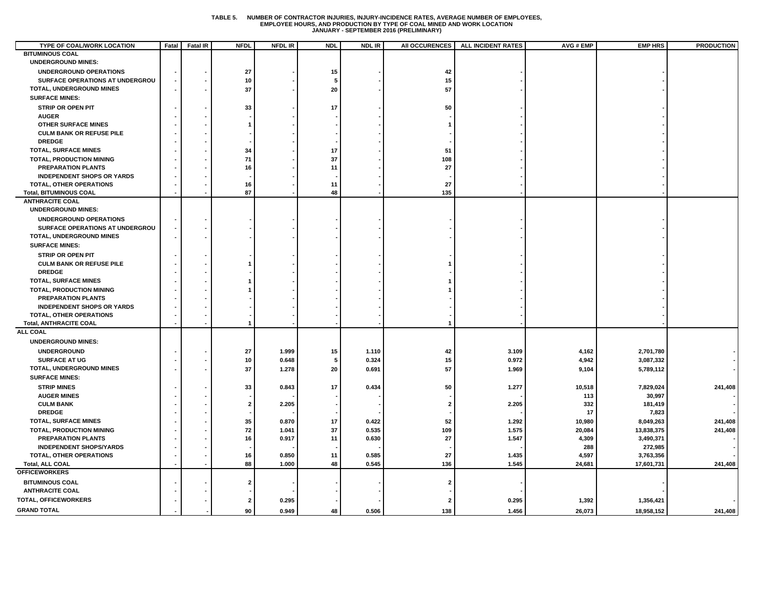### TABLE 5. NUMBER OF CONTRACTOR INJURIES, INJURY-INCIDENCE RATES, AVERAGE NUMBER OF EMPLOYEES, EMPLOYEE HOURS, AND PRODUCTION BY TYPE OF COAL MINED AND WORK LOCATION JANUARY - SEPTEMBER 2016 (PRELIMINARY)

| TYPE OF COAL/WORK LOCATION | Fatal | Fatal IR | NFDL | NFDL IR | NDL | NDL IR | All OCCURENCES | ALL INCIDENT RATES | AVG # EMP | EMP HRS | PRODUCTION |
|---|---|---|---|---|---|---|---|---|---|---|---|
| BITUMINOUS COAL | | | | | | | | | | | |
| UNDERGROUND MINES: | | | | | | | | | | | |
| UNDERGROUND OPERATIONS | - | - | 27 | - | 15 | - | 42 | - | | - | |
| SURFACE OPERATIONS AT UNDERGROU | - | - | 10 | - | 5 | - | 15 | - | | - | |
| TOTAL, UNDERGROUND MINES | - | - | 37 | - | 20 | - | 57 | - | | - | |
| SURFACE MINES: | | | | | | | | | | | |
| STRIP OR OPEN PIT | - | - | 33 | - | 17 | - | 50 | - | | - | |
| AUGER | - | - | - | - | - | - | - | - | | - | |
| OTHER SURFACE MINES | - | - | 1 | - | - | - | 1 | - | | - | |
| CULM BANK OR REFUSE PILE | - | - | - | - | - | - | - | - | | - | |
| DREDGE | - | - | - | - | - | - | - | - | | - | |
| TOTAL, SURFACE MINES | - | - | 34 | - | 17 | - | 51 | - | | - | |
| TOTAL, PRODUCTION MINING | - | - | 71 | - | 37 | - | 108 | - | | - | |
| PREPARATION PLANTS | - | - | 16 | - | 11 | - | 27 | - | | - | |
| INDEPENDENT SHOPS OR YARDS | - | - | - | - | - | - | - | - | | - | |
| TOTAL, OTHER OPERATIONS | - | - | 16 | - | 11 | - | 27 | - | | - | |
| Total, BITUMINOUS COAL | - | - | 87 | - | 48 | - | 135 | - | | - | |
| ANTHRACITE COAL | | | | | | | | | | | |
| UNDERGROUND MINES: | | | | | | | | | | | |
| UNDERGROUND OPERATIONS | - | - | - | - | - | - | - | - | | - | |
| SURFACE OPERATIONS AT UNDERGROU | - | - | - | - | - | - | - | - | | - | |
| TOTAL, UNDERGROUND MINES | - | - | - | - | - | - | - | - | | - | |
| SURFACE MINES: | | | | | | | | | | | |
| STRIP OR OPEN PIT | - | - | - | - | - | - | - | - | | - | |
| CULM BANK OR REFUSE PILE | - | - | 1 | - | - | - | 1 | - | | - | |
| DREDGE | - | - | - | - | - | - | - | - | | - | |
| TOTAL, SURFACE MINES | - | - | 1 | - | - | - | 1 | - | | - | |
| TOTAL, PRODUCTION MINING | - | - | 1 | - | - | - | 1 | - | | - | |
| PREPARATION PLANTS | - | - | - | - | - | - | - | - | | - | |
| INDEPENDENT SHOPS OR YARDS | - | - | - | - | - | - | - | - | | - | |
| TOTAL, OTHER OPERATIONS | - | - | - | - | - | - | - | - | | - | |
| Total, ANTHRACITE COAL | - | - | 1 | - | - | - | 1 | - | | - | |
| ALL COAL | | | | | | | | | | | |
| UNDERGROUND MINES: | | | | | | | | | | | |
| UNDERGROUND | - | - | 27 | 1.999 | 15 | 1.110 | 42 | 3.109 | 4,162 | 2,701,780 | - |
| SURFACE AT UG | - | - | 10 | 0.648 | 5 | 0.324 | 15 | 0.972 | 4,942 | 3,087,332 | - |
| TOTAL, UNDERGROUND MINES | - | - | 37 | 1.278 | 20 | 0.691 | 57 | 1.969 | 9,104 | 5,789,112 | - |
| SURFACE MINES: | | | | | | | | | | | |
| STRIP MINES | - | - | 33 | 0.843 | 17 | 0.434 | 50 | 1.277 | 10,518 | 7,829,024 | 241,408 |
| AUGER MINES | - | - | - | - | - | - | - | - | 113 | 30,997 | - |
| CULM BANK | - | - | 2 | 2.205 | - | - | 2 | 2.205 | 332 | 181,419 | - |
| DREDGE | - | - | - | - | - | - | - | - | 17 | 7,823 | - |
| TOTAL, SURFACE MINES | - | - | 35 | 0.870 | 17 | 0.422 | 52 | 1.292 | 10,980 | 8,049,263 | 241,408 |
| TOTAL, PRODUCTION MINING | - | - | 72 | 1.041 | 37 | 0.535 | 109 | 1.575 | 20,084 | 13,838,375 | 241,408 |
| PREPARATION PLANTS | - | - | 16 | 0.917 | 11 | 0.630 | 27 | 1.547 | 4,309 | 3,490,371 | - |
| INDEPENDENT SHOPS/YARDS | - | - | - | - | - | - | - | - | 288 | 272,985 | - |
| TOTAL, OTHER OPERATIONS | - | - | 16 | 0.850 | 11 | 0.585 | 27 | 1.435 | 4,597 | 3,763,356 | - |
| Total, ALL COAL | - | - | 88 | 1.000 | 48 | 0.545 | 136 | 1.545 | 24,681 | 17,601,731 | 241,408 |
| OFFICEWORKERS | | | | | | | | | | | |
| BITUMINOUS COAL | - | - | 2 | - | - | - | 2 | - | | - | |
| ANTHRACITE COAL | - | - | - | - | - | - | - | - | | - | |
| TOTAL, OFFICEWORKERS | - | - | 2 | 0.295 | - | - | 2 | 0.295 | 1,392 | 1,356,421 | - |
| GRAND TOTAL | - | - | 90 | 0.949 | 48 | 0.506 | 138 | 1.456 | 26,073 | 18,958,152 | 241,408 |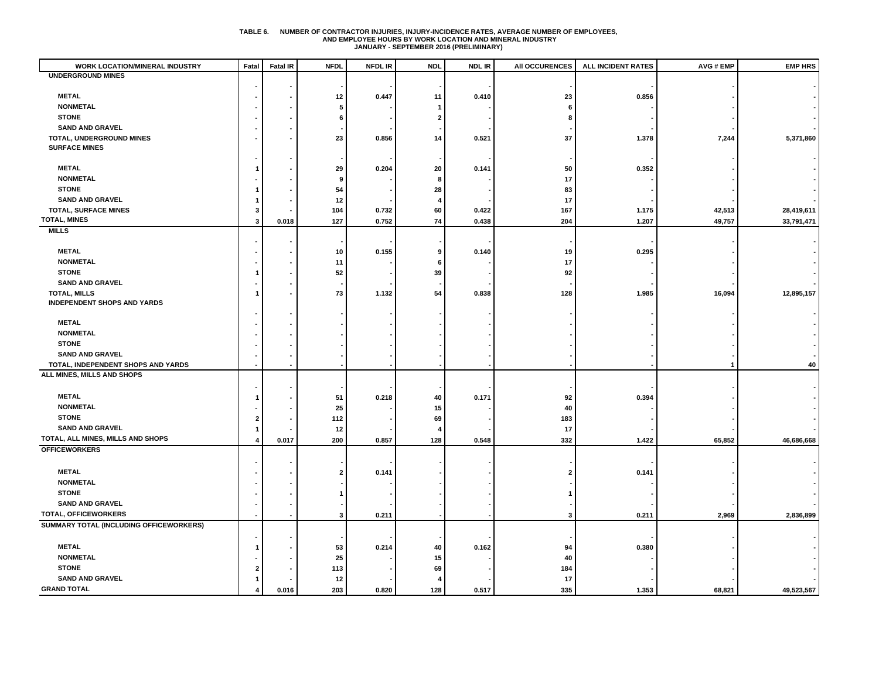**TABLE 6. NUMBER OF CONTRACTOR INJURIES, INJURY-INCIDENCE RATES, AVERAGE NUMBER OF EMPLOYEES, AND EMPLOYEE HOURS BY WORK LOCATION AND MINERAL INDUSTRY JANUARY - SEPTEMBER 2016 (PRELIMINARY)**

| WORK LOCATION/MINERAL INDUSTRY | Fatal | Fatal IR | NFDL | NFDL IR | NDL | NDL IR | All OCCURENCES | ALL INCIDENT RATES | AVG # EMP | EMP HRS |
|---|---|---|---|---|---|---|---|---|---|---|
| **UNDERGROUND MINES** | - | - | - | - | - | - | - | - | - | - |
| METAL | - | - | 12 | 0.447 | 11 | 0.410 | 23 | 0.856 | - | - |
| NONMETAL | - | - | 5 | - | 1 | - | 6 | - | - | - |
| STONE | - | - | 6 | - | 2 | - | 8 | - | - | - |
| SAND AND GRAVEL | - | - | - | - | - | - | - | - | - | - |
| TOTAL, UNDERGROUND MINES | - | - | 23 | 0.856 | 14 | 0.521 | 37 | 1.378 | 7,244 | 5,371,860 |
| **SURFACE MINES** | - | - | - | - | - | - | - | - | - | - |
| METAL | 1 | - | 29 | 0.204 | 20 | 0.141 | 50 | 0.352 | - | - |
| NONMETAL | - | - | 9 | - | 8 | - | 17 | - | - | - |
| STONE | 1 | - | 54 | - | 28 | - | 83 | - | - | - |
| SAND AND GRAVEL | 1 | - | 12 | - | 4 | - | 17 | - | - | - |
| TOTAL, SURFACE MINES | 3 | - | 104 | 0.732 | 60 | 0.422 | 167 | 1.175 | 42,513 | 28,419,611 |
| TOTAL, MINES | 3 | 0.018 | 127 | 0.752 | 74 | 0.438 | 204 | 1.207 | 49,757 | 33,791,471 |
| **MILLS** | - | - | - | - | - | - | - | - | - | - |
| METAL | - | - | 10 | 0.155 | 9 | 0.140 | 19 | 0.295 | - | - |
| NONMETAL | - | - | 11 | - | 6 | - | 17 | - | - | - |
| STONE | 1 | - | 52 | - | 39 | - | 92 | - | - | - |
| SAND AND GRAVEL | - | - | - | - | - | - | - | - | - | - |
| TOTAL, MILLS | 1 | - | 73 | 1.132 | 54 | 0.838 | 128 | 1.985 | 16,094 | 12,895,157 |
| **INDEPENDENT SHOPS AND YARDS** | - | - | - | - | - | - | - | - | - | - |
| METAL | - | - | - | - | - | - | - | - | - | - |
| NONMETAL | - | - | - | - | - | - | - | - | - | - |
| STONE | - | - | - | - | - | - | - | - | - | - |
| SAND AND GRAVEL | - | - | - | - | - | - | - | - | - | - |
| TOTAL, INDEPENDENT SHOPS AND YARDS | - | - | - | - | - | - | - | - | 1 | 40 |
| **ALL MINES, MILLS AND SHOPS** | - | - | - | - | - | - | - | - | - | - |
| METAL | 1 | - | 51 | 0.218 | 40 | 0.171 | 92 | 0.394 | - | - |
| NONMETAL | - | - | 25 | - | 15 | - | 40 | - | - | - |
| STONE | 2 | - | 112 | - | 69 | - | 183 | - | - | - |
| SAND AND GRAVEL | 1 | - | 12 | - | 4 | - | 17 | - | - | - |
| TOTAL, ALL MINES, MILLS AND SHOPS | 4 | 0.017 | 200 | 0.857 | 128 | 0.548 | 332 | 1.422 | 65,852 | 46,686,668 |
| **OFFICEWORKERS** | - | - | - | - | - | - | - | - | - | - |
| METAL | - | - | 2 | 0.141 | - | - | 2 | 0.141 | - | - |
| NONMETAL | - | - | - | - | - | - | - | - | - | - |
| STONE | - | - | 1 | - | - | - | 1 | - | - | - |
| SAND AND GRAVEL | - | - | - | - | - | - | - | - | - | - |
| TOTAL, OFFICEWORKERS | - | - | 3 | 0.211 | - | - | 3 | 0.211 | 2,969 | 2,836,899 |
| **SUMMARY TOTAL (INCLUDING OFFICEWORKERS)** | - | - | - | - | - | - | - | - | - | - |
| METAL | 1 | - | 53 | 0.214 | 40 | 0.162 | 94 | 0.380 | - | - |
| NONMETAL | - | - | 25 | - | 15 | - | 40 | - | - | - |
| STONE | 2 | - | 113 | - | 69 | - | 184 | - | - | - |
| SAND AND GRAVEL | 1 | - | 12 | - | 4 | - | 17 | - | - | - |
| GRAND TOTAL | 4 | 0.016 | 203 | 0.820 | 128 | 0.517 | 335 | 1.353 | 68,821 | 49,523,567 |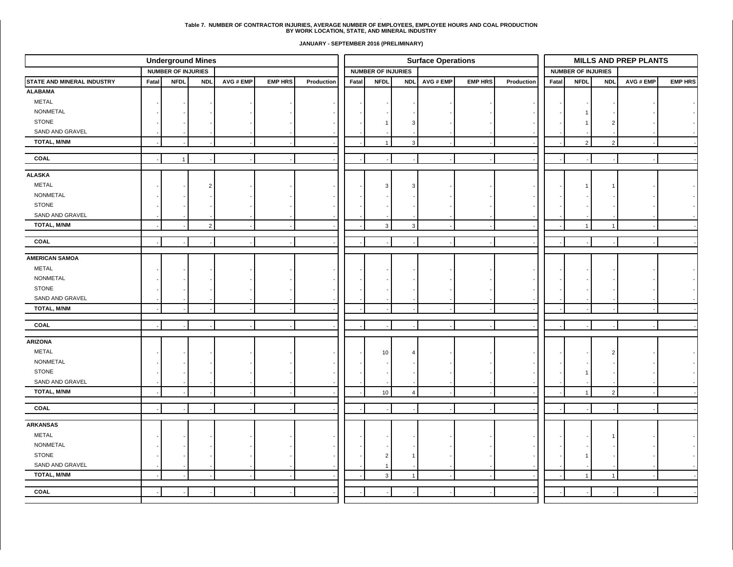**Table 7. NUMBER OF CONTRACTOR INJURIES, AVERAGE NUMBER OF EMPLOYEES, EMPLOYEE HOURS AND COAL PRODUCTION BY WORK LOCATION, STATE, AND MINERAL INDUSTRY**

**JANUARY - SEPTEMBER 2016 (PRELIMINARY)**

| | Underground Mines | | | | | | Surface Operations | | | | | | MILLS AND PREP PLANTS | | | | |
|---|---|---|---|---|---|---|---|---|---|---|---|---|---|---|---|---|---|
| | NUMBER OF INJURIES | | | | | | NUMBER OF INJURIES | | | | | | NUMBER OF INJURIES | | | | |
| STATE AND MINERAL INDUSTRY | Fatal | NFDL | NDL | AVG # EMP | EMP HRS | Production | Fatal | NFDL | NDL | AVG # EMP | EMP HRS | Production | Fatal | NFDL | NDL | AVG # EMP | EMP HRS |
| **ALABAMA** | | | | | | | | | | | | | | | | | |
| METAL | - | - | - | - | - | - | - | - | - | - | - | - | - | - | - | - | - |
| NONMETAL | - | - | - | - | - | - | - | - | - | - | - | - | - | 1 | - | - | - |
| STONE | - | - | - | - | - | - | - | 1 | 3 | - | - | - | - | 1 | 2 | - | - |
| SAND AND GRAVEL | - | - | - | - | - | - | - | - | - | - | - | - | - | - | - | - | - |
| **TOTAL, M/NM** | - | - | - | - | - | - | - | 1 | 3 | - | - | - | - | 2 | 2 | - | - |
| **COAL** | - | 1 | - | - | - | - | - | - | - | - | - | - | - | - | - | - | - |
| **ALASKA** | | | | | | | | | | | | | | | | | |
| METAL | - | - | 2 | - | - | - | - | 3 | 3 | - | - | - | - | 1 | 1 | - | - |
| NONMETAL | - | - | - | - | - | - | - | - | - | - | - | - | - | - | - | - | - |
| STONE | - | - | - | - | - | - | - | - | - | - | - | - | - | - | - | - | - |
| SAND AND GRAVEL | - | - | - | - | - | - | - | - | - | - | - | - | - | - | - | - | - |
| **TOTAL, M/NM** | - | - | 2 | - | - | - | - | 3 | 3 | - | - | - | - | 1 | 1 | - | - |
| **COAL** | - | - | - | - | - | - | - | - | - | - | - | - | - | - | - | - | - |
| **AMERICAN SAMOA** | | | | | | | | | | | | | | | | | |
| METAL | - | - | - | - | - | - | - | - | - | - | - | - | - | - | - | - | - |
| NONMETAL | - | - | - | - | - | - | - | - | - | - | - | - | - | - | - | - | - |
| STONE | - | - | - | - | - | - | - | - | - | - | - | - | - | - | - | - | - |
| SAND AND GRAVEL | - | - | - | - | - | - | - | - | - | - | - | - | - | - | - | - | - |
| **TOTAL, M/NM** | - | - | - | - | - | - | - | - | - | - | - | - | - | - | - | - | - |
| **COAL** | - | - | - | - | - | - | - | - | - | - | - | - | - | - | - | - | - |
| **ARIZONA** | | | | | | | | | | | | | | | | | |
| METAL | - | - | - | - | - | - | - | 10 | 4 | - | - | - | - | - | 2 | - | - |
| NONMETAL | - | - | - | - | - | - | - | - | - | - | - | - | - | - | - | - | - |
| STONE | - | - | - | - | - | - | - | - | - | - | - | - | - | 1 | - | - | - |
| SAND AND GRAVEL | - | - | - | - | - | - | - | - | - | - | - | - | - | - | - | - | - |
| **TOTAL, M/NM** | - | - | - | - | - | - | - | 10 | 4 | - | - | - | - | 1 | 2 | - | - |
| **COAL** | - | - | - | - | - | - | - | - | - | - | - | - | - | - | - | - | - |
| **ARKANSAS** | | | | | | | | | | | | | | | | | |
| METAL | - | - | - | - | - | - | - | - | - | - | - | - | - | - | 1 | - | - |
| NONMETAL | - | - | - | - | - | - | - | - | - | - | - | - | - | - | - | - | - |
| STONE | - | - | - | - | - | - | - | 2 | 1 | - | - | - | - | 1 | - | - | - |
| SAND AND GRAVEL | - | - | - | - | - | - | - | 1 | - | - | - | - | - | - | - | - | - |
| **TOTAL, M/NM** | - | - | - | - | - | - | - | 3 | 1 | - | - | - | - | 1 | 1 | - | - |
| **COAL** | - | - | - | - | - | - | - | - | - | - | - | - | - | - | - | - | - |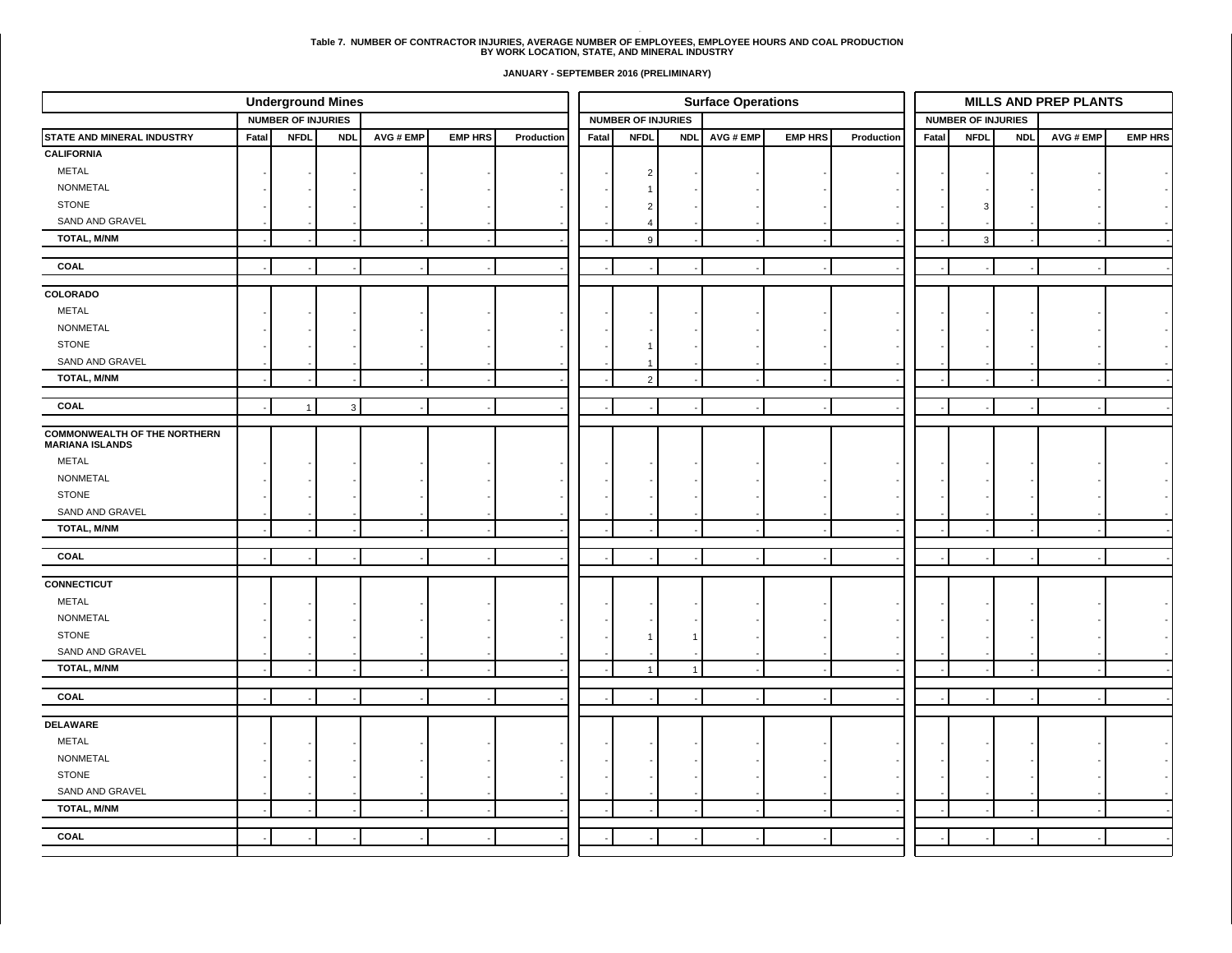**Table 7. NUMBER OF CONTRACTOR INJURIES, AVERAGE NUMBER OF EMPLOYEES, EMPLOYEE HOURS AND COAL PRODUCTION BY WORK LOCATION, STATE, AND MINERAL INDUSTRY**

**JANUARY - SEPTEMBER 2016 (PRELIMINARY)**

| | Underground Mines | | | | | | Surface Operations | | | | | | MILLS AND PREP PLANTS | | | | |
|---|---|---|---|---|---|---|---|---|---|---|---|---|---|---|---|---|---|
| | NUMBER OF INJURIES | | | | | | NUMBER OF INJURIES | | | | | | NUMBER OF INJURIES | | | | |
| STATE AND MINERAL INDUSTRY | Fatal | NFDL | NDL | AVG # EMP | EMP HRS | Production | Fatal | NFDL | NDL | AVG # EMP | EMP HRS | Production | Fatal | NFDL | NDL | AVG # EMP | EMP HRS |
| **CALIFORNIA** | | | | | | | | | | | | | | | | | |
| METAL | - | - | - | - | - | - | - | 2 | - | - | - | - | - | - | - | - | - |
| NONMETAL | - | - | - | - | - | - | - | 1 | - | - | - | - | - | - | - | - | - |
| STONE | - | - | - | - | - | - | - | 2 | - | - | - | - | - | 3 | - | - | - |
| SAND AND GRAVEL | - | - | - | - | - | - | - | 4 | - | - | - | - | - | - | - | - | - |
| **TOTAL, M/NM** | - | - | - | - | - | - | - | 9 | - | - | - | - | - | 3 | - | - | - |
| **COAL** | - | - | - | - | - | - | - | - | - | - | - | - | - | - | - | - | - |
| **COLORADO** | | | | | | | | | | | | | | | | | |
| METAL | - | - | - | - | - | - | - | - | - | - | - | - | - | - | - | - | - |
| NONMETAL | - | - | - | - | - | - | - | - | - | - | - | - | - | - | - | - | - |
| STONE | - | - | - | - | - | - | - | 1 | - | - | - | - | - | - | - | - | - |
| SAND AND GRAVEL | - | - | - | - | - | - | - | 1 | - | - | - | - | - | - | - | - | - |
| **TOTAL, M/NM** | - | - | - | - | - | - | - | 2 | - | - | - | - | - | - | - | - | - |
| **COAL** | - | 1 | 3 | - | - | - | - | - | - | - | - | - | - | - | - | - | - |
| **COMMONWEALTH OF THE NORTHERN MARIANA ISLANDS** | | | | | | | | | | | | | | | | | |
| METAL | - | - | - | - | - | - | - | - | - | - | - | - | - | - | - | - | - |
| NONMETAL | - | - | - | - | - | - | - | - | - | - | - | - | - | - | - | - | - |
| STONE | - | - | - | - | - | - | - | - | - | - | - | - | - | - | - | - | - |
| SAND AND GRAVEL | - | - | - | - | - | - | - | - | - | - | - | - | - | - | - | - | - |
| **TOTAL, M/NM** | - | - | - | - | - | - | - | - | - | - | - | - | - | - | - | - | - |
| **COAL** | - | - | - | - | - | - | - | - | - | - | - | - | - | - | - | - | - |
| **CONNECTICUT** | | | | | | | | | | | | | | | | | |
| METAL | - | - | - | - | - | - | - | - | - | - | - | - | - | - | - | - | - |
| NONMETAL | - | - | - | - | - | - | - | - | - | - | - | - | - | - | - | - | - |
| STONE | - | - | - | - | - | - | - | 1 | 1 | - | - | - | - | - | - | - | - |
| SAND AND GRAVEL | - | - | - | - | - | - | - | - | - | - | - | - | - | - | - | - | - |
| **TOTAL, M/NM** | - | - | - | - | - | - | - | 1 | 1 | - | - | - | - | - | - | - | - |
| **COAL** | - | - | - | - | - | - | - | - | - | - | - | - | - | - | - | - | - |
| **DELAWARE** | | | | | | | | | | | | | | | | | |
| METAL | - | - | - | - | - | - | - | - | - | - | - | - | - | - | - | - | - |
| NONMETAL | - | - | - | - | - | - | - | - | - | - | - | - | - | - | - | - | - |
| STONE | - | - | - | - | - | - | - | - | - | - | - | - | - | - | - | - | - |
| SAND AND GRAVEL | - | - | - | - | - | - | - | - | - | - | - | - | - | - | - | - | - |
| **TOTAL, M/NM** | - | - | - | - | - | - | - | - | - | - | - | - | - | - | - | - | - |
| **COAL** | - | - | - | - | - | - | - | - | - | - | - | - | - | - | - | - | - |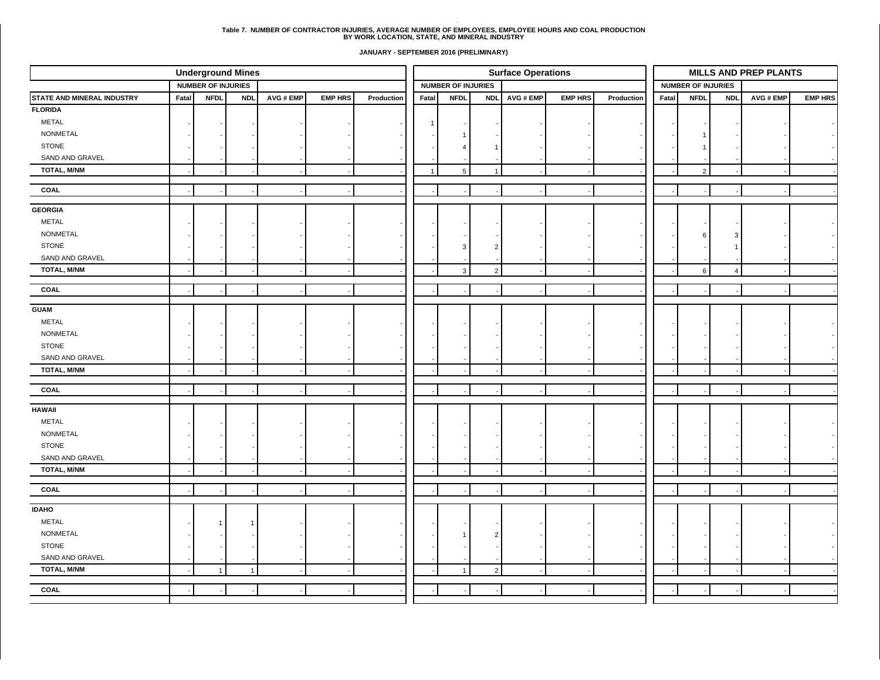### Table 7. NUMBER OF CONTRACTOR INJURIES, AVERAGE NUMBER OF EMPLOYEES, EMPLOYEE HOURS AND COAL PRODUCTION BY WORK LOCATION, STATE, AND MINERAL INDUSTRY

**JANUARY - SEPTEMBER 2016 (PRELIMINARY)**

| | Underground Mines | | | | | | Surface Operations | | | | | | MILLS AND PREP PLANTS | | | | |
|---|---|---|---|---|---|---|---|---|---|---|---|---|---|---|---|---|---|
| | NUMBER OF INJURIES | | | | | | NUMBER OF INJURIES | | | | | | NUMBER OF INJURIES | | | | |
| STATE AND MINERAL INDUSTRY | Fatal | NFDL | NDL | AVG # EMP | EMP HRS | Production | Fatal | NFDL | NDL | AVG # EMP | EMP HRS | Production | Fatal | NFDL | NDL | AVG # EMP | EMP HRS |
| **FLORIDA** | | | | | | | | | | | | | | | | | |
| METAL | - | - | - | - | - | - | 1 | - | - | - | - | - | - | - | - | - | - |
| NONMETAL | - | - | - | - | - | - | - | 1 | - | - | - | - | - | 1 | - | - | - |
| STONE | - | - | - | - | - | - | - | 4 | 1 | - | - | - | - | 1 | - | - | - |
| SAND AND GRAVEL | - | - | - | - | - | - | - | - | - | - | - | - | - | - | - | - | - |
| **TOTAL, M/NM** | - | - | - | - | - | - | 1 | 5 | 1 | - | - | - | - | 2 | - | - | - |
| **COAL** | - | - | - | - | - | - | - | - | - | - | - | - | - | - | - | - | - |
| **GEORGIA** | | | | | | | | | | | | | | | | | |
| METAL | - | - | - | - | - | - | - | - | - | - | - | - | - | - | - | - | - |
| NONMETAL | - | - | - | - | - | - | - | - | - | - | - | - | - | 6 | 3 | - | - |
| STONE | - | - | - | - | - | - | - | 3 | 2 | - | - | - | - | - | 1 | - | - |
| SAND AND GRAVEL | - | - | - | - | - | - | - | - | - | - | - | - | - | - | - | - | - |
| **TOTAL, M/NM** | - | - | - | - | - | - | - | 3 | 2 | - | - | - | - | 6 | 4 | - | - |
| **COAL** | - | - | - | - | - | - | - | - | - | - | - | - | - | - | - | - | - |
| **GUAM** | | | | | | | | | | | | | | | | | |
| METAL | - | - | - | - | - | - | - | - | - | - | - | - | - | - | - | - | - |
| NONMETAL | - | - | - | - | - | - | - | - | - | - | - | - | - | - | - | - | - |
| STONE | - | - | - | - | - | - | - | - | - | - | - | - | - | - | - | - | - |
| SAND AND GRAVEL | - | - | - | - | - | - | - | - | - | - | - | - | - | - | - | - | - |
| **TOTAL, M/NM** | - | - | - | - | - | - | - | - | - | - | - | - | - | - | - | - | - |
| **COAL** | - | - | - | - | - | - | - | - | - | - | - | - | - | - | - | - | - |
| **HAWAII** | | | | | | | | | | | | | | | | | |
| METAL | - | - | - | - | - | - | - | - | - | - | - | - | - | - | - | - | - |
| NONMETAL | - | - | - | - | - | - | - | - | - | - | - | - | - | - | - | - | - |
| STONE | - | - | - | - | - | - | - | - | - | - | - | - | - | - | - | - | - |
| SAND AND GRAVEL | - | - | - | - | - | - | - | - | - | - | - | - | - | - | - | - | - |
| **TOTAL, M/NM** | - | - | - | - | - | - | - | - | - | - | - | - | - | - | - | - | - |
| **COAL** | - | - | - | - | - | - | - | - | - | - | - | - | - | - | - | - | - |
| **IDAHO** | | | | | | | | | | | | | | | | | |
| METAL | - | 1 | 1 | - | - | - | - | - | - | - | - | - | - | - | - | - | - |
| NONMETAL | - | - | - | - | - | - | - | 1 | 2 | - | - | - | - | - | - | - | - |
| STONE | - | - | - | - | - | - | - | - | - | - | - | - | - | - | - | - | - |
| SAND AND GRAVEL | - | - | - | - | - | - | - | - | - | - | - | - | - | - | - | - | - |
| **TOTAL, M/NM** | - | 1 | 1 | - | - | - | - | 1 | 2 | - | - | - | - | - | - | - | - |
| **COAL** | - | - | - | - | - | - | - | - | - | - | - | - | - | - | - | - | - |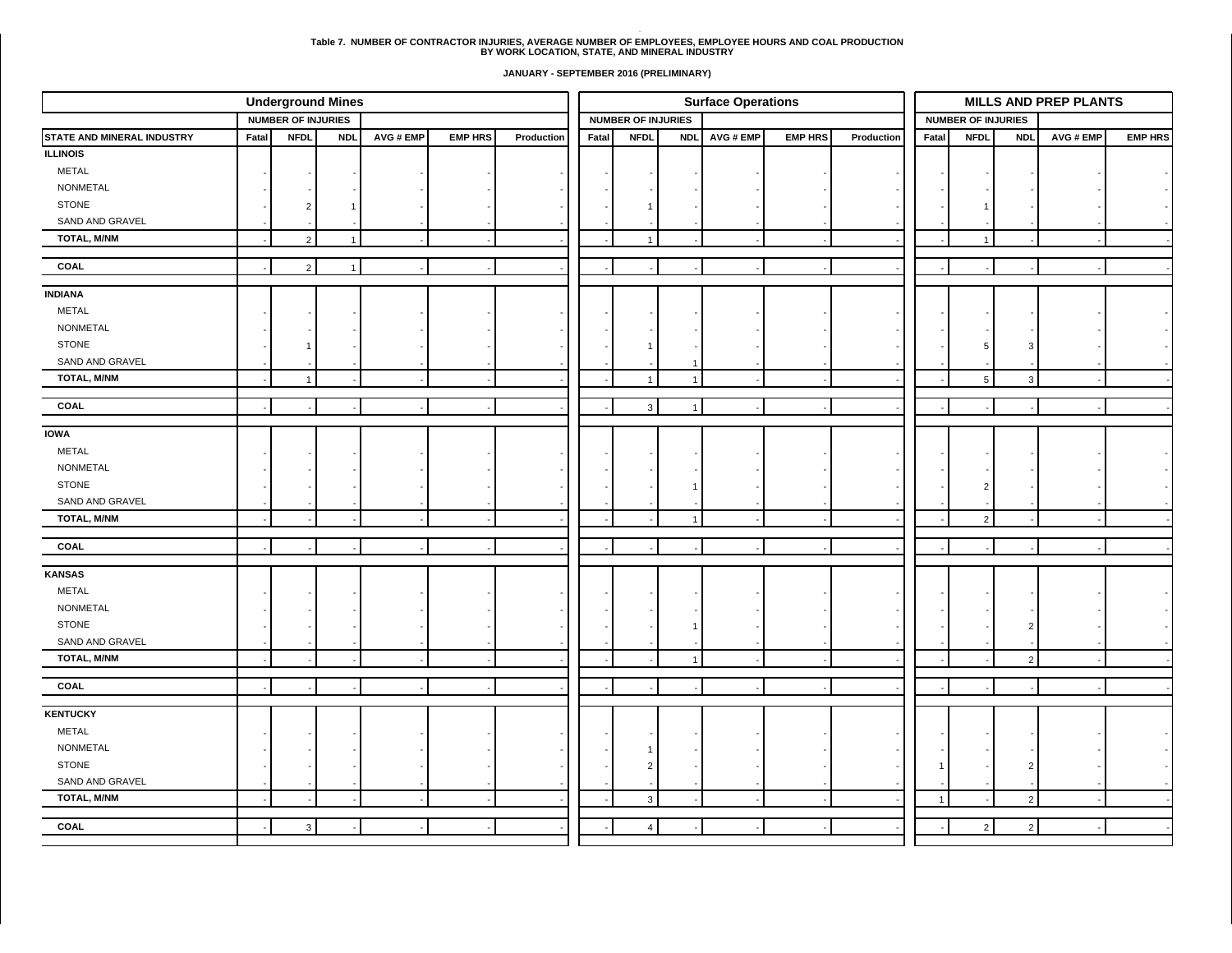**Table 7. NUMBER OF CONTRACTOR INJURIES, AVERAGE NUMBER OF EMPLOYEES, EMPLOYEE HOURS AND COAL PRODUCTION BY WORK LOCATION, STATE, AND MINERAL INDUSTRY**

**JANUARY - SEPTEMBER 2016 (PRELIMINARY)**

| | Underground Mines | | | | | | Surface Operations | | | | | | MILLS AND PREP PLANTS | | | | |
|---|---|---|---|---|---|---|---|---|---|---|---|---|---|---|---|---|---|
| | NUMBER OF INJURIES | | | | | | NUMBER OF INJURIES | | | | | | NUMBER OF INJURIES | | | | |
| STATE AND MINERAL INDUSTRY | Fatal | NFDL | NDL | AVG # EMP | EMP HRS | Production | Fatal | NFDL | NDL | AVG # EMP | EMP HRS | Production | Fatal | NFDL | NDL | AVG # EMP | EMP HRS |
| **ILLINOIS** | | | | | | | | | | | | | | | | | |
| METAL | - | - | - | - | - | - | - | - | - | - | - | - | - | - | - | - | - |
| NONMETAL | - | - | - | - | - | - | - | - | - | - | - | - | - | - | - | - | - |
| STONE | - | 2 | 1 | - | - | - | - | 1 | - | - | - | - | - | 1 | - | - | - |
| SAND AND GRAVEL | - | - | - | - | - | - | - | - | - | - | - | - | - | - | - | - | - |
| **TOTAL, M/NM** | - | 2 | 1 | - | - | - | - | 1 | - | - | - | - | - | 1 | - | - | - |
| **COAL** | - | 2 | 1 | - | - | - | - | - | - | - | - | - | - | - | - | - | - |
| **INDIANA** | | | | | | | | | | | | | | | | | |
| METAL | - | - | - | - | - | - | - | - | - | - | - | - | - | - | - | - | - |
| NONMETAL | - | - | - | - | - | - | - | - | - | - | - | - | - | - | - | - | - |
| STONE | - | 1 | - | - | - | - | - | 1 | - | - | - | - | - | 5 | 3 | - | - |
| SAND AND GRAVEL | - | - | - | - | - | - | - | - | 1 | - | - | - | - | - | - | - | - |
| **TOTAL, M/NM** | - | 1 | - | - | - | - | - | 1 | 1 | - | - | - | - | 5 | 3 | - | - |
| **COAL** | - | - | - | - | - | - | - | 3 | 1 | - | - | - | - | - | - | - | - |
| **IOWA** | | | | | | | | | | | | | | | | | |
| METAL | - | - | - | - | - | - | - | - | - | - | - | - | - | - | - | - | - |
| NONMETAL | - | - | - | - | - | - | - | - | - | - | - | - | - | - | - | - | - |
| STONE | - | - | - | - | - | - | - | - | 1 | - | - | - | - | 2 | - | - | - |
| SAND AND GRAVEL | - | - | - | - | - | - | - | - | - | - | - | - | - | - | - | - | - |
| **TOTAL, M/NM** | - | - | - | - | - | - | - | - | 1 | - | - | - | - | 2 | - | - | - |
| **COAL** | - | - | - | - | - | - | - | - | - | - | - | - | - | - | - | - | - |
| **KANSAS** | | | | | | | | | | | | | | | | | |
| METAL | - | - | - | - | - | - | - | - | - | - | - | - | - | - | - | - | - |
| NONMETAL | - | - | - | - | - | - | - | - | - | - | - | - | - | - | - | - | - |
| STONE | - | - | - | - | - | - | - | - | 1 | - | - | - | - | - | 2 | - | - |
| SAND AND GRAVEL | - | - | - | - | - | - | - | - | - | - | - | - | - | - | - | - | - |
| **TOTAL, M/NM** | - | - | - | - | - | - | - | - | 1 | - | - | - | - | - | 2 | - | - |
| **COAL** | - | - | - | - | - | - | - | - | - | - | - | - | - | - | - | - | - |
| **KENTUCKY** | | | | | | | | | | | | | | | | | |
| METAL | - | - | - | - | - | - | - | - | - | - | - | - | - | - | - | - | - |
| NONMETAL | - | - | - | - | - | - | - | 1 | - | - | - | - | - | - | - | - | - |
| STONE | - | - | - | - | - | - | - | 2 | - | - | - | - | 1 | - | 2 | - | - |
| SAND AND GRAVEL | - | - | - | - | - | - | - | - | - | - | - | - | - | - | - | - | - |
| **TOTAL, M/NM** | - | - | - | - | - | - | - | 3 | - | - | - | - | 1 | - | 2 | - | - |
| **COAL** | - | 3 | - | - | - | - | - | 4 | - | - | - | - | - | 2 | 2 | - | - |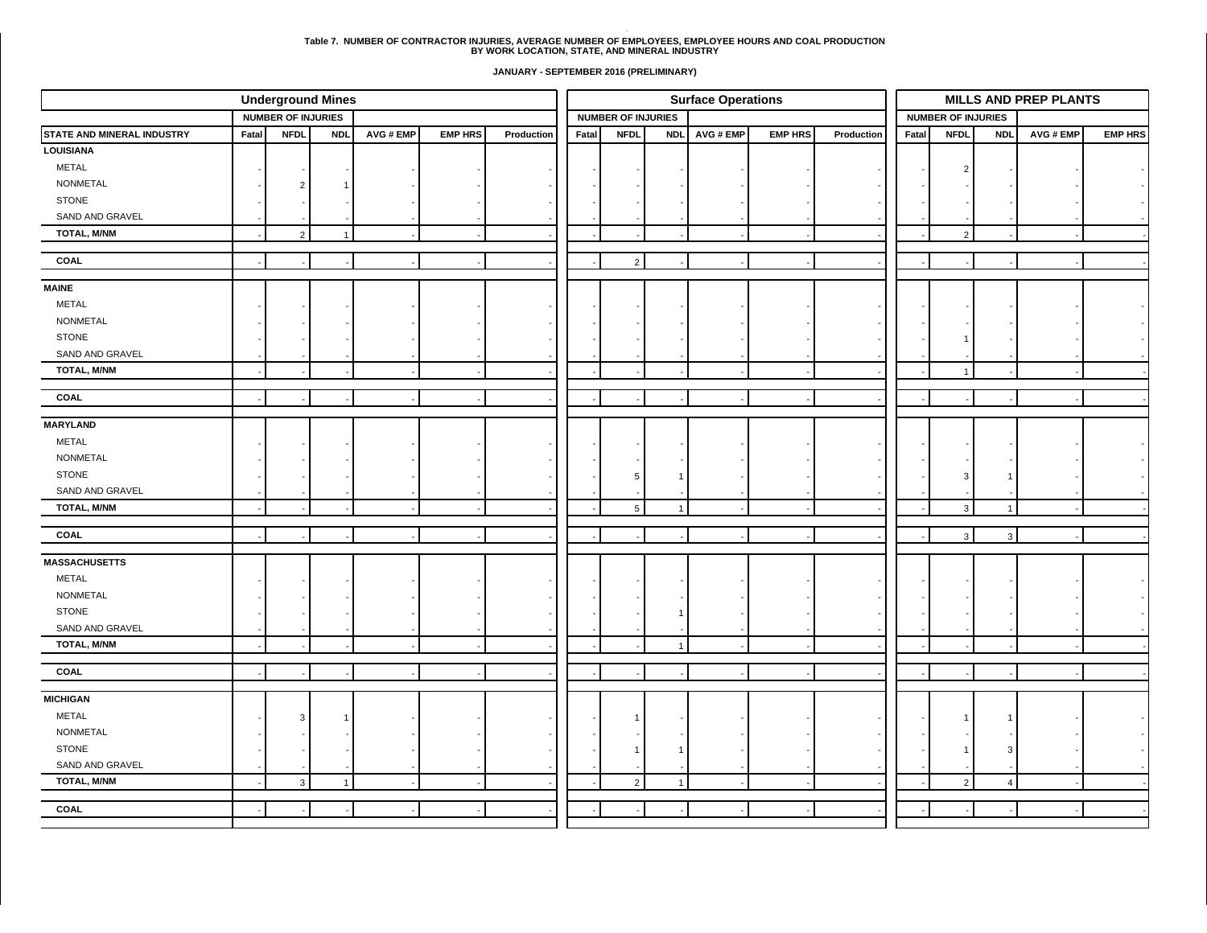**Table 7. NUMBER OF CONTRACTOR INJURIES, AVERAGE NUMBER OF EMPLOYEES, EMPLOYEE HOURS AND COAL PRODUCTION BY WORK LOCATION, STATE, AND MINERAL INDUSTRY**

**JANUARY - SEPTEMBER 2016 (PRELIMINARY)**

| | Underground Mines | | | | | | Surface Operations | | | | | | MILLS AND PREP PLANTS | | | | |
|---|---|---|---|---|---|---|---|---|---|---|---|---|---|---|---|---|---|
| | NUMBER OF INJURIES | | | | | | NUMBER OF INJURIES | | | | | | NUMBER OF INJURIES | | | | |
| STATE AND MINERAL INDUSTRY | Fatal | NFDL | NDL | AVG # EMP | EMP HRS | Production | Fatal | NFDL | NDL | AVG # EMP | EMP HRS | Production | Fatal | NFDL | NDL | AVG # EMP | EMP HRS |
| **LOUISIANA** | | | | | | | | | | | | | | | | | |
| METAL | - | - | - | - | - | - | - | - | - | - | - | - | - | 2 | - | - | - |
| NONMETAL | - | 2 | 1 | - | - | - | - | - | - | - | - | - | - | - | - | - | - |
| STONE | - | - | - | - | - | - | - | - | - | - | - | - | - | - | - | - | - |
| SAND AND GRAVEL | - | - | - | - | - | - | - | - | - | - | - | - | - | - | - | - | - |
| **TOTAL, M/NM** | - | 2 | 1 | - | - | - | - | - | - | - | - | - | - | 2 | - | - | - |
| **COAL** | - | - | - | - | - | - | - | 2 | - | - | - | - | - | - | - | - | - |
| **MAINE** | | | | | | | | | | | | | | | | | |
| METAL | - | - | - | - | - | - | - | - | - | - | - | - | - | - | - | - | - |
| NONMETAL | - | - | - | - | - | - | - | - | - | - | - | - | - | - | - | - | - |
| STONE | - | - | - | - | - | - | - | - | - | - | - | - | - | 1 | - | - | - |
| SAND AND GRAVEL | - | - | - | - | - | - | - | - | - | - | - | - | - | - | - | - | - |
| **TOTAL, M/NM** | - | - | - | - | - | - | - | - | - | - | - | - | - | 1 | - | - | - |
| **COAL** | - | - | - | - | - | - | - | - | - | - | - | - | - | - | - | - | - |
| **MARYLAND** | | | | | | | | | | | | | | | | | |
| METAL | - | - | - | - | - | - | - | - | - | - | - | - | - | - | - | - | - |
| NONMETAL | - | - | - | - | - | - | - | - | - | - | - | - | - | - | - | - | - |
| STONE | - | - | - | - | - | - | - | 5 | 1 | - | - | - | - | 3 | 1 | - | - |
| SAND AND GRAVEL | - | - | - | - | - | - | - | - | - | - | - | - | - | - | - | - | - |
| **TOTAL, M/NM** | - | - | - | - | - | - | - | 5 | 1 | - | - | - | - | 3 | 1 | - | - |
| **COAL** | - | - | - | - | - | - | - | - | - | - | - | - | - | 3 | 3 | - | - |
| **MASSACHUSETTS** | | | | | | | | | | | | | | | | | |
| METAL | - | - | - | - | - | - | - | - | - | - | - | - | - | - | - | - | - |
| NONMETAL | - | - | - | - | - | - | - | - | - | - | - | - | - | - | - | - | - |
| STONE | - | - | - | - | - | - | - | - | 1 | - | - | - | - | - | - | - | - |
| SAND AND GRAVEL | - | - | - | - | - | - | - | - | - | - | - | - | - | - | - | - | - |
| **TOTAL, M/NM** | - | - | - | - | - | - | - | - | 1 | - | - | - | - | - | - | - | - |
| **COAL** | - | - | - | - | - | - | - | - | - | - | - | - | - | - | - | - | - |
| **MICHIGAN** | | | | | | | | | | | | | | | | | |
| METAL | - | 3 | 1 | - | - | - | - | 1 | - | - | - | - | - | 1 | 1 | - | - |
| NONMETAL | - | - | - | - | - | - | - | - | - | - | - | - | - | - | - | - | - |
| STONE | - | - | - | - | - | - | - | 1 | 1 | - | - | - | - | 1 | 3 | - | - |
| SAND AND GRAVEL | - | - | - | - | - | - | - | - | - | - | - | - | - | - | - | - | - |
| **TOTAL, M/NM** | - | 3 | 1 | - | - | - | - | 2 | 1 | - | - | - | - | 2 | 4 | - | - |
| **COAL** | - | - | - | - | - | - | - | - | - | - | - | - | - | - | - | - | - |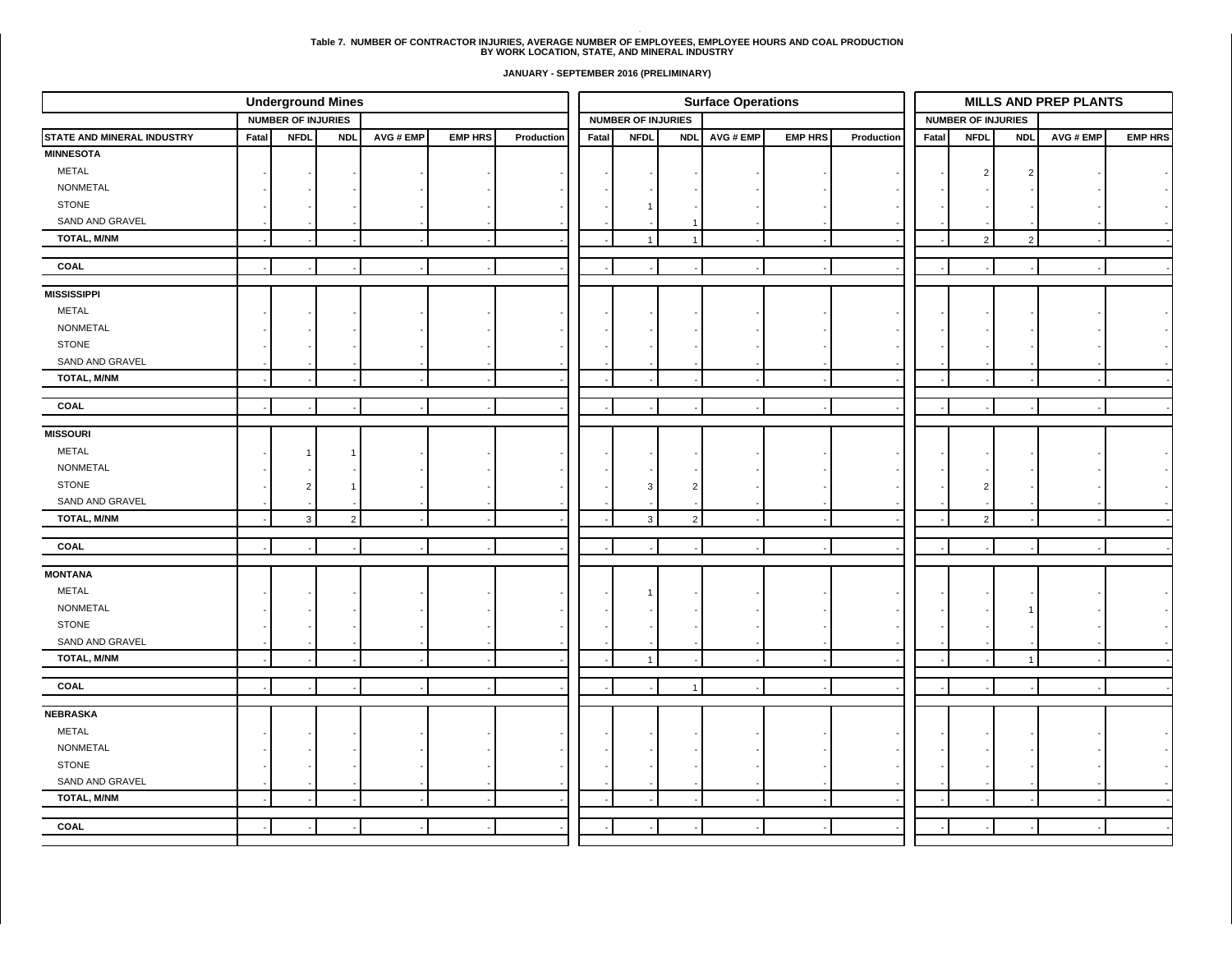**Table 7. NUMBER OF CONTRACTOR INJURIES, AVERAGE NUMBER OF EMPLOYEES, EMPLOYEE HOURS AND COAL PRODUCTION BY WORK LOCATION, STATE, AND MINERAL INDUSTRY**

**JANUARY - SEPTEMBER 2016 (PRELIMINARY)**

| | Underground Mines | | | | | | Surface Operations | | | | | | MILLS AND PREP PLANTS | | | | |
|---|---|---|---|---|---|---|---|---|---|---|---|---|---|---|---|---|---|
| | NUMBER OF INJURIES | | | | | | NUMBER OF INJURIES | | | | | | NUMBER OF INJURIES | | | | |
| STATE AND MINERAL INDUSTRY | Fatal | NFDL | NDL | AVG # EMP | EMP HRS | Production | Fatal | NFDL | NDL | AVG # EMP | EMP HRS | Production | Fatal | NFDL | NDL | AVG # EMP | EMP HRS |
| **MINNESOTA** | | | | | | | | | | | | | | | | | |
| METAL | - | - | - | - | - | - | - | - | - | - | - | - | - | 2 | 2 | - | - |
| NONMETAL | - | - | - | - | - | - | - | - | - | - | - | - | - | - | - | - | - |
| STONE | - | - | - | - | - | - | - | 1 | - | - | - | - | - | - | - | - | - |
| SAND AND GRAVEL | - | - | - | - | - | - | - | - | 1 | - | - | - | - | - | - | - | - |
| **TOTAL, M/NM** | - | - | - | - | - | - | - | 1 | 1 | - | - | - | - | 2 | 2 | - | - |
| **COAL** | - | - | - | - | - | - | - | - | - | - | - | - | - | - | - | - | - |
| **MISSISSIPPI** | | | | | | | | | | | | | | | | | |
| METAL | - | - | - | - | - | - | - | - | - | - | - | - | - | - | - | - | - |
| NONMETAL | - | - | - | - | - | - | - | - | - | - | - | - | - | - | - | - | - |
| STONE | - | - | - | - | - | - | - | - | - | - | - | - | - | - | - | - | - |
| SAND AND GRAVEL | - | - | - | - | - | - | - | - | - | - | - | - | - | - | - | - | - |
| **TOTAL, M/NM** | - | - | - | - | - | - | - | - | - | - | - | - | - | - | - | - | - |
| **COAL** | - | - | - | - | - | - | - | - | - | - | - | - | - | - | - | - | - |
| **MISSOURI** | | | | | | | | | | | | | | | | | |
| METAL | - | 1 | 1 | - | - | - | - | - | - | - | - | - | - | - | - | - | - |
| NONMETAL | - | - | - | - | - | - | - | - | - | - | - | - | - | - | - | - | - |
| STONE | - | 2 | 1 | - | - | - | - | 3 | 2 | - | - | - | - | 2 | - | - | - |
| SAND AND GRAVEL | - | - | - | - | - | - | - | - | - | - | - | - | - | - | - | - | - |
| **TOTAL, M/NM** | - | 3 | 2 | - | - | - | - | 3 | 2 | - | - | - | - | 2 | - | - | - |
| **COAL** | - | - | - | - | - | - | - | - | - | - | - | - | - | - | - | - | - |
| **MONTANA** | | | | | | | | | | | | | | | | | |
| METAL | - | - | - | - | - | - | - | 1 | - | - | - | - | - | - | - | - | - |
| NONMETAL | - | - | - | - | - | - | - | - | - | - | - | - | - | - | 1 | - | - |
| STONE | - | - | - | - | - | - | - | - | - | - | - | - | - | - | - | - | - |
| SAND AND GRAVEL | - | - | - | - | - | - | - | - | - | - | - | - | - | - | - | - | - |
| **TOTAL, M/NM** | - | - | - | - | - | - | - | 1 | - | - | - | - | - | - | 1 | - | - |
| **COAL** | - | - | - | - | - | - | - | - | 1 | - | - | - | - | - | - | - | - |
| **NEBRASKA** | | | | | | | | | | | | | | | | | |
| METAL | - | - | - | - | - | - | - | - | - | - | - | - | - | - | - | - | - |
| NONMETAL | - | - | - | - | - | - | - | - | - | - | - | - | - | - | - | - | - |
| STONE | - | - | - | - | - | - | - | - | - | - | - | - | - | - | - | - | - |
| SAND AND GRAVEL | - | - | - | - | - | - | - | - | - | - | - | - | - | - | - | - | - |
| **TOTAL, M/NM** | - | - | - | - | - | - | - | - | - | - | - | - | - | - | - | - | - |
| **COAL** | - | - | - | - | - | - | - | - | - | - | - | - | - | - | - | - | - |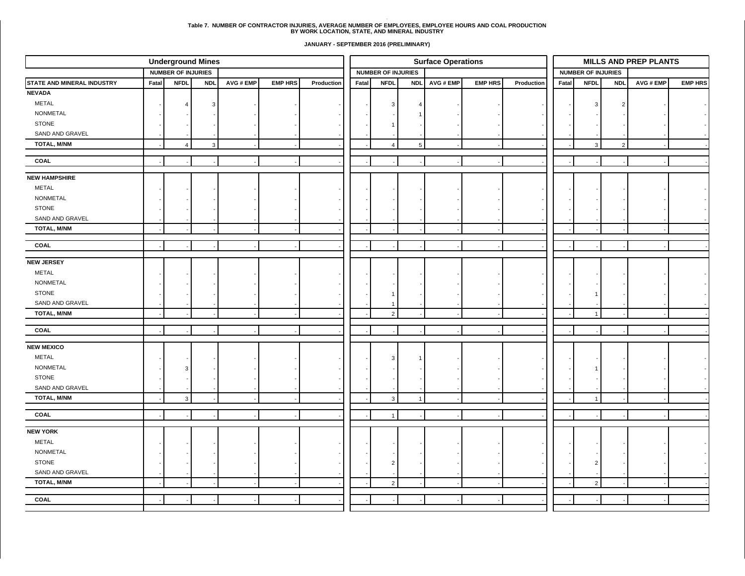**Table 7. NUMBER OF CONTRACTOR INJURIES, AVERAGE NUMBER OF EMPLOYEES, EMPLOYEE HOURS AND COAL PRODUCTION BY WORK LOCATION, STATE, AND MINERAL INDUSTRY**

**JANUARY - SEPTEMBER 2016 (PRELIMINARY)**

| | Underground Mines | | | | | | Surface Operations | | | | | | MILLS AND PREP PLANTS | | | | |
|---|---|---|---|---|---|---|---|---|---|---|---|---|---|---|---|---|---|
| | NUMBER OF INJURIES | | | | | | NUMBER OF INJURIES | | | | | | NUMBER OF INJURIES | | | | |
| STATE AND MINERAL INDUSTRY | Fatal | NFDL | NDL | AVG # EMP | EMP HRS | Production | Fatal | NFDL | NDL | AVG # EMP | EMP HRS | Production | Fatal | NFDL | NDL | AVG # EMP | EMP HRS |
| **NEVADA** | | | | | | | | | | | | | | | | | |
| METAL | - | 4 | 3 | - | - | - | - | 3 | 4 | - | - | - | - | 3 | 2 | - | - |
| NONMETAL | - | - | - | - | - | - | - | - | 1 | - | - | - | - | - | - | - | - |
| STONE | - | - | - | - | - | - | - | 1 | - | - | - | - | - | - | - | - | - |
| SAND AND GRAVEL | - | - | - | - | - | - | - | - | - | - | - | - | - | - | - | - | - |
| **TOTAL, M/NM** | - | 4 | 3 | - | - | - | - | 4 | 5 | - | - | - | - | 3 | 2 | - | - |
| **COAL** | - | - | - | - | - | - | - | - | - | - | - | - | - | - | - | - | - |
| **NEW HAMPSHIRE** | | | | | | | | | | | | | | | | | |
| METAL | - | - | - | - | - | - | - | - | - | - | - | - | - | - | - | - | - |
| NONMETAL | - | - | - | - | - | - | - | - | - | - | - | - | - | - | - | - | - |
| STONE | - | - | - | - | - | - | - | - | - | - | - | - | - | - | - | - | - |
| SAND AND GRAVEL | - | - | - | - | - | - | - | - | - | - | - | - | - | - | - | - | - |
| **TOTAL, M/NM** | - | - | - | - | - | - | - | - | - | - | - | - | - | - | - | - | - |
| **COAL** | - | - | - | - | - | - | - | - | - | - | - | - | - | - | - | - | - |
| **NEW JERSEY** | | | | | | | | | | | | | | | | | |
| METAL | - | - | - | - | - | - | - | - | - | - | - | - | - | - | - | - | - |
| NONMETAL | - | - | - | - | - | - | - | - | - | - | - | - | - | - | - | - | - |
| STONE | - | - | - | - | - | - | - | 1 | - | - | - | - | - | 1 | - | - | - |
| SAND AND GRAVEL | - | - | - | - | - | - | - | 1 | - | - | - | - | - | - | - | - | - |
| **TOTAL, M/NM** | - | - | - | - | - | - | - | 2 | - | - | - | - | - | 1 | - | - | - |
| **COAL** | - | - | - | - | - | - | - | - | - | - | - | - | - | - | - | - | - |
| **NEW MEXICO** | | | | | | | | | | | | | | | | | |
| METAL | - | - | - | - | - | - | - | 3 | 1 | - | - | - | - | - | - | - | - |
| NONMETAL | - | 3 | - | - | - | - | - | - | - | - | - | - | - | 1 | - | - | - |
| STONE | - | - | - | - | - | - | - | - | - | - | - | - | - | - | - | - | - |
| SAND AND GRAVEL | - | - | - | - | - | - | - | - | - | - | - | - | - | - | - | - | - |
| **TOTAL, M/NM** | - | 3 | - | - | - | - | - | 3 | 1 | - | - | - | - | 1 | - | - | - |
| **COAL** | - | - | - | - | - | - | - | 1 | - | - | - | - | - | - | - | - | - |
| **NEW YORK** | | | | | | | | | | | | | | | | | |
| METAL | - | - | - | - | - | - | - | - | - | - | - | - | - | - | - | - | - |
| NONMETAL | - | - | - | - | - | - | - | - | - | - | - | - | - | - | - | - | - |
| STONE | - | - | - | - | - | - | - | 2 | - | - | - | - | - | 2 | - | - | - |
| SAND AND GRAVEL | - | - | - | - | - | - | - | - | - | - | - | - | - | - | - | - | - |
| **TOTAL, M/NM** | - | - | - | - | - | - | - | 2 | - | - | - | - | - | 2 | - | - | - |
| **COAL** | - | - | - | - | - | - | - | - | - | - | - | - | - | - | - | - | - |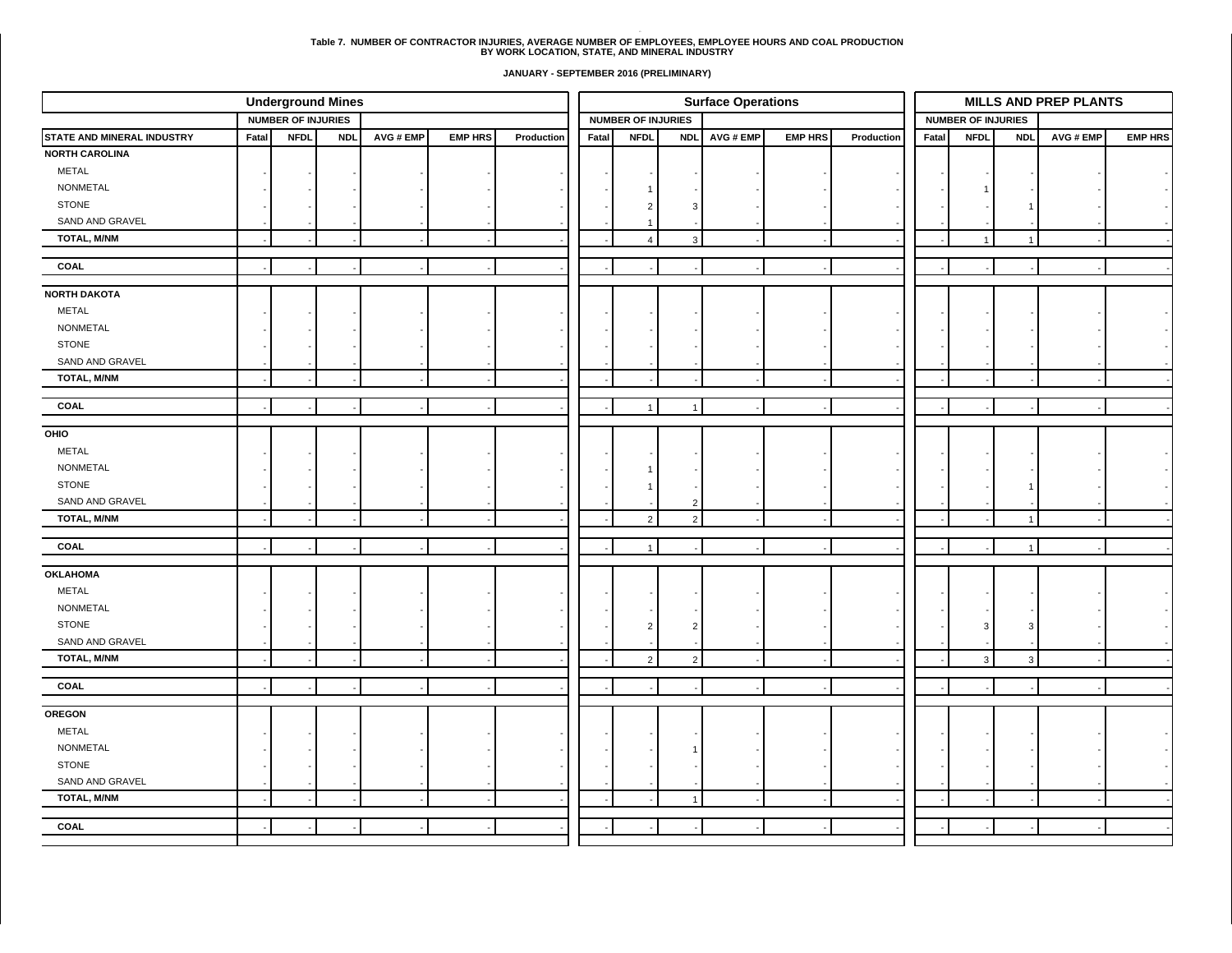**Table 7. NUMBER OF CONTRACTOR INJURIES, AVERAGE NUMBER OF EMPLOYEES, EMPLOYEE HOURS AND COAL PRODUCTION BY WORK LOCATION, STATE, AND MINERAL INDUSTRY**

**JANUARY - SEPTEMBER 2016 (PRELIMINARY)**

| | Underground Mines | | | | | | Surface Operations | | | | | | MILLS AND PREP PLANTS | | | | |
|---|---|---|---|---|---|---|---|---|---|---|---|---|---|---|---|---|---|
| | NUMBER OF INJURIES | | | | | | NUMBER OF INJURIES | | | | | | NUMBER OF INJURIES | | | | |
| STATE AND MINERAL INDUSTRY | Fatal | NFDL | NDL | AVG # EMP | EMP HRS | Production | Fatal | NFDL | NDL | AVG # EMP | EMP HRS | Production | Fatal | NFDL | NDL | AVG # EMP | EMP HRS |
| **NORTH CAROLINA** | | | | | | | | | | | | | | | | | |
| METAL | - | - | - | - | - | - | - | - | - | - | - | - | - | - | - | - | - |
| NONMETAL | - | - | - | - | - | - | - | 1 | - | - | - | - | - | 1 | - | - | - |
| STONE | - | - | - | - | - | - | - | 2 | 3 | - | - | - | - | - | 1 | - | - |
| SAND AND GRAVEL | - | - | - | - | - | - | - | 1 | - | - | - | - | - | - | - | - | - |
| **TOTAL, M/NM** | - | - | - | - | - | - | - | 4 | 3 | - | - | - | - | 1 | 1 | - | - |
| **COAL** | - | - | - | - | - | - | - | - | - | - | - | - | - | - | - | - | - |
| **NORTH DAKOTA** | | | | | | | | | | | | | | | | | |
| METAL | - | - | - | - | - | - | - | - | - | - | - | - | - | - | - | - | - |
| NONMETAL | - | - | - | - | - | - | - | - | - | - | - | - | - | - | - | - | - |
| STONE | - | - | - | - | - | - | - | - | - | - | - | - | - | - | - | - | - |
| SAND AND GRAVEL | - | - | - | - | - | - | - | - | - | - | - | - | - | - | - | - | - |
| **TOTAL, M/NM** | - | - | - | - | - | - | - | - | - | - | - | - | - | - | - | - | - |
| **COAL** | - | - | - | - | - | - | - | 1 | 1 | - | - | - | - | - | - | - | - |
| **OHIO** | | | | | | | | | | | | | | | | | |
| METAL | - | - | - | - | - | - | - | - | - | - | - | - | - | - | - | - | - |
| NONMETAL | - | - | - | - | - | - | - | 1 | - | - | - | - | - | - | - | - | - |
| STONE | - | - | - | - | - | - | - | 1 | - | - | - | - | - | - | 1 | - | - |
| SAND AND GRAVEL | - | - | - | - | - | - | - | - | 2 | - | - | - | - | - | - | - | - |
| **TOTAL, M/NM** | - | - | - | - | - | - | - | 2 | 2 | - | - | - | - | - | 1 | - | - |
| **COAL** | - | - | - | - | - | - | - | 1 | - | - | - | - | - | - | 1 | - | - |
| **OKLAHOMA** | | | | | | | | | | | | | | | | | |
| METAL | - | - | - | - | - | - | - | - | - | - | - | - | - | - | - | - | - |
| NONMETAL | - | - | - | - | - | - | - | - | - | - | - | - | - | - | - | - | - |
| STONE | - | - | - | - | - | - | - | 2 | 2 | - | - | - | - | 3 | 3 | - | - |
| SAND AND GRAVEL | - | - | - | - | - | - | - | - | - | - | - | - | - | - | - | - | - |
| **TOTAL, M/NM** | - | - | - | - | - | - | - | 2 | 2 | - | - | - | - | 3 | 3 | - | - |
| **COAL** | - | - | - | - | - | - | - | - | - | - | - | - | - | - | - | - | - |
| **OREGON** | | | | | | | | | | | | | | | | | |
| METAL | - | - | - | - | - | - | - | - | - | - | - | - | - | - | - | - | - |
| NONMETAL | - | - | - | - | - | - | - | - | 1 | - | - | - | - | - | - | - | - |
| STONE | - | - | - | - | - | - | - | - | - | - | - | - | - | - | - | - | - |
| SAND AND GRAVEL | - | - | - | - | - | - | - | - | - | - | - | - | - | - | - | - | - |
| **TOTAL, M/NM** | - | - | - | - | - | - | - | - | 1 | - | - | - | - | - | - | - | - |
| **COAL** | - | - | - | - | - | - | - | - | - | - | - | - | - | - | - | - | - |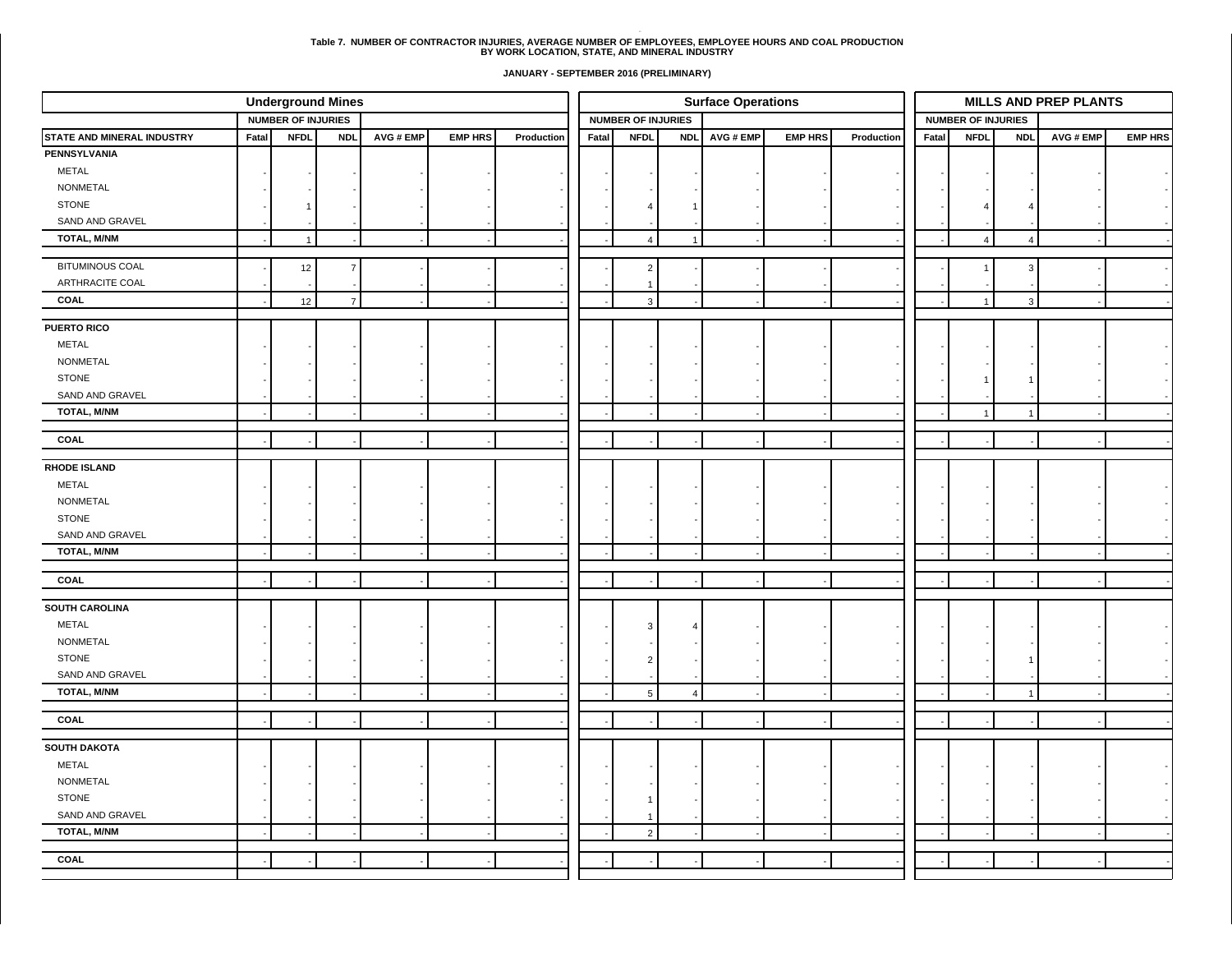**Table 7. NUMBER OF CONTRACTOR INJURIES, AVERAGE NUMBER OF EMPLOYEES, EMPLOYEE HOURS AND COAL PRODUCTION BY WORK LOCATION, STATE, AND MINERAL INDUSTRY**

**JANUARY - SEPTEMBER 2016 (PRELIMINARY)**

| | Underground Mines | | | | | | Surface Operations | | | | | | MILLS AND PREP PLANTS | | | | |
|---|---|---|---|---|---|---|---|---|---|---|---|---|---|---|---|---|---|
| | NUMBER OF INJURIES | | | | | | NUMBER OF INJURIES | | | | | | NUMBER OF INJURIES | | | | |
| STATE AND MINERAL INDUSTRY | Fatal | NFDL | NDL | AVG # EMP | EMP HRS | Production | Fatal | NFDL | NDL | AVG # EMP | EMP HRS | Production | Fatal | NFDL | NDL | AVG # EMP | EMP HRS |
| **PENNSYLVANIA** | | | | | | | | | | | | | | | | | |
| METAL | - | - | - | - | - | - | - | - | - | - | - | - | - | - | - | - | - |
| NONMETAL | - | - | - | - | - | - | - | - | - | - | - | - | - | - | - | - | - |
| STONE | - | 1 | - | - | - | - | - | 4 | 1 | - | - | - | - | 4 | 4 | - | - |
| SAND AND GRAVEL | - | - | - | - | - | - | - | - | - | - | - | - | - | - | - | - | - |
| **TOTAL, M/NM** | - | 1 | - | - | - | - | - | 4 | 1 | - | - | - | - | 4 | 4 | - | - |
| BITUMINOUS COAL | - | 12 | 7 | - | - | - | - | 2 | - | - | - | - | - | 1 | 3 | - | - |
| ARTHRACITE COAL | - | - | - | - | - | - | - | 1 | - | - | - | - | - | - | - | - | - |
| **COAL** | - | 12 | 7 | - | - | - | - | 3 | - | - | - | - | - | 1 | 3 | - | - |
| **PUERTO RICO** | | | | | | | | | | | | | | | | | |
| METAL | - | - | - | - | - | - | - | - | - | - | - | - | - | - | - | - | - |
| NONMETAL | - | - | - | - | - | - | - | - | - | - | - | - | - | - | - | - | - |
| STONE | - | - | - | - | - | - | - | - | - | - | - | - | - | 1 | 1 | - | - |
| SAND AND GRAVEL | - | - | - | - | - | - | - | - | - | - | - | - | - | - | - | - | - |
| **TOTAL, M/NM** | - | - | - | - | - | - | - | - | - | - | - | - | - | 1 | 1 | - | - |
| **COAL** | - | - | - | - | - | - | - | - | - | - | - | - | - | - | - | - | - |
| **RHODE ISLAND** | | | | | | | | | | | | | | | | | |
| METAL | - | - | - | - | - | - | - | - | - | - | - | - | - | - | - | - | - |
| NONMETAL | - | - | - | - | - | - | - | - | - | - | - | - | - | - | - | - | - |
| STONE | - | - | - | - | - | - | - | - | - | - | - | - | - | - | - | - | - |
| SAND AND GRAVEL | - | - | - | - | - | - | - | - | - | - | - | - | - | - | - | - | - |
| **TOTAL, M/NM** | - | - | - | - | - | - | - | - | - | - | - | - | - | - | - | - | - |
| **COAL** | - | - | - | - | - | - | - | - | - | - | - | - | - | - | - | - | - |
| **SOUTH CAROLINA** | | | | | | | | | | | | | | | | | |
| METAL | - | - | - | - | - | - | - | 3 | 4 | - | - | - | - | - | - | - | - |
| NONMETAL | - | - | - | - | - | - | - | - | - | - | - | - | - | - | - | - | - |
| STONE | - | - | - | - | - | - | - | 2 | - | - | - | - | - | - | 1 | - | - |
| SAND AND GRAVEL | - | - | - | - | - | - | - | - | - | - | - | - | - | - | - | - | - |
| **TOTAL, M/NM** | - | - | - | - | - | - | - | 5 | 4 | - | - | - | - | - | 1 | - | - |
| **COAL** | - | - | - | - | - | - | - | - | - | - | - | - | - | - | - | - | - |
| **SOUTH DAKOTA** | | | | | | | | | | | | | | | | | |
| METAL | - | - | - | - | - | - | - | - | - | - | - | - | - | - | - | - | - |
| NONMETAL | - | - | - | - | - | - | - | - | - | - | - | - | - | - | - | - | - |
| STONE | - | - | - | - | - | - | - | 1 | - | - | - | - | - | - | - | - | - |
| SAND AND GRAVEL | - | - | - | - | - | - | - | 1 | - | - | - | - | - | - | - | - | - |
| **TOTAL, M/NM** | - | - | - | - | - | - | - | 2 | - | - | - | - | - | - | - | - | - |
| **COAL** | - | - | - | - | - | - | - | - | - | - | - | - | - | - | - | - | - |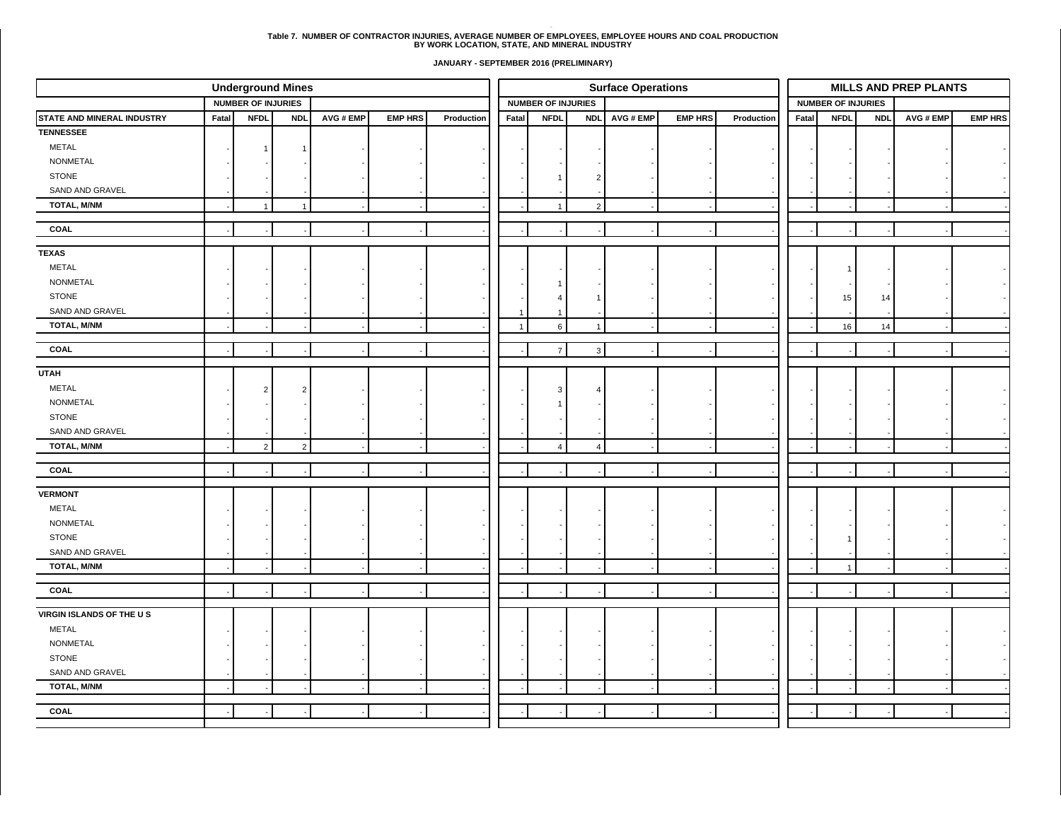# Table 7. NUMBER OF CONTRACTOR INJURIES, AVERAGE NUMBER OF EMPLOYEES, EMPLOYEE HOURS AND COAL PRODUCTION BY WORK LOCATION, STATE, AND MINERAL INDUSTRY

**JANUARY - SEPTEMBER 2016 (PRELIMINARY)**

| | Underground Mines | | | | | | Surface Operations | | | | | | MILLS AND PREP PLANTS | | | | |
|---|---|---|---|---|---|---|---|---|---|---|---|---|---|---|---|---|---|
| | NUMBER OF INJURIES | | | | | | NUMBER OF INJURIES | | | | | | NUMBER OF INJURIES | | | | |
| STATE AND MINERAL INDUSTRY | Fatal | NFDL | NDL | AVG # EMP | EMP HRS | Production | Fatal | NFDL | NDL | AVG # EMP | EMP HRS | Production | Fatal | NFDL | NDL | AVG # EMP | EMP HRS |
| **TENNESSEE** | | | | | | | | | | | | | | | | | |
| METAL | - | 1 | 1 | - | - | - | - | - | - | - | - | - | - | - | - | - | - |
| NONMETAL | - | - | - | - | - | - | - | - | - | - | - | - | - | - | - | - | - |
| STONE | - | - | - | - | - | - | - | 1 | 2 | - | - | - | - | - | - | - | - |
| SAND AND GRAVEL | - | - | - | - | - | - | - | - | - | - | - | - | - | - | - | - | - |
| **TOTAL, M/NM** | - | 1 | 1 | - | - | - | - | 1 | 2 | - | - | - | - | - | - | - | - |
| **COAL** | - | - | - | - | - | - | - | - | - | - | - | - | - | - | - | - | - |
| **TEXAS** | | | | | | | | | | | | | | | | | |
| METAL | - | - | - | - | - | - | - | - | - | - | - | - | - | 1 | - | - | - |
| NONMETAL | - | - | - | - | - | - | - | 1 | - | - | - | - | - | - | - | - | - |
| STONE | - | - | - | - | - | - | - | 4 | 1 | - | - | - | - | 15 | 14 | - | - |
| SAND AND GRAVEL | - | - | - | - | - | - | 1 | 1 | - | - | - | - | - | - | - | - | - |
| **TOTAL, M/NM** | - | - | - | - | - | - | 1 | 6 | 1 | - | - | - | - | 16 | 14 | - | - |
| **COAL** | - | - | - | - | - | - | - | 7 | 3 | - | - | - | - | - | - | - | - |
| **UTAH** | | | | | | | | | | | | | | | | | |
| METAL | - | 2 | 2 | - | - | - | - | 3 | 4 | - | - | - | - | - | - | - | - |
| NONMETAL | - | - | - | - | - | - | - | 1 | - | - | - | - | - | - | - | - | - |
| STONE | - | - | - | - | - | - | - | - | - | - | - | - | - | - | - | - | - |
| SAND AND GRAVEL | - | - | - | - | - | - | - | - | - | - | - | - | - | - | - | - | - |
| **TOTAL, M/NM** | - | 2 | 2 | - | - | - | - | 4 | 4 | - | - | - | - | - | - | - | - |
| **COAL** | - | - | - | - | - | - | - | - | - | - | - | - | - | - | - | - | - |
| **VERMONT** | | | | | | | | | | | | | | | | | |
| METAL | - | - | - | - | - | - | - | - | - | - | - | - | - | - | - | - | - |
| NONMETAL | - | - | - | - | - | - | - | - | - | - | - | - | - | - | - | - | - |
| STONE | - | - | - | - | - | - | - | - | - | - | - | - | - | 1 | - | - | - |
| SAND AND GRAVEL | - | - | - | - | - | - | - | - | - | - | - | - | - | - | - | - | - |
| **TOTAL, M/NM** | - | - | - | - | - | - | - | - | - | - | - | - | - | 1 | - | - | - |
| **COAL** | - | - | - | - | - | - | - | - | - | - | - | - | - | - | - | - | - |
| **VIRGIN ISLANDS OF THE U S** | | | | | | | | | | | | | | | | | |
| METAL | - | - | - | - | - | - | - | - | - | - | - | - | - | - | - | - | - |
| NONMETAL | - | - | - | - | - | - | - | - | - | - | - | - | - | - | - | - | - |
| STONE | - | - | - | - | - | - | - | - | - | - | - | - | - | - | - | - | - |
| SAND AND GRAVEL | - | - | - | - | - | - | - | - | - | - | - | - | - | - | - | - | - |
| **TOTAL, M/NM** | - | - | - | - | - | - | - | - | - | - | - | - | - | - | - | - | - |
| **COAL** | - | - | - | - | - | - | - | - | - | - | - | - | - | - | - | - | - |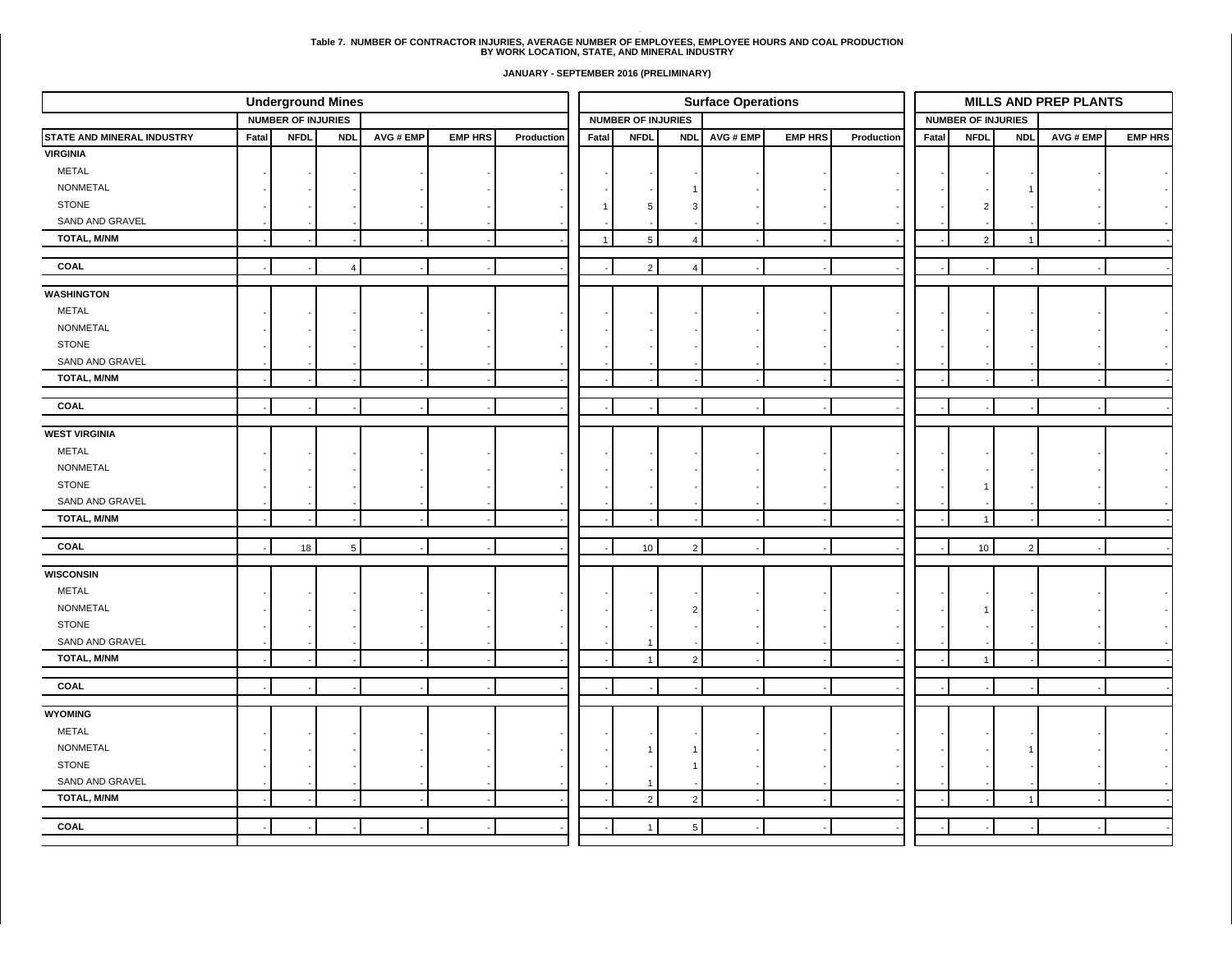# Table 7. NUMBER OF CONTRACTOR INJURIES, AVERAGE NUMBER OF EMPLOYEES, EMPLOYEE HOURS AND COAL PRODUCTION BY WORK LOCATION, STATE, AND MINERAL INDUSTRY

**JANUARY - SEPTEMBER 2016 (PRELIMINARY)**

| | Underground Mines | | | | | | Surface Operations | | | | | | MILLS AND PREP PLANTS | | | | |
|---|---|---|---|---|---|---|---|---|---|---|---|---|---|---|---|---|---|
| | NUMBER OF INJURIES | | | | | | NUMBER OF INJURIES | | | | | | NUMBER OF INJURIES | | | | |
| STATE AND MINERAL INDUSTRY | Fatal | NFDL | NDL | AVG # EMP | EMP HRS | Production | Fatal | NFDL | NDL | AVG # EMP | EMP HRS | Production | Fatal | NFDL | NDL | AVG # EMP | EMP HRS |
| **VIRGINIA** | | | | | | | | | | | | | | | | | |
| METAL | - | - | - | - | - | - | - | - | - | - | - | - | - | - | - | - | - |
| NONMETAL | - | - | - | - | - | - | - | - | 1 | - | - | - | - | - | 1 | - | - |
| STONE | - | - | - | - | - | - | 1 | 5 | 3 | - | - | - | - | 2 | - | - | - |
| SAND AND GRAVEL | - | - | - | - | - | - | - | - | - | - | - | - | - | - | - | - | - |
| **TOTAL, M/NM** | - | - | - | - | - | - | 1 | 5 | 4 | - | - | - | - | 2 | 1 | - | - |
| **COAL** | - | - | 4 | - | - | - | - | 2 | 4 | - | - | - | - | - | - | - | - |
| **WASHINGTON** | | | | | | | | | | | | | | | | | |
| METAL | - | - | - | - | - | - | - | - | - | - | - | - | - | - | - | - | - |
| NONMETAL | - | - | - | - | - | - | - | - | - | - | - | - | - | - | - | - | - |
| STONE | - | - | - | - | - | - | - | - | - | - | - | - | - | - | - | - | - |
| SAND AND GRAVEL | - | - | - | - | - | - | - | - | - | - | - | - | - | - | - | - | - |
| **TOTAL, M/NM** | - | - | - | - | - | - | - | - | - | - | - | - | - | - | - | - | - |
| **COAL** | - | - | - | - | - | - | - | - | - | - | - | - | - | - | - | - | - |
| **WEST VIRGINIA** | | | | | | | | | | | | | | | | | |
| METAL | - | - | - | - | - | - | - | - | - | - | - | - | - | - | - | - | - |
| NONMETAL | - | - | - | - | - | - | - | - | - | - | - | - | - | - | - | - | - |
| STONE | - | - | - | - | - | - | - | - | - | - | - | - | - | 1 | - | - | - |
| SAND AND GRAVEL | - | - | - | - | - | - | - | - | - | - | - | - | - | - | - | - | - |
| **TOTAL, M/NM** | - | - | - | - | - | - | - | - | - | - | - | - | - | 1 | - | - | - |
| **COAL** | - | 18 | 5 | - | - | - | - | 10 | 2 | - | - | - | - | 10 | 2 | - | - |
| **WISCONSIN** | | | | | | | | | | | | | | | | | |
| METAL | - | - | - | - | - | - | - | - | - | - | - | - | - | - | - | - | - |
| NONMETAL | - | - | - | - | - | - | - | - | 2 | - | - | - | - | 1 | - | - | - |
| STONE | - | - | - | - | - | - | - | - | - | - | - | - | - | - | - | - | - |
| SAND AND GRAVEL | - | - | - | - | - | - | - | 1 | - | - | - | - | - | - | - | - | - |
| **TOTAL, M/NM** | - | - | - | - | - | - | - | 1 | 2 | - | - | - | - | 1 | - | - | - |
| **COAL** | - | - | - | - | - | - | - | - | - | - | - | - | - | - | - | - | - |
| **WYOMING** | | | | | | | | | | | | | | | | | |
| METAL | - | - | - | - | - | - | - | - | - | - | - | - | - | - | - | - | - |
| NONMETAL | - | - | - | - | - | - | - | 1 | 1 | - | - | - | - | - | 1 | - | - |
| STONE | - | - | - | - | - | - | - | - | 1 | - | - | - | - | - | - | - | - |
| SAND AND GRAVEL | - | - | - | - | - | - | - | 1 | - | - | - | - | - | - | - | - | - |
| **TOTAL, M/NM** | - | - | - | - | - | - | - | 2 | 2 | - | - | - | - | - | 1 | - | - |
| **COAL** | - | - | - | - | - | - | - | 1 | 5 | - | - | - | - | - | - | - | - |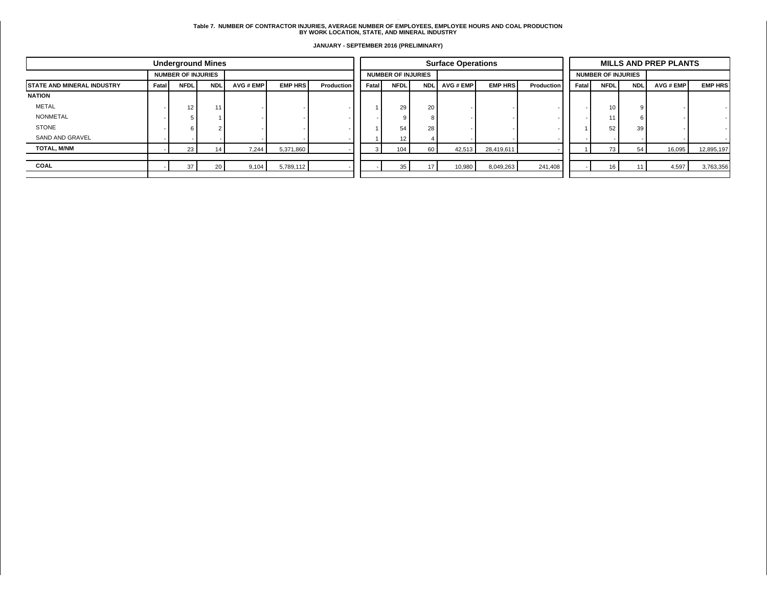**Table 7. NUMBER OF CONTRACTOR INJURIES, AVERAGE NUMBER OF EMPLOYEES, EMPLOYEE HOURS AND COAL PRODUCTION BY WORK LOCATION, STATE, AND MINERAL INDUSTRY**

**JANUARY - SEPTEMBER 2016 (PRELIMINARY)**

| | Underground Mines | | | | | | Surface Operations | | | | | | MILLS AND PREP PLANTS | | | | |
|---|---|---|---|---|---|---|---|---|---|---|---|---|---|---|---|---|---|
| | NUMBER OF INJURIES | | | | | | NUMBER OF INJURIES | | | | | | NUMBER OF INJURIES | | | | |
| STATE AND MINERAL INDUSTRY | Fatal | NFDL | NDL | AVG # EMP | EMP HRS | Production | Fatal | NFDL | NDL | AVG # EMP | EMP HRS | Production | Fatal | NFDL | NDL | AVG # EMP | EMP HRS |
| **NATION** | | | | | | | | | | | | | | | | | |
| METAL | - | 12 | 11 | - | - | - | 1 | 29 | 20 | - | - | - | - | 10 | 9 | - | - |
| NONMETAL | - | 5 | 1 | - | - | - | - | 9 | 8 | - | - | - | - | 11 | 6 | - | - |
| STONE | - | 6 | 2 | - | - | - | 1 | 54 | 28 | - | - | - | 1 | 52 | 39 | - | - |
| SAND AND GRAVEL | - | - | - | - | - | - | 1 | 12 | 4 | - | - | - | - | - | - | - | - |
| **TOTAL, M/NM** | - | 23 | 14 | 7,244 | 5,371,860 | - | 3 | 104 | 60 | 42,513 | 28,419,611 | - | 1 | 73 | 54 | 16,095 | 12,895,197 |
| **COAL** | - | 37 | 20 | 9,104 | 5,789,112 | - | - | 35 | 17 | 10,980 | 8,049,263 | 241,408 | - | 16 | 11 | 4,597 | 3,763,356 |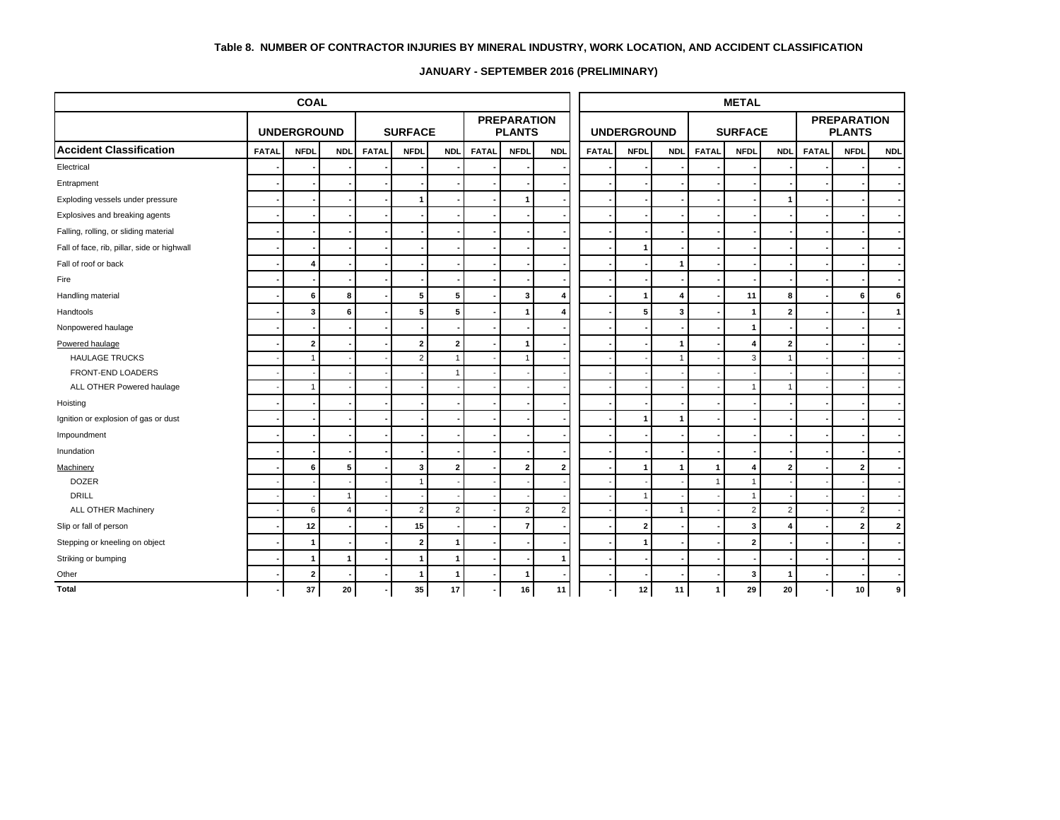**Table 8. NUMBER OF CONTRACTOR INJURIES BY MINERAL INDUSTRY, WORK LOCATION, AND ACCIDENT CLASSIFICATION**

**JANUARY - SEPTEMBER 2016 (PRELIMINARY)**

| | COAL | | | | | | | | | METAL | | | | | | | | |
|---|---|---|---|---|---|---|---|---|---|---|---|---|---|---|---|---|---|---|
| | UNDERGROUND | | | SURFACE | | | PREPARATION PLANTS | | | UNDERGROUND | | | SURFACE | | | PREPARATION PLANTS | | |
| **Accident Classification** | FATAL | NFDL | NDL | FATAL | NFDL | NDL | FATAL | NFDL | NDL | FATAL | NFDL | NDL | FATAL | NFDL | NDL | FATAL | NFDL | NDL |
| Electrical | - | - | - | - | - | - | - | - | - | - | - | - | - | - | - | - | - | - |
| Entrapment | - | - | - | - | - | - | - | - | - | - | - | - | - | - | - | - | - | - |
| Exploding vessels under pressure | - | - | - | - | 1 | - | - | 1 | - | - | - | - | - | - | 1 | - | - | - |
| Explosives and breaking agents | - | - | - | - | - | - | - | - | - | - | - | - | - | - | - | - | - | - |
| Falling, rolling, or sliding material | - | - | - | - | - | - | - | - | - | - | - | - | - | - | - | - | - | - |
| Fall of face, rib, pillar, side or highwall | - | - | - | - | - | - | - | - | - | - | 1 | - | - | - | - | - | - | - |
| Fall of roof or back | - | 4 | - | - | - | - | - | - | - | - | - | 1 | - | - | - | - | - | - |
| Fire | - | - | - | - | - | - | - | - | - | - | - | - | - | - | - | - | - | - |
| Handling material | - | 6 | 8 | - | 5 | 5 | - | 3 | 4 | - | 1 | 4 | - | 11 | 8 | - | 6 | 6 |
| Handtools | - | 3 | 6 | - | 5 | 5 | - | 1 | 4 | - | 5 | 3 | - | 1 | 2 | - | - | 1 |
| Nonpowered haulage | - | - | - | - | - | - | - | - | - | - | - | - | - | 1 | - | - | - | - |
| Powered haulage | - | 2 | - | - | 2 | 2 | - | 1 | - | - | - | 1 | - | 4 | 2 | - | - | - |
| HAULAGE TRUCKS | - | 1 | - | - | 2 | 1 | - | 1 | - | - | - | 1 | - | 3 | 1 | - | - | - |
| FRONT-END LOADERS | - | - | - | - | - | 1 | - | - | - | - | - | - | - | - | - | - | - | - |
| ALL OTHER Powered haulage | - | 1 | - | - | - | - | - | - | - | - | - | - | - | 1 | 1 | - | - | - |
| Hoisting | - | - | - | - | - | - | - | - | - | - | - | - | - | - | - | - | - | - |
| Ignition or explosion of gas or dust | - | - | - | - | - | - | - | - | - | - | 1 | 1 | - | - | - | - | - | - |
| Impoundment | - | - | - | - | - | - | - | - | - | - | - | - | - | - | - | - | - | - |
| Inundation | - | - | - | - | - | - | - | - | - | - | - | - | - | - | - | - | - | - |
| Machinery | - | 6 | 5 | - | 3 | 2 | - | 2 | 2 | - | 1 | 1 | 1 | 4 | 2 | - | 2 | - |
| DOZER | - | - | - | - | 1 | - | - | - | - | - | - | - | 1 | 1 | - | - | - | - |
| DRILL | - | - | 1 | - | - | - | - | - | - | - | 1 | - | - | 1 | - | - | - | - |
| ALL OTHER Machinery | - | 6 | 4 | - | 2 | 2 | - | 2 | 2 | - | - | 1 | - | 2 | 2 | - | 2 | - |
| Slip or fall of person | - | 12 | - | - | 15 | - | - | 7 | - | - | 2 | - | - | 3 | 4 | - | 2 | 2 |
| Stepping or kneeling on object | - | 1 | - | - | 2 | 1 | - | - | - | - | 1 | - | - | 2 | - | - | - | - |
| Striking or bumping | - | 1 | 1 | - | 1 | 1 | - | - | 1 | - | - | - | - | - | - | - | - | - |
| Other | - | 2 | - | - | 1 | 1 | - | 1 | - | - | - | - | - | 3 | 1 | - | - | - |
| **Total** | - | 37 | 20 | - | 35 | 17 | - | 16 | 11 | - | 12 | 11 | 1 | 29 | 20 | - | 10 | 9 |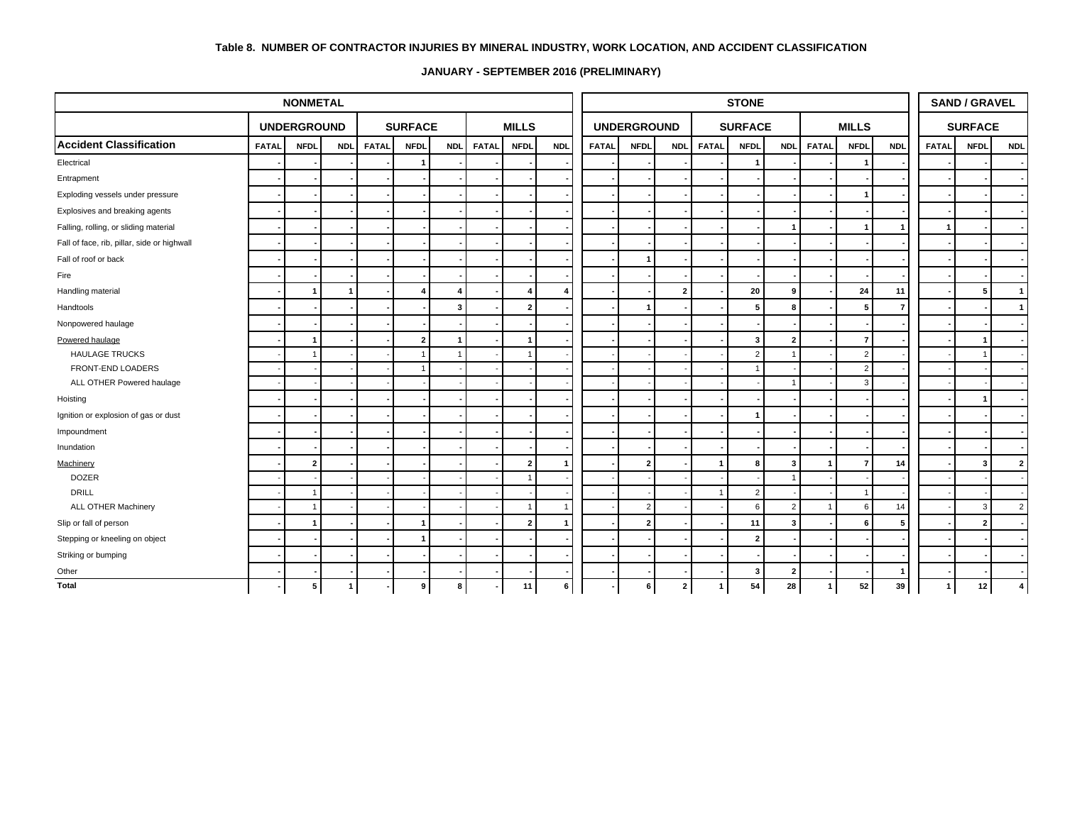**Table 8. NUMBER OF CONTRACTOR INJURIES BY MINERAL INDUSTRY, WORK LOCATION, AND ACCIDENT CLASSIFICATION**

**JANUARY - SEPTEMBER 2016 (PRELIMINARY)**

| | NONMETAL | | | | | | | | | STONE | | | | | | | | | SAND / GRAVEL | | |
|---|---|---|---|---|---|---|---|---|---|---|---|---|---|---|---|---|---|---|---|---|---|
| | UNDERGROUND | | | SURFACE | | | MILLS | | | UNDERGROUND | | | SURFACE | | | MILLS | | | SURFACE | | |
| **Accident Classification** | FATAL | NFDL | NDL | FATAL | NFDL | NDL | FATAL | NFDL | NDL | FATAL | NFDL | NDL | FATAL | NFDL | NDL | FATAL | NFDL | NDL | FATAL | NFDL | NDL |
| Electrical | - | - | - | - | 1 | - | - | - | - | - | - | - | - | 1 | - | - | 1 | - | - | - | - |
| Entrapment | - | - | - | - | - | - | - | - | - | - | - | - | - | - | - | - | - | - | - | - | - |
| Exploding vessels under pressure | - | - | - | - | - | - | - | - | - | - | - | - | - | - | - | - | 1 | - | - | - | - |
| Explosives and breaking agents | - | - | - | - | - | - | - | - | - | - | - | - | - | - | - | - | - | - | - | - | - |
| Falling, rolling, or sliding material | - | - | - | - | - | - | - | - | - | - | - | - | - | - | 1 | - | 1 | 1 | 1 | - | - |
| Fall of face, rib, pillar, side or highwall | - | - | - | - | - | - | - | - | - | - | - | - | - | - | - | - | - | - | - | - | - |
| Fall of roof or back | - | - | - | - | - | - | - | - | - | - | 1 | - | - | - | - | - | - | - | - | - | - |
| Fire | - | - | - | - | - | - | - | - | - | - | - | - | - | - | - | - | - | - | - | - | - |
| Handling material | - | 1 | 1 | - | 4 | 4 | - | 4 | 4 | - | - | 2 | - | 20 | 9 | - | 24 | 11 | - | 5 | 1 |
| Handtools | - | - | - | - | - | 3 | - | 2 | - | - | 1 | - | - | 5 | 8 | - | 5 | 7 | - | - | 1 |
| Nonpowered haulage | - | - | - | - | - | - | - | - | - | - | - | - | - | - | - | - | - | - | - | - | - |
| Powered haulage | - | 1 | - | - | 2 | 1 | - | 1 | - | - | - | - | - | 3 | 2 | - | 7 | - | - | 1 | - |
| HAULAGE TRUCKS | - | 1 | - | - | 1 | 1 | - | 1 | - | - | - | - | - | 2 | 1 | - | 2 | - | - | 1 | - |
| FRONT-END LOADERS | - | - | - | - | 1 | - | - | - | - | - | - | - | - | 1 | - | - | 2 | - | - | - | - |
| ALL OTHER Powered haulage | - | - | - | - | - | - | - | - | - | - | - | - | - | - | 1 | - | 3 | - | - | - | - |
| Hoisting | - | - | - | - | - | - | - | - | - | - | - | - | - | - | - | - | - | - | - | 1 | - |
| Ignition or explosion of gas or dust | - | - | - | - | - | - | - | - | - | - | - | - | - | 1 | - | - | - | - | - | - | - |
| Impoundment | - | - | - | - | - | - | - | - | - | - | - | - | - | - | - | - | - | - | - | - | - |
| Inundation | - | - | - | - | - | - | - | - | - | - | - | - | - | - | - | - | - | - | - | - | - |
| Machinery | - | 2 | - | - | - | - | - | 2 | 1 | - | 2 | - | 1 | 8 | 3 | 1 | 7 | 14 | - | 3 | 2 |
| DOZER | - | - | - | - | - | - | - | 1 | - | - | - | - | - | - | 1 | - | - | - | - | - | - |
| DRILL | - | 1 | - | - | - | - | - | - | - | - | - | - | 1 | 2 | - | - | 1 | - | - | - | - |
| ALL OTHER Machinery | - | 1 | - | - | - | - | - | 1 | 1 | - | 2 | - | - | 6 | 2 | 1 | 6 | 14 | - | 3 | 2 |
| Slip or fall of person | - | 1 | - | - | 1 | - | - | 2 | 1 | - | 2 | - | - | 11 | 3 | - | 6 | 5 | - | 2 | - |
| Stepping or kneeling on object | - | - | - | - | 1 | - | - | - | - | - | - | - | - | 2 | - | - | - | - | - | - | - |
| Striking or bumping | - | - | - | - | - | - | - | - | - | - | - | - | - | - | - | - | - | - | - | - | - |
| Other | - | - | - | - | - | - | - | - | - | - | - | - | - | 3 | 2 | - | - | 1 | - | - | - |
| **Total** | - | 5 | 1 | - | 9 | 8 | - | 11 | 6 | - | 6 | 2 | 1 | 54 | 28 | 1 | 52 | 39 | 1 | 12 | 4 |